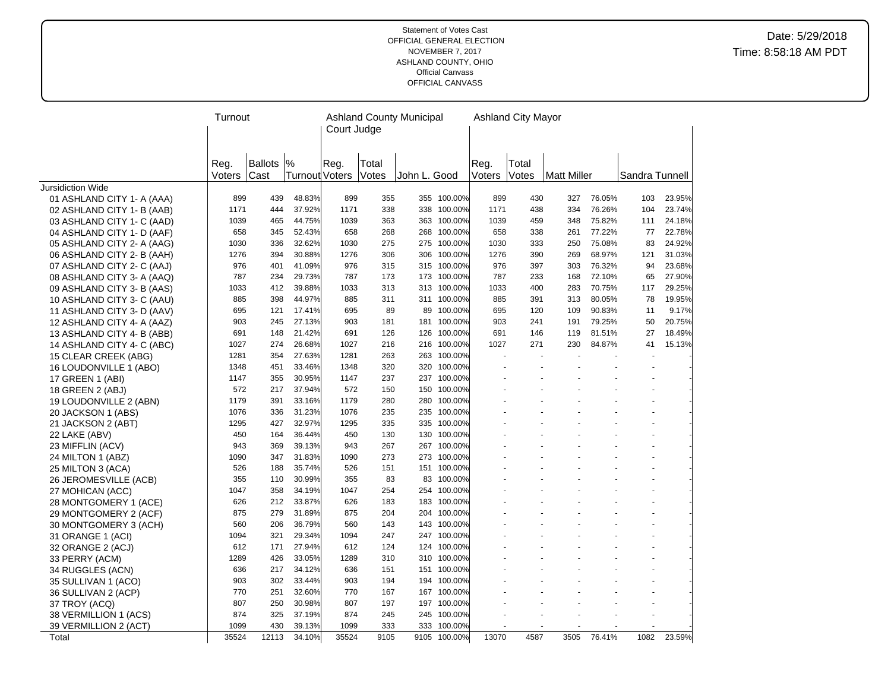Statement of Votes Cast
OFFICIAL GENERAL ELECTION
NOVEMBER 7, 2017
ASHLAND COUNTY, OHIO
Official Canvass
OFFICIAL CANVASS

Date: 5/29/2018
Time: 8:58:18 AM PDT

| | Turnout | | | Ashland County Municipal Court Judge | | | | Ashland City Mayor | | | | | |
|---|---|---|---|---|---|---|---|---|---|---|---|---|---|
| | Reg. Voters | Ballots Cast | % Turnout | Reg. Voters | Total Votes | John L. Good | | Reg. Voters | Total Votes | Matt Miller | | Sandra Tunnell | |
| Jursidiction Wide | | | | | | | | | | | | | |
| 01 ASHLAND CITY 1- A (AAA) | 899 | 439 | 48.83% | 899 | 355 | 355 | 100.00% | 899 | 430 | 327 | 76.05% | 103 | 23.95% |
| 02 ASHLAND CITY 1- B (AAB) | 1171 | 444 | 37.92% | 1171 | 338 | 338 | 100.00% | 1171 | 438 | 334 | 76.26% | 104 | 23.74% |
| 03 ASHLAND CITY 1- C (AAD) | 1039 | 465 | 44.75% | 1039 | 363 | 363 | 100.00% | 1039 | 459 | 348 | 75.82% | 111 | 24.18% |
| 04 ASHLAND CITY 1- D (AAF) | 658 | 345 | 52.43% | 658 | 268 | 268 | 100.00% | 658 | 338 | 261 | 77.22% | 77 | 22.78% |
| 05 ASHLAND CITY 2- A (AAG) | 1030 | 336 | 32.62% | 1030 | 275 | 275 | 100.00% | 1030 | 333 | 250 | 75.08% | 83 | 24.92% |
| 06 ASHLAND CITY 2- B (AAH) | 1276 | 394 | 30.88% | 1276 | 306 | 306 | 100.00% | 1276 | 390 | 269 | 68.97% | 121 | 31.03% |
| 07 ASHLAND CITY 2- C (AAJ) | 976 | 401 | 41.09% | 976 | 315 | 315 | 100.00% | 976 | 397 | 303 | 76.32% | 94 | 23.68% |
| 08 ASHLAND CITY 3- A (AAQ) | 787 | 234 | 29.73% | 787 | 173 | 173 | 100.00% | 787 | 233 | 168 | 72.10% | 65 | 27.90% |
| 09 ASHLAND CITY 3- B (AAS) | 1033 | 412 | 39.88% | 1033 | 313 | 313 | 100.00% | 1033 | 400 | 283 | 70.75% | 117 | 29.25% |
| 10 ASHLAND CITY 3- C (AAU) | 885 | 398 | 44.97% | 885 | 311 | 311 | 100.00% | 885 | 391 | 313 | 80.05% | 78 | 19.95% |
| 11 ASHLAND CITY 3- D (AAV) | 695 | 121 | 17.41% | 695 | 89 | 89 | 100.00% | 695 | 120 | 109 | 90.83% | 11 | 9.17% |
| 12 ASHLAND CITY 4- A (AAZ) | 903 | 245 | 27.13% | 903 | 181 | 181 | 100.00% | 903 | 241 | 191 | 79.25% | 50 | 20.75% |
| 13 ASHLAND CITY 4- B (ABB) | 691 | 148 | 21.42% | 691 | 126 | 126 | 100.00% | 691 | 146 | 119 | 81.51% | 27 | 18.49% |
| 14 ASHLAND CITY 4- C (ABC) | 1027 | 274 | 26.68% | 1027 | 216 | 216 | 100.00% | 1027 | 271 | 230 | 84.87% | 41 | 15.13% |
| 15 CLEAR CREEK (ABG) | 1281 | 354 | 27.63% | 1281 | 263 | 263 | 100.00% | - | - | - | - | - | - |
| 16 LOUDONVILLE 1 (ABO) | 1348 | 451 | 33.46% | 1348 | 320 | 320 | 100.00% | - | - | - | - | - | - |
| 17 GREEN 1 (ABI) | 1147 | 355 | 30.95% | 1147 | 237 | 237 | 100.00% | - | - | - | - | - | - |
| 18 GREEN 2 (ABJ) | 572 | 217 | 37.94% | 572 | 150 | 150 | 100.00% | - | - | - | - | - | - |
| 19 LOUDONVILLE 2 (ABN) | 1179 | 391 | 33.16% | 1179 | 280 | 280 | 100.00% | - | - | - | - | - | - |
| 20 JACKSON 1 (ABS) | 1076 | 336 | 31.23% | 1076 | 235 | 235 | 100.00% | - | - | - | - | - | - |
| 21 JACKSON 2 (ABT) | 1295 | 427 | 32.97% | 1295 | 335 | 335 | 100.00% | - | - | - | - | - | - |
| 22 LAKE (ABV) | 450 | 164 | 36.44% | 450 | 130 | 130 | 100.00% | - | - | - | - | - | - |
| 23 MIFFLIN (ACV) | 943 | 369 | 39.13% | 943 | 267 | 267 | 100.00% | - | - | - | - | - | - |
| 24 MILTON 1 (ABZ) | 1090 | 347 | 31.83% | 1090 | 273 | 273 | 100.00% | - | - | - | - | - | - |
| 25 MILTON 3 (ACA) | 526 | 188 | 35.74% | 526 | 151 | 151 | 100.00% | - | - | - | - | - | - |
| 26 JEROMESVILLE (ACB) | 355 | 110 | 30.99% | 355 | 83 | 83 | 100.00% | - | - | - | - | - | - |
| 27 MOHICAN (ACC) | 1047 | 358 | 34.19% | 1047 | 254 | 254 | 100.00% | - | - | - | - | - | - |
| 28 MONTGOMERY 1 (ACE) | 626 | 212 | 33.87% | 626 | 183 | 183 | 100.00% | - | - | - | - | - | - |
| 29 MONTGOMERY 2 (ACF) | 875 | 279 | 31.89% | 875 | 204 | 204 | 100.00% | - | - | - | - | - | - |
| 30 MONTGOMERY 3 (ACH) | 560 | 206 | 36.79% | 560 | 143 | 143 | 100.00% | - | - | - | - | - | - |
| 31 ORANGE 1 (ACI) | 1094 | 321 | 29.34% | 1094 | 247 | 247 | 100.00% | - | - | - | - | - | - |
| 32 ORANGE 2 (ACJ) | 612 | 171 | 27.94% | 612 | 124 | 124 | 100.00% | - | - | - | - | - | - |
| 33 PERRY (ACM) | 1289 | 426 | 33.05% | 1289 | 310 | 310 | 100.00% | - | - | - | - | - | - |
| 34 RUGGLES (ACN) | 636 | 217 | 34.12% | 636 | 151 | 151 | 100.00% | - | - | - | - | - | - |
| 35 SULLIVAN 1 (ACO) | 903 | 302 | 33.44% | 903 | 194 | 194 | 100.00% | - | - | - | - | - | - |
| 36 SULLIVAN 2 (ACP) | 770 | 251 | 32.60% | 770 | 167 | 167 | 100.00% | - | - | - | - | - | - |
| 37 TROY (ACQ) | 807 | 250 | 30.98% | 807 | 197 | 197 | 100.00% | - | - | - | - | - | - |
| 38 VERMILLION 1 (ACS) | 874 | 325 | 37.19% | 874 | 245 | 245 | 100.00% | - | - | - | - | - | - |
| 39 VERMILLION 2 (ACT) | 1099 | 430 | 39.13% | 1099 | 333 | 333 | 100.00% | - | - | - | - | - | - |
| Total | 35524 | 12113 | 34.10% | 35524 | 9105 | 9105 | 100.00% | 13070 | 4587 | 3505 | 76.41% | 1082 | 23.59% |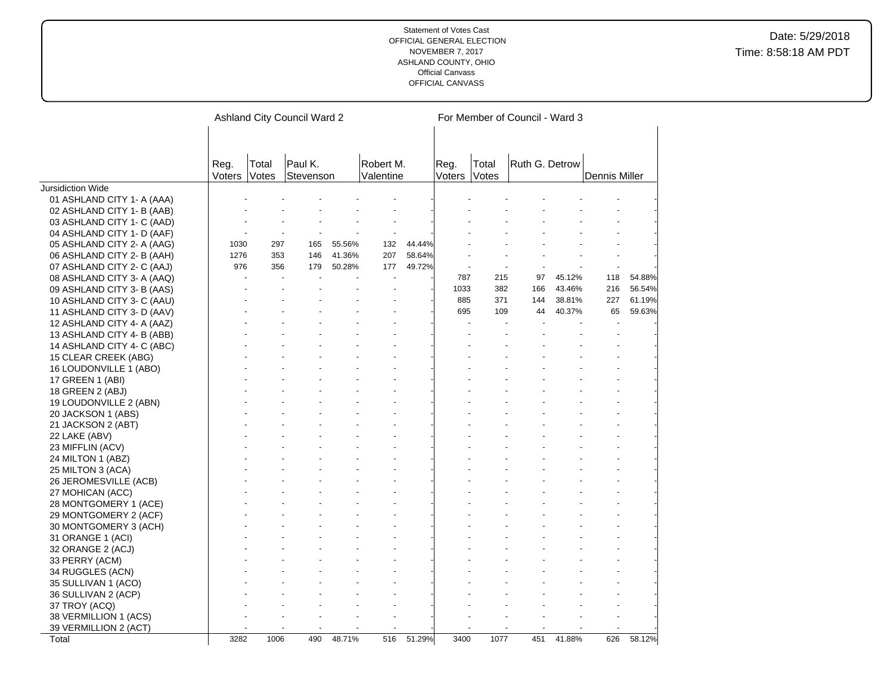Statement of Votes Cast
OFFICIAL GENERAL ELECTION
NOVEMBER 7, 2017
ASHLAND COUNTY, OHIO
Official Canvass
OFFICIAL CANVASS

Date: 5/29/2018
Time: 8:58:18 AM PDT

| | Ashland City Council Ward 2 | | | | | | For Member of Council - Ward 3 | | | | | |
|---|---|---|---|---|---|---|---|---|---|---|---|---|
| | Reg. Voters | Total Votes | Paul K. Stevenson | | Robert M. Valentine | | Reg. Voters | Total Votes | Ruth G. Detrow | | Dennis Miller | |
| Jursidiction Wide | | | | | | | | | | | | |
| 01 ASHLAND CITY 1- A (AAA) | - | - | - | - | - | - | - | - | - | - | - | - |
| 02 ASHLAND CITY 1- B (AAB) | - | - | - | - | - | - | - | - | - | - | - | - |
| 03 ASHLAND CITY 1- C (AAD) | - | - | - | - | - | - | - | - | - | - | - | - |
| 04 ASHLAND CITY 1- D (AAF) | - | - | - | - | - | - | - | - | - | - | - | - |
| 05 ASHLAND CITY 2- A (AAG) | 1030 | 297 | 165 | 55.56% | 132 | 44.44% | - | - | - | - | - | - |
| 06 ASHLAND CITY 2- B (AAH) | 1276 | 353 | 146 | 41.36% | 207 | 58.64% | - | - | - | - | - | - |
| 07 ASHLAND CITY 2- C (AAJ) | 976 | 356 | 179 | 50.28% | 177 | 49.72% | - | - | - | - | - | - |
| 08 ASHLAND CITY 3- A (AAQ) | - | - | - | - | - | - | 787 | 215 | 97 | 45.12% | 118 | 54.88% |
| 09 ASHLAND CITY 3- B (AAS) | - | - | - | - | - | - | 1033 | 382 | 166 | 43.46% | 216 | 56.54% |
| 10 ASHLAND CITY 3- C (AAU) | - | - | - | - | - | - | 885 | 371 | 144 | 38.81% | 227 | 61.19% |
| 11 ASHLAND CITY 3- D (AAV) | - | - | - | - | - | - | 695 | 109 | 44 | 40.37% | 65 | 59.63% |
| 12 ASHLAND CITY 4- A (AAZ) | - | - | - | - | - | - | - | - | - | - | - | - |
| 13 ASHLAND CITY 4- B (ABB) | - | - | - | - | - | - | - | - | - | - | - | - |
| 14 ASHLAND CITY 4- C (ABC) | - | - | - | - | - | - | - | - | - | - | - | - |
| 15 CLEAR CREEK (ABG) | - | - | - | - | - | - | - | - | - | - | - | - |
| 16 LOUDONVILLE 1 (ABO) | - | - | - | - | - | - | - | - | - | - | - | - |
| 17 GREEN 1 (ABI) | - | - | - | - | - | - | - | - | - | - | - | - |
| 18 GREEN 2 (ABJ) | - | - | - | - | - | - | - | - | - | - | - | - |
| 19 LOUDONVILLE 2 (ABN) | - | - | - | - | - | - | - | - | - | - | - | - |
| 20 JACKSON 1 (ABS) | - | - | - | - | - | - | - | - | - | - | - | - |
| 21 JACKSON 2 (ABT) | - | - | - | - | - | - | - | - | - | - | - | - |
| 22 LAKE (ABV) | - | - | - | - | - | - | - | - | - | - | - | - |
| 23 MIFFLIN (ACV) | - | - | - | - | - | - | - | - | - | - | - | - |
| 24 MILTON 1 (ABZ) | - | - | - | - | - | - | - | - | - | - | - | - |
| 25 MILTON 3 (ACA) | - | - | - | - | - | - | - | - | - | - | - | - |
| 26 JEROMESVILLE (ACB) | - | - | - | - | - | - | - | - | - | - | - | - |
| 27 MOHICAN (ACC) | - | - | - | - | - | - | - | - | - | - | - | - |
| 28 MONTGOMERY 1 (ACE) | - | - | - | - | - | - | - | - | - | - | - | - |
| 29 MONTGOMERY 2 (ACF) | - | - | - | - | - | - | - | - | - | - | - | - |
| 30 MONTGOMERY 3 (ACH) | - | - | - | - | - | - | - | - | - | - | - | - |
| 31 ORANGE 1 (ACI) | - | - | - | - | - | - | - | - | - | - | - | - |
| 32 ORANGE 2 (ACJ) | - | - | - | - | - | - | - | - | - | - | - | - |
| 33 PERRY (ACM) | - | - | - | - | - | - | - | - | - | - | - | - |
| 34 RUGGLES (ACN) | - | - | - | - | - | - | - | - | - | - | - | - |
| 35 SULLIVAN 1 (ACO) | - | - | - | - | - | - | - | - | - | - | - | - |
| 36 SULLIVAN 2 (ACP) | - | - | - | - | - | - | - | - | - | - | - | - |
| 37 TROY (ACQ) | - | - | - | - | - | - | - | - | - | - | - | - |
| 38 VERMILLION 1 (ACS) | - | - | - | - | - | - | - | - | - | - | - | - |
| 39 VERMILLION 2 (ACT) | - | - | - | - | - | - | - | - | - | - | - | - |
| Total | 3282 | 1006 | 490 | 48.71% | 516 | 51.29% | 3400 | 1077 | 451 | 41.88% | 626 | 58.12% |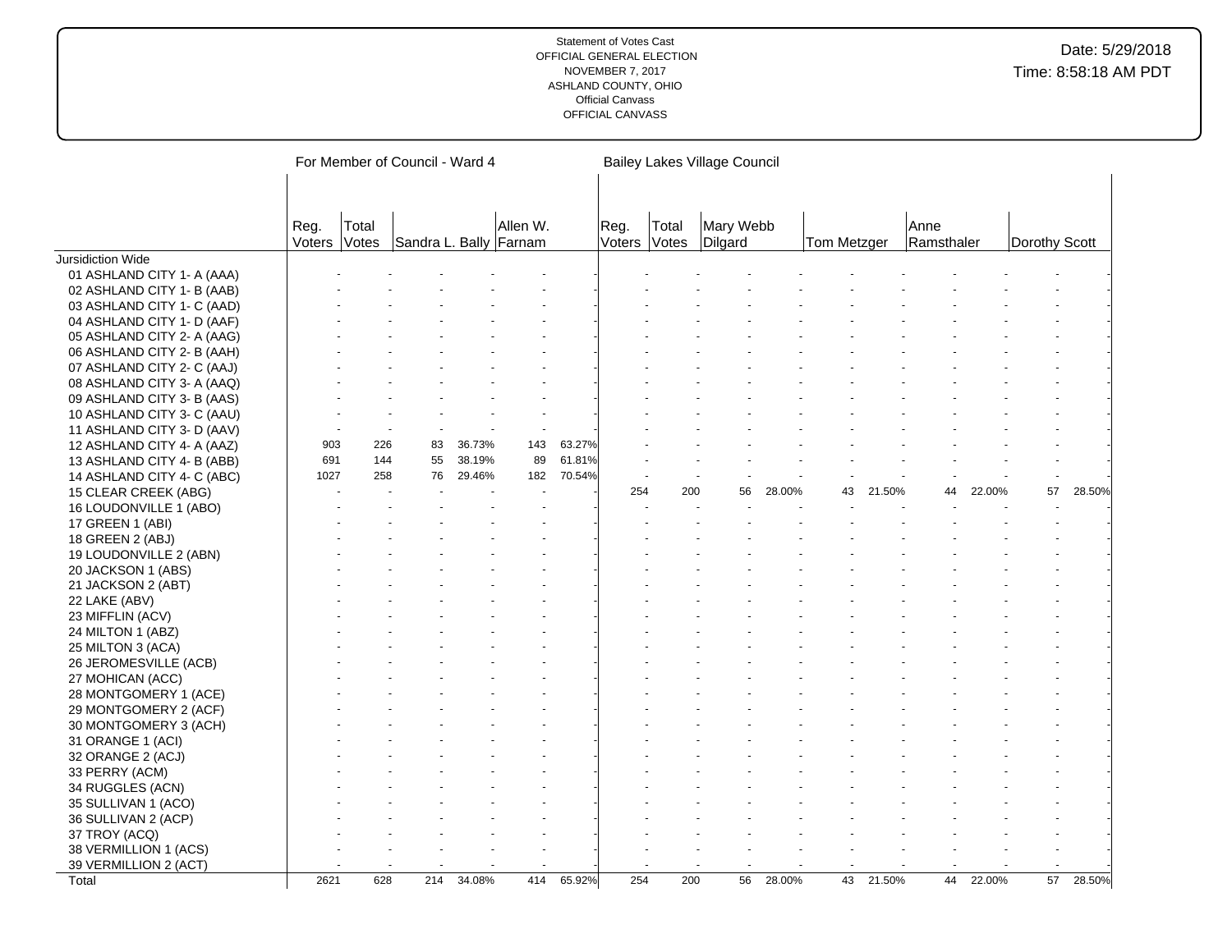Statement of Votes Cast
OFFICIAL GENERAL ELECTION
NOVEMBER 7, 2017
ASHLAND COUNTY, OHIO
Official Canvass
OFFICIAL CANVASS

Date: 5/29/2018
Time: 8:58:18 AM PDT

| | For Member of Council - Ward 4 | | | | | | Bailey Lakes Village Council | | | | | | | | | |
|---|---|---|---|---|---|---|---|---|---|---|---|---|---|---|---|---|
| | Reg. Voters | Total Votes | Sandra L. Bally | | Allen W. Farnam | | Reg. Voters | Total Votes | Mary Webb Dilgard | | Tom Metzger | | Anne Ramsthaler | | Dorothy Scott | |
| Jursidiction Wide | | | | | | | | | | | | | | | | |
| 01 ASHLAND CITY 1- A (AAA) | - | - | - | - | - | - | - | - | - | - | - | - | - | - | - | - |
| 02 ASHLAND CITY 1- B (AAB) | - | - | - | - | - | - | - | - | - | - | - | - | - | - | - | - |
| 03 ASHLAND CITY 1- C (AAD) | - | - | - | - | - | - | - | - | - | - | - | - | - | - | - | - |
| 04 ASHLAND CITY 1- D (AAF) | - | - | - | - | - | - | - | - | - | - | - | - | - | - | - | - |
| 05 ASHLAND CITY 2- A (AAG) | - | - | - | - | - | - | - | - | - | - | - | - | - | - | - | - |
| 06 ASHLAND CITY 2- B (AAH) | - | - | - | - | - | - | - | - | - | - | - | - | - | - | - | - |
| 07 ASHLAND CITY 2- C (AAJ) | - | - | - | - | - | - | - | - | - | - | - | - | - | - | - | - |
| 08 ASHLAND CITY 3- A (AAQ) | - | - | - | - | - | - | - | - | - | - | - | - | - | - | - | - |
| 09 ASHLAND CITY 3- B (AAS) | - | - | - | - | - | - | - | - | - | - | - | - | - | - | - | - |
| 10 ASHLAND CITY 3- C (AAU) | - | - | - | - | - | - | - | - | - | - | - | - | - | - | - | - |
| 11 ASHLAND CITY 3- D (AAV) | - | - | - | - | - | - | - | - | - | - | - | - | - | - | - | - |
| 12 ASHLAND CITY 4- A (AAZ) | 903 | 226 | 83 | 36.73% | 143 | 63.27% | - | - | - | - | - | - | - | - | - | - |
| 13 ASHLAND CITY 4- B (ABB) | 691 | 144 | 55 | 38.19% | 89 | 61.81% | - | - | - | - | - | - | - | - | - | - |
| 14 ASHLAND CITY 4- C (ABC) | 1027 | 258 | 76 | 29.46% | 182 | 70.54% | - | - | - | - | - | - | - | - | - | - |
| 15 CLEAR CREEK (ABG) | - | - | - | - | - | - | 254 | 200 | 56 | 28.00% | 43 | 21.50% | 44 | 22.00% | 57 | 28.50% |
| 16 LOUDONVILLE 1 (ABO) | - | - | - | - | - | - | - | - | - | - | - | - | - | - | - | - |
| 17 GREEN 1 (ABI) | - | - | - | - | - | - | - | - | - | - | - | - | - | - | - | - |
| 18 GREEN 2 (ABJ) | - | - | - | - | - | - | - | - | - | - | - | - | - | - | - | - |
| 19 LOUDONVILLE 2 (ABN) | - | - | - | - | - | - | - | - | - | - | - | - | - | - | - | - |
| 20 JACKSON 1 (ABS) | - | - | - | - | - | - | - | - | - | - | - | - | - | - | - | - |
| 21 JACKSON 2 (ABT) | - | - | - | - | - | - | - | - | - | - | - | - | - | - | - | - |
| 22 LAKE (ABV) | - | - | - | - | - | - | - | - | - | - | - | - | - | - | - | - |
| 23 MIFFLIN (ACV) | - | - | - | - | - | - | - | - | - | - | - | - | - | - | - | - |
| 24 MILTON 1 (ABZ) | - | - | - | - | - | - | - | - | - | - | - | - | - | - | - | - |
| 25 MILTON 3 (ACA) | - | - | - | - | - | - | - | - | - | - | - | - | - | - | - | - |
| 26 JEROMESVILLE (ACB) | - | - | - | - | - | - | - | - | - | - | - | - | - | - | - | - |
| 27 MOHICAN (ACC) | - | - | - | - | - | - | - | - | - | - | - | - | - | - | - | - |
| 28 MONTGOMERY 1 (ACE) | - | - | - | - | - | - | - | - | - | - | - | - | - | - | - | - |
| 29 MONTGOMERY 2 (ACF) | - | - | - | - | - | - | - | - | - | - | - | - | - | - | - | - |
| 30 MONTGOMERY 3 (ACH) | - | - | - | - | - | - | - | - | - | - | - | - | - | - | - | - |
| 31 ORANGE 1 (ACI) | - | - | - | - | - | - | - | - | - | - | - | - | - | - | - | - |
| 32 ORANGE 2 (ACJ) | - | - | - | - | - | - | - | - | - | - | - | - | - | - | - | - |
| 33 PERRY (ACM) | - | - | - | - | - | - | - | - | - | - | - | - | - | - | - | - |
| 34 RUGGLES (ACN) | - | - | - | - | - | - | - | - | - | - | - | - | - | - | - | - |
| 35 SULLIVAN 1 (ACO) | - | - | - | - | - | - | - | - | - | - | - | - | - | - | - | - |
| 36 SULLIVAN 2 (ACP) | - | - | - | - | - | - | - | - | - | - | - | - | - | - | - | - |
| 37 TROY (ACQ) | - | - | - | - | - | - | - | - | - | - | - | - | - | - | - | - |
| 38 VERMILLION 1 (ACS) | - | - | - | - | - | - | - | - | - | - | - | - | - | - | - | - |
| 39 VERMILLION 2 (ACT) | - | - | - | - | - | - | - | - | - | - | - | - | - | - | - | - |
| Total | 2621 | 628 | 214 | 34.08% | 414 | 65.92% | 254 | 200 | 56 | 28.00% | 43 | 21.50% | 44 | 22.00% | 57 | 28.50% |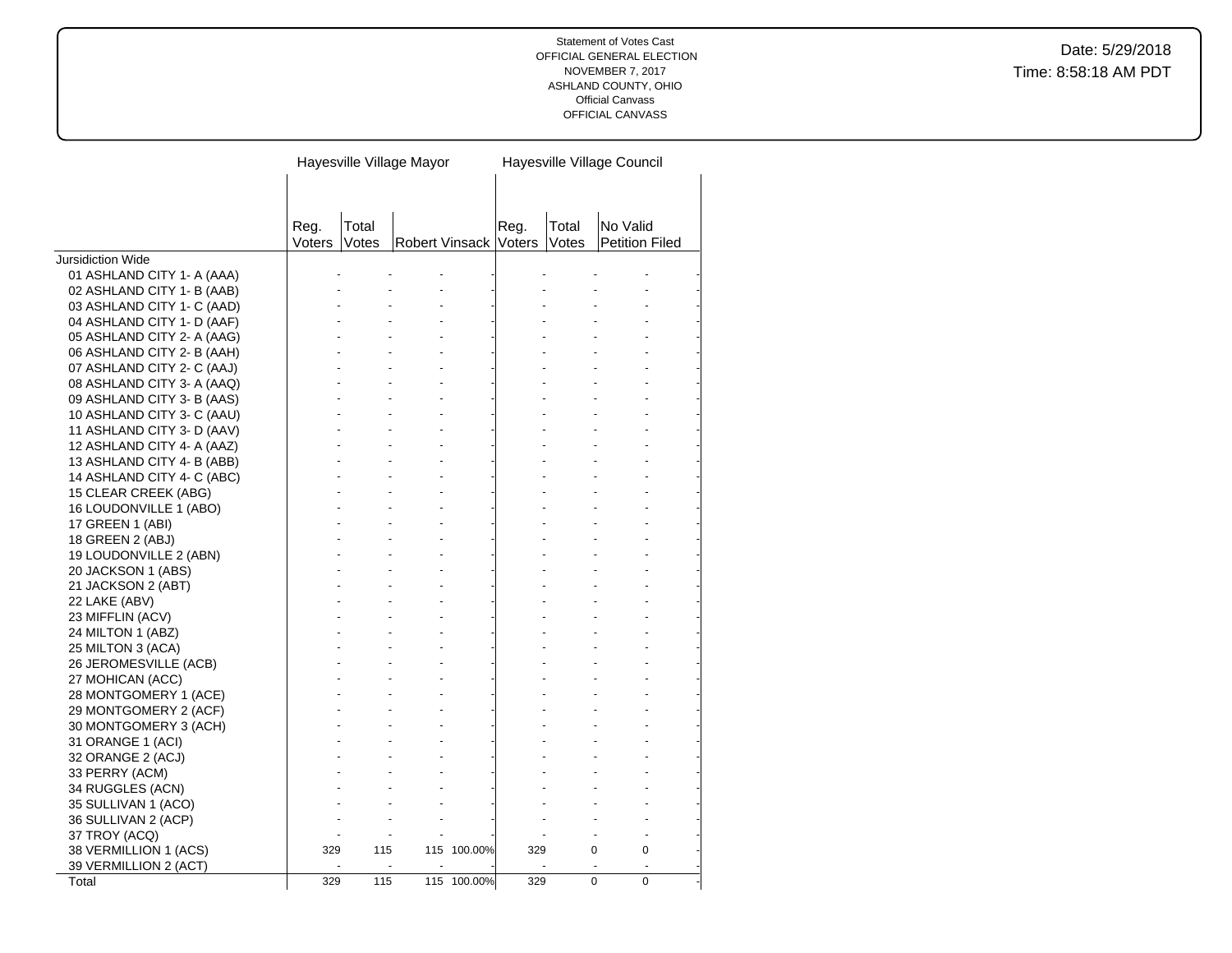Statement of Votes Cast
OFFICIAL GENERAL ELECTION
NOVEMBER 7, 2017
ASHLAND COUNTY, OHIO
Official Canvass
OFFICIAL CANVASS

Date: 5/29/2018
Time: 8:58:18 AM PDT

| | Hayesville Village Mayor | | | | Hayesville Village Council | | | |
|---|---|---|---|---|---|---|---|---|
| | Reg. Voters | Total Votes | Robert Vinsack | | Reg. Voters | Total Votes | No Valid Petition Filed | |
| Jursidiction Wide | | | | | | | | |
| 01 ASHLAND CITY 1- A (AAA) | - | - | - | - | - | - | - | - |
| 02 ASHLAND CITY 1- B (AAB) | - | - | - | - | - | - | - | - |
| 03 ASHLAND CITY 1- C (AAD) | - | - | - | - | - | - | - | - |
| 04 ASHLAND CITY 1- D (AAF) | - | - | - | - | - | - | - | - |
| 05 ASHLAND CITY 2- A (AAG) | - | - | - | - | - | - | - | - |
| 06 ASHLAND CITY 2- B (AAH) | - | - | - | - | - | - | - | - |
| 07 ASHLAND CITY 2- C (AAJ) | - | - | - | - | - | - | - | - |
| 08 ASHLAND CITY 3- A (AAQ) | - | - | - | - | - | - | - | - |
| 09 ASHLAND CITY 3- B (AAS) | - | - | - | - | - | - | - | - |
| 10 ASHLAND CITY 3- C (AAU) | - | - | - | - | - | - | - | - |
| 11 ASHLAND CITY 3- D (AAV) | - | - | - | - | - | - | - | - |
| 12 ASHLAND CITY 4- A (AAZ) | - | - | - | - | - | - | - | - |
| 13 ASHLAND CITY 4- B (ABB) | - | - | - | - | - | - | - | - |
| 14 ASHLAND CITY 4- C (ABC) | - | - | - | - | - | - | - | - |
| 15 CLEAR CREEK (ABG) | - | - | - | - | - | - | - | - |
| 16 LOUDONVILLE 1 (ABO) | - | - | - | - | - | - | - | - |
| 17 GREEN 1 (ABI) | - | - | - | - | - | - | - | - |
| 18 GREEN 2 (ABJ) | - | - | - | - | - | - | - | - |
| 19 LOUDONVILLE 2 (ABN) | - | - | - | - | - | - | - | - |
| 20 JACKSON 1 (ABS) | - | - | - | - | - | - | - | - |
| 21 JACKSON 2 (ABT) | - | - | - | - | - | - | - | - |
| 22 LAKE (ABV) | - | - | - | - | - | - | - | - |
| 23 MIFFLIN (ACV) | - | - | - | - | - | - | - | - |
| 24 MILTON 1 (ABZ) | - | - | - | - | - | - | - | - |
| 25 MILTON 3 (ACA) | - | - | - | - | - | - | - | - |
| 26 JEROMESVILLE (ACB) | - | - | - | - | - | - | - | - |
| 27 MOHICAN (ACC) | - | - | - | - | - | - | - | - |
| 28 MONTGOMERY 1 (ACE) | - | - | - | - | - | - | - | - |
| 29 MONTGOMERY 2 (ACF) | - | - | - | - | - | - | - | - |
| 30 MONTGOMERY 3 (ACH) | - | - | - | - | - | - | - | - |
| 31 ORANGE 1 (ACI) | - | - | - | - | - | - | - | - |
| 32 ORANGE 2 (ACJ) | - | - | - | - | - | - | - | - |
| 33 PERRY (ACM) | - | - | - | - | - | - | - | - |
| 34 RUGGLES (ACN) | - | - | - | - | - | - | - | - |
| 35 SULLIVAN 1 (ACO) | - | - | - | - | - | - | - | - |
| 36 SULLIVAN 2 (ACP) | - | - | - | - | - | - | - | - |
| 37 TROY (ACQ) | - | - | - | - | - | - | - | - |
| 38 VERMILLION 1 (ACS) | 329 | 115 | 115 | 100.00% | 329 | 0 | 0 | - |
| 39 VERMILLION 2 (ACT) | - | - | - | - | - | - | - | - |
| Total | 329 | 115 | 115 | 100.00% | 329 | 0 | 0 | - |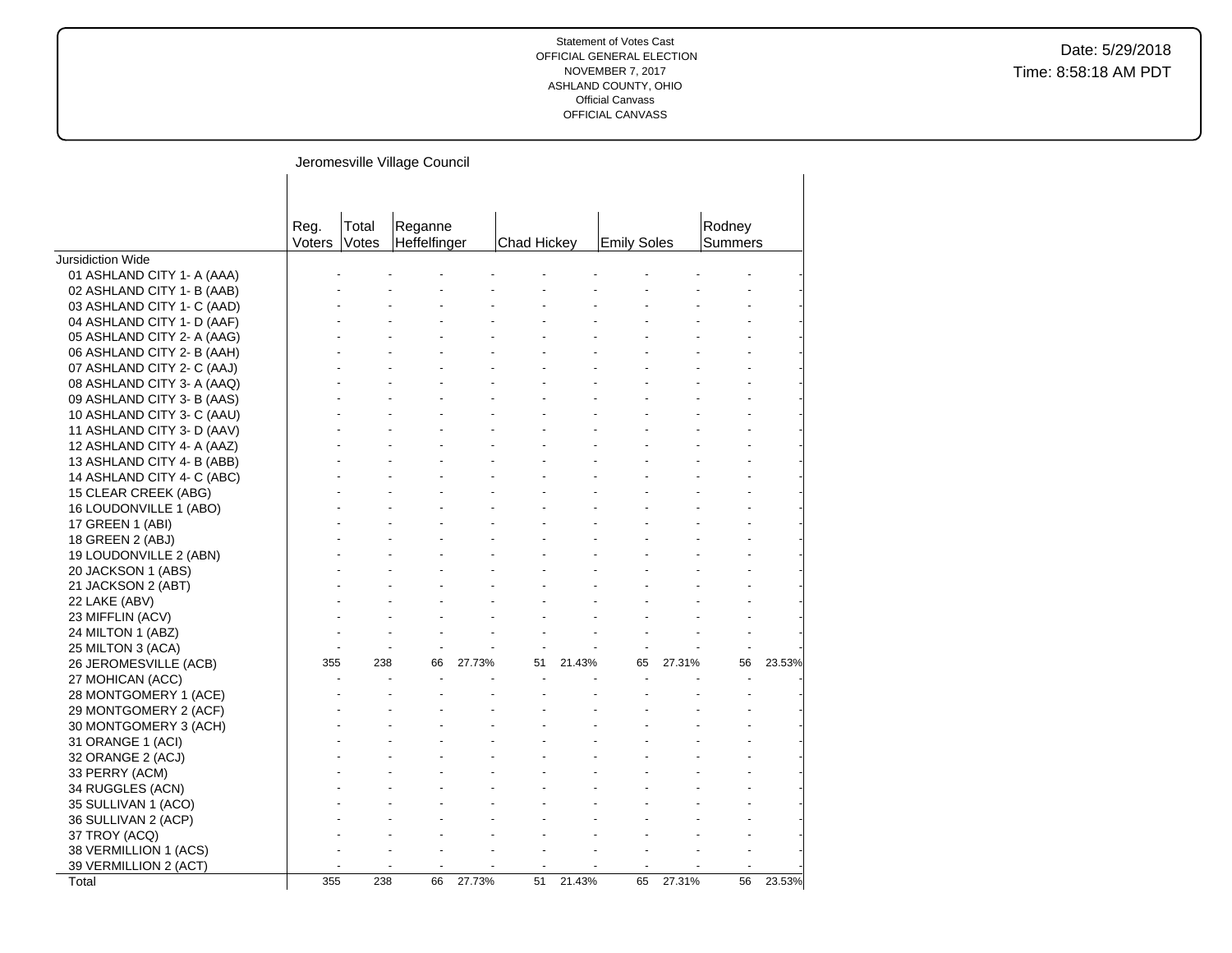Statement of Votes Cast
OFFICIAL GENERAL ELECTION
NOVEMBER 7, 2017
ASHLAND COUNTY, OHIO
Official Canvass
OFFICIAL CANVASS

Date: 5/29/2018
Time: 8:58:18 AM PDT

## Jeromesville Village Council

| | Reg. Voters | Total Votes | Reganne Heffelfinger | | Chad Hickey | | Emily Soles | | Rodney Summers | |
|---|---|---|---|---|---|---|---|---|---|---|
| Jursidiction Wide | | | | | | | | | | |
| 01 ASHLAND CITY 1- A (AAA) | - | - | - | - | - | - | - | - | - | - |
| 02 ASHLAND CITY 1- B (AAB) | - | - | - | - | - | - | - | - | - | - |
| 03 ASHLAND CITY 1- C (AAD) | - | - | - | - | - | - | - | - | - | - |
| 04 ASHLAND CITY 1- D (AAF) | - | - | - | - | - | - | - | - | - | - |
| 05 ASHLAND CITY 2- A (AAG) | - | - | - | - | - | - | - | - | - | - |
| 06 ASHLAND CITY 2- B (AAH) | - | - | - | - | - | - | - | - | - | - |
| 07 ASHLAND CITY 2- C (AAJ) | - | - | - | - | - | - | - | - | - | - |
| 08 ASHLAND CITY 3- A (AAQ) | - | - | - | - | - | - | - | - | - | - |
| 09 ASHLAND CITY 3- B (AAS) | - | - | - | - | - | - | - | - | - | - |
| 10 ASHLAND CITY 3- C (AAU) | - | - | - | - | - | - | - | - | - | - |
| 11 ASHLAND CITY 3- D (AAV) | - | - | - | - | - | - | - | - | - | - |
| 12 ASHLAND CITY 4- A (AAZ) | - | - | - | - | - | - | - | - | - | - |
| 13 ASHLAND CITY 4- B (ABB) | - | - | - | - | - | - | - | - | - | - |
| 14 ASHLAND CITY 4- C (ABC) | - | - | - | - | - | - | - | - | - | - |
| 15 CLEAR CREEK (ABG) | - | - | - | - | - | - | - | - | - | - |
| 16 LOUDONVILLE 1 (ABO) | - | - | - | - | - | - | - | - | - | - |
| 17 GREEN 1 (ABI) | - | - | - | - | - | - | - | - | - | - |
| 18 GREEN 2 (ABJ) | - | - | - | - | - | - | - | - | - | - |
| 19 LOUDONVILLE 2 (ABN) | - | - | - | - | - | - | - | - | - | - |
| 20 JACKSON 1 (ABS) | - | - | - | - | - | - | - | - | - | - |
| 21 JACKSON 2 (ABT) | - | - | - | - | - | - | - | - | - | - |
| 22 LAKE (ABV) | - | - | - | - | - | - | - | - | - | - |
| 23 MIFFLIN (ACV) | - | - | - | - | - | - | - | - | - | - |
| 24 MILTON 1 (ABZ) | - | - | - | - | - | - | - | - | - | - |
| 25 MILTON 3 (ACA) | - | - | - | - | - | - | - | - | - | - |
| 26 JEROMESVILLE (ACB) | 355 | 238 | 66 | 27.73% | 51 | 21.43% | 65 | 27.31% | 56 | 23.53% |
| 27 MOHICAN (ACC) | - | - | - | - | - | - | - | - | - | - |
| 28 MONTGOMERY 1 (ACE) | - | - | - | - | - | - | - | - | - | - |
| 29 MONTGOMERY 2 (ACF) | - | - | - | - | - | - | - | - | - | - |
| 30 MONTGOMERY 3 (ACH) | - | - | - | - | - | - | - | - | - | - |
| 31 ORANGE 1 (ACI) | - | - | - | - | - | - | - | - | - | - |
| 32 ORANGE 2 (ACJ) | - | - | - | - | - | - | - | - | - | - |
| 33 PERRY (ACM) | - | - | - | - | - | - | - | - | - | - |
| 34 RUGGLES (ACN) | - | - | - | - | - | - | - | - | - | - |
| 35 SULLIVAN 1 (ACO) | - | - | - | - | - | - | - | - | - | - |
| 36 SULLIVAN 2 (ACP) | - | - | - | - | - | - | - | - | - | - |
| 37 TROY (ACQ) | - | - | - | - | - | - | - | - | - | - |
| 38 VERMILLION 1 (ACS) | - | - | - | - | - | - | - | - | - | - |
| 39 VERMILLION 2 (ACT) | - | - | - | - | - | - | - | - | - | - |
| Total | 355 | 238 | 66 | 27.73% | 51 | 21.43% | 65 | 27.31% | 56 | 23.53% |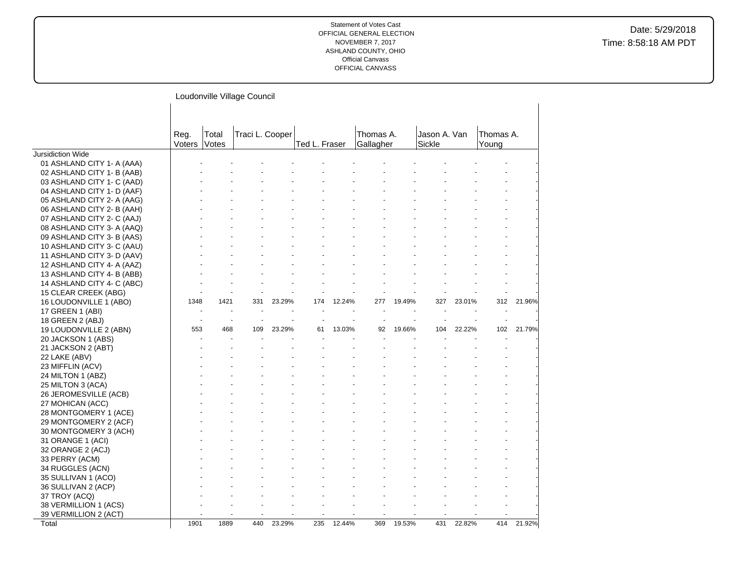Statement of Votes Cast
OFFICIAL GENERAL ELECTION
NOVEMBER 7, 2017
ASHLAND COUNTY, OHIO
Official Canvass
OFFICIAL CANVASS

Date: 5/29/2018
Time: 8:58:18 AM PDT

## Loudonville Village Council

| | Reg. Voters | Total Votes | Traci L. Cooper | | Ted L. Fraser | | Thomas A. Gallagher | | Jason A. Van Sickle | | Thomas A. Young | |
|---|---|---|---|---|---|---|---|---|---|---|---|---|
| Jursidiction Wide | | | | | | | | | | | | |
| 01 ASHLAND CITY 1- A (AAA) | - | - | - | - | - | - | - | - | - | - | - | - |
| 02 ASHLAND CITY 1- B (AAB) | - | - | - | - | - | - | - | - | - | - | - | - |
| 03 ASHLAND CITY 1- C (AAD) | - | - | - | - | - | - | - | - | - | - | - | - |
| 04 ASHLAND CITY 1- D (AAF) | - | - | - | - | - | - | - | - | - | - | - | - |
| 05 ASHLAND CITY 2- A (AAG) | - | - | - | - | - | - | - | - | - | - | - | - |
| 06 ASHLAND CITY 2- B (AAH) | - | - | - | - | - | - | - | - | - | - | - | - |
| 07 ASHLAND CITY 2- C (AAJ) | - | - | - | - | - | - | - | - | - | - | - | - |
| 08 ASHLAND CITY 3- A (AAQ) | - | - | - | - | - | - | - | - | - | - | - | - |
| 09 ASHLAND CITY 3- B (AAS) | - | - | - | - | - | - | - | - | - | - | - | - |
| 10 ASHLAND CITY 3- C (AAU) | - | - | - | - | - | - | - | - | - | - | - | - |
| 11 ASHLAND CITY 3- D (AAV) | - | - | - | - | - | - | - | - | - | - | - | - |
| 12 ASHLAND CITY 4- A (AAZ) | - | - | - | - | - | - | - | - | - | - | - | - |
| 13 ASHLAND CITY 4- B (ABB) | - | - | - | - | - | - | - | - | - | - | - | - |
| 14 ASHLAND CITY 4- C (ABC) | - | - | - | - | - | - | - | - | - | - | - | - |
| 15 CLEAR CREEK (ABG) | - | - | - | - | - | - | - | - | - | - | - | - |
| 16 LOUDONVILLE 1 (ABO) | 1348 | 1421 | 331 | 23.29% | 174 | 12.24% | 277 | 19.49% | 327 | 23.01% | 312 | 21.96% |
| 17 GREEN 1 (ABI) | - | - | - | - | - | - | - | - | - | - | - | - |
| 18 GREEN 2 (ABJ) | - | - | - | - | - | - | - | - | - | - | - | - |
| 19 LOUDONVILLE 2 (ABN) | 553 | 468 | 109 | 23.29% | 61 | 13.03% | 92 | 19.66% | 104 | 22.22% | 102 | 21.79% |
| 20 JACKSON 1 (ABS) | - | - | - | - | - | - | - | - | - | - | - | - |
| 21 JACKSON 2 (ABT) | - | - | - | - | - | - | - | - | - | - | - | - |
| 22 LAKE (ABV) | - | - | - | - | - | - | - | - | - | - | - | - |
| 23 MIFFLIN (ACV) | - | - | - | - | - | - | - | - | - | - | - | - |
| 24 MILTON 1 (ABZ) | - | - | - | - | - | - | - | - | - | - | - | - |
| 25 MILTON 3 (ACA) | - | - | - | - | - | - | - | - | - | - | - | - |
| 26 JEROMESVILLE (ACB) | - | - | - | - | - | - | - | - | - | - | - | - |
| 27 MOHICAN (ACC) | - | - | - | - | - | - | - | - | - | - | - | - |
| 28 MONTGOMERY 1 (ACE) | - | - | - | - | - | - | - | - | - | - | - | - |
| 29 MONTGOMERY 2 (ACF) | - | - | - | - | - | - | - | - | - | - | - | - |
| 30 MONTGOMERY 3 (ACH) | - | - | - | - | - | - | - | - | - | - | - | - |
| 31 ORANGE 1 (ACI) | - | - | - | - | - | - | - | - | - | - | - | - |
| 32 ORANGE 2 (ACJ) | - | - | - | - | - | - | - | - | - | - | - | - |
| 33 PERRY (ACM) | - | - | - | - | - | - | - | - | - | - | - | - |
| 34 RUGGLES (ACN) | - | - | - | - | - | - | - | - | - | - | - | - |
| 35 SULLIVAN 1 (ACO) | - | - | - | - | - | - | - | - | - | - | - | - |
| 36 SULLIVAN 2 (ACP) | - | - | - | - | - | - | - | - | - | - | - | - |
| 37 TROY (ACQ) | - | - | - | - | - | - | - | - | - | - | - | - |
| 38 VERMILLION 1 (ACS) | - | - | - | - | - | - | - | - | - | - | - | - |
| 39 VERMILLION 2 (ACT) | - | - | - | - | - | - | - | - | - | - | - | - |
| Total | 1901 | 1889 | 440 | 23.29% | 235 | 12.44% | 369 | 19.53% | 431 | 22.82% | 414 | 21.92% |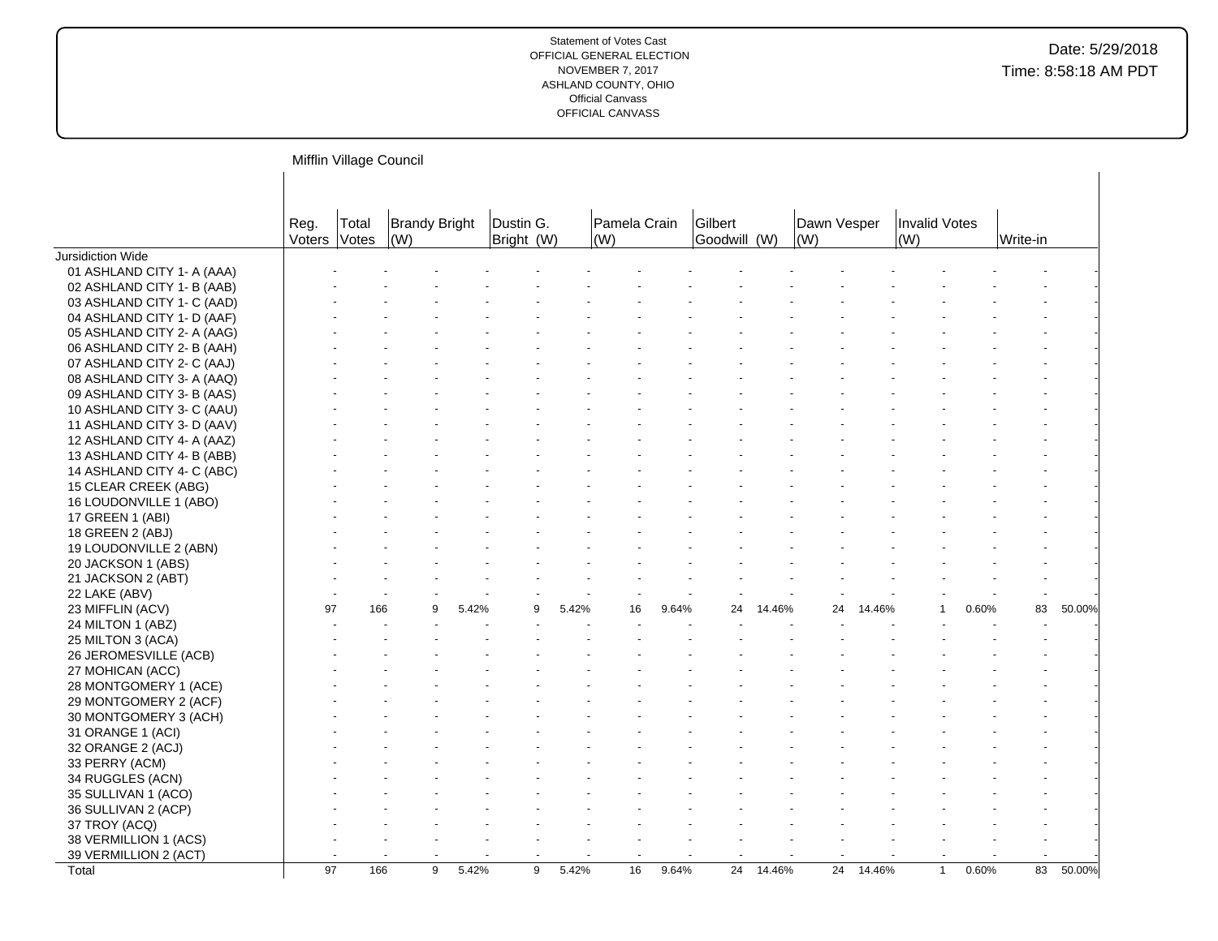Statement of Votes Cast
OFFICIAL GENERAL ELECTION
NOVEMBER 7, 2017
ASHLAND COUNTY, OHIO
Official Canvass
OFFICIAL CANVASS

Date: 5/29/2018
Time: 8:58:18 AM PDT

## Mifflin Village Council

| | Reg. Voters | Total Votes | Brandy Bright (W) | | Dustin G. Bright (W) | | Pamela Crain (W) | | Gilbert Goodwill (W) | | Dawn Vesper (W) | | Invalid Votes (W) | | Write-in | |
|---|---|---|---|---|---|---|---|---|---|---|---|---|---|---|---|---|
| Jursidiction Wide | | | | | | | | | | | | | | | | |
| 01 ASHLAND CITY 1- A (AAA) | - | - | - | - | - | - | - | - | - | - | - | - | - | - | - | - |
| 02 ASHLAND CITY 1- B (AAB) | - | - | - | - | - | - | - | - | - | - | - | - | - | - | - | - |
| 03 ASHLAND CITY 1- C (AAD) | - | - | - | - | - | - | - | - | - | - | - | - | - | - | - | - |
| 04 ASHLAND CITY 1- D (AAF) | - | - | - | - | - | - | - | - | - | - | - | - | - | - | - | - |
| 05 ASHLAND CITY 2- A (AAG) | - | - | - | - | - | - | - | - | - | - | - | - | - | - | - | - |
| 06 ASHLAND CITY 2- B (AAH) | - | - | - | - | - | - | - | - | - | - | - | - | - | - | - | - |
| 07 ASHLAND CITY 2- C (AAJ) | - | - | - | - | - | - | - | - | - | - | - | - | - | - | - | - |
| 08 ASHLAND CITY 3- A (AAQ) | - | - | - | - | - | - | - | - | - | - | - | - | - | - | - | - |
| 09 ASHLAND CITY 3- B (AAS) | - | - | - | - | - | - | - | - | - | - | - | - | - | - | - | - |
| 10 ASHLAND CITY 3- C (AAU) | - | - | - | - | - | - | - | - | - | - | - | - | - | - | - | - |
| 11 ASHLAND CITY 3- D (AAV) | - | - | - | - | - | - | - | - | - | - | - | - | - | - | - | - |
| 12 ASHLAND CITY 4- A (AAZ) | - | - | - | - | - | - | - | - | - | - | - | - | - | - | - | - |
| 13 ASHLAND CITY 4- B (ABB) | - | - | - | - | - | - | - | - | - | - | - | - | - | - | - | - |
| 14 ASHLAND CITY 4- C (ABC) | - | - | - | - | - | - | - | - | - | - | - | - | - | - | - | - |
| 15 CLEAR CREEK (ABG) | - | - | - | - | - | - | - | - | - | - | - | - | - | - | - | - |
| 16 LOUDONVILLE 1 (ABO) | - | - | - | - | - | - | - | - | - | - | - | - | - | - | - | - |
| 17 GREEN 1 (ABI) | - | - | - | - | - | - | - | - | - | - | - | - | - | - | - | - |
| 18 GREEN 2 (ABJ) | - | - | - | - | - | - | - | - | - | - | - | - | - | - | - | - |
| 19 LOUDONVILLE 2 (ABN) | - | - | - | - | - | - | - | - | - | - | - | - | - | - | - | - |
| 20 JACKSON 1 (ABS) | - | - | - | - | - | - | - | - | - | - | - | - | - | - | - | - |
| 21 JACKSON 2 (ABT) | - | - | - | - | - | - | - | - | - | - | - | - | - | - | - | - |
| 22 LAKE (ABV) | - | - | - | - | - | - | - | - | - | - | - | - | - | - | - | - |
| 23 MIFFLIN (ACV) | 97 | 166 | 9 | 5.42% | 9 | 5.42% | 16 | 9.64% | 24 | 14.46% | 24 | 14.46% | 1 | 0.60% | 83 | 50.00% |
| 24 MILTON 1 (ABZ) | - | - | - | - | - | - | - | - | - | - | - | - | - | - | - | - |
| 25 MILTON 3 (ACA) | - | - | - | - | - | - | - | - | - | - | - | - | - | - | - | - |
| 26 JEROMESVILLE (ACB) | - | - | - | - | - | - | - | - | - | - | - | - | - | - | - | - |
| 27 MOHICAN (ACC) | - | - | - | - | - | - | - | - | - | - | - | - | - | - | - | - |
| 28 MONTGOMERY 1 (ACE) | - | - | - | - | - | - | - | - | - | - | - | - | - | - | - | - |
| 29 MONTGOMERY 2 (ACF) | - | - | - | - | - | - | - | - | - | - | - | - | - | - | - | - |
| 30 MONTGOMERY 3 (ACH) | - | - | - | - | - | - | - | - | - | - | - | - | - | - | - | - |
| 31 ORANGE 1 (ACI) | - | - | - | - | - | - | - | - | - | - | - | - | - | - | - | - |
| 32 ORANGE 2 (ACJ) | - | - | - | - | - | - | - | - | - | - | - | - | - | - | - | - |
| 33 PERRY (ACM) | - | - | - | - | - | - | - | - | - | - | - | - | - | - | - | - |
| 34 RUGGLES (ACN) | - | - | - | - | - | - | - | - | - | - | - | - | - | - | - | - |
| 35 SULLIVAN 1 (ACO) | - | - | - | - | - | - | - | - | - | - | - | - | - | - | - | - |
| 36 SULLIVAN 2 (ACP) | - | - | - | - | - | - | - | - | - | - | - | - | - | - | - | - |
| 37 TROY (ACQ) | - | - | - | - | - | - | - | - | - | - | - | - | - | - | - | - |
| 38 VERMILLION 1 (ACS) | - | - | - | - | - | - | - | - | - | - | - | - | - | - | - | - |
| 39 VERMILLION 2 (ACT) | - | - | - | - | - | - | - | - | - | - | - | - | - | - | - | - |
| Total | 97 | 166 | 9 | 5.42% | 9 | 5.42% | 16 | 9.64% | 24 | 14.46% | 24 | 14.46% | 1 | 0.60% | 83 | 50.00% |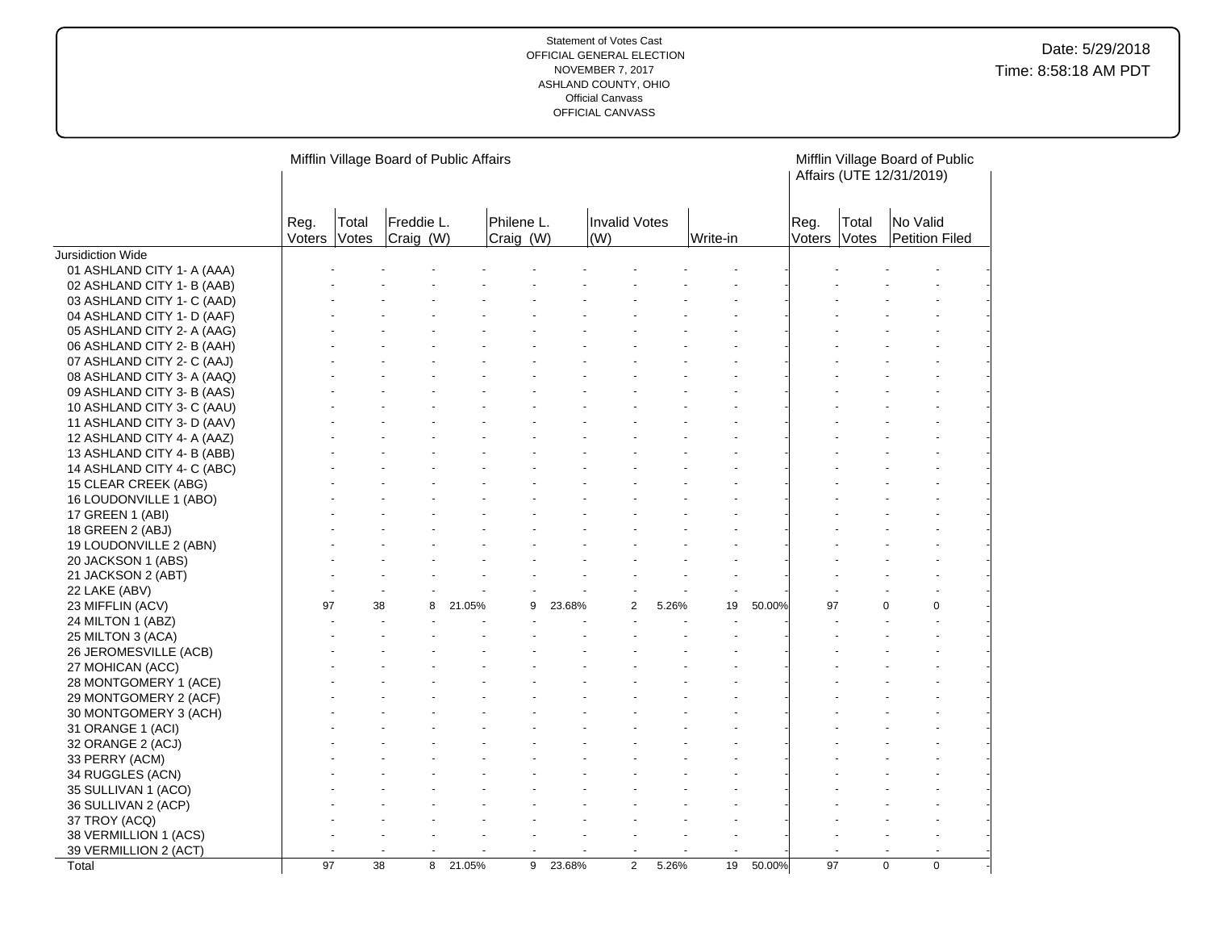Statement of Votes Cast
OFFICIAL GENERAL ELECTION
NOVEMBER 7, 2017
ASHLAND COUNTY, OHIO
Official Canvass
OFFICIAL CANVASS

Date: 5/29/2018
Time: 8:58:18 AM PDT

| | Mifflin Village Board of Public Affairs | | | | | | | | | | Mifflin Village Board of Public Affairs (UTE 12/31/2019) | | | |
|---|---|---|---|---|---|---|---|---|---|---|---|---|---|---|
| | Reg. Voters | Total Votes | Freddie L. Craig (W) | | Philene L. Craig (W) | | Invalid Votes (W) | | Write-in | | Reg. Voters | Total Votes | No Valid Petition Filed | |
| Jursidiction Wide | | | | | | | | | | | | | | |
| 01 ASHLAND CITY 1- A (AAA) | - | - | - | - | - | - | - | - | - | - | - | - | - | - |
| 02 ASHLAND CITY 1- B (AAB) | - | - | - | - | - | - | - | - | - | - | - | - | - | - |
| 03 ASHLAND CITY 1- C (AAD) | - | - | - | - | - | - | - | - | - | - | - | - | - | - |
| 04 ASHLAND CITY 1- D (AAF) | - | - | - | - | - | - | - | - | - | - | - | - | - | - |
| 05 ASHLAND CITY 2- A (AAG) | - | - | - | - | - | - | - | - | - | - | - | - | - | - |
| 06 ASHLAND CITY 2- B (AAH) | - | - | - | - | - | - | - | - | - | - | - | - | - | - |
| 07 ASHLAND CITY 2- C (AAJ) | - | - | - | - | - | - | - | - | - | - | - | - | - | - |
| 08 ASHLAND CITY 3- A (AAQ) | - | - | - | - | - | - | - | - | - | - | - | - | - | - |
| 09 ASHLAND CITY 3- B (AAS) | - | - | - | - | - | - | - | - | - | - | - | - | - | - |
| 10 ASHLAND CITY 3- C (AAU) | - | - | - | - | - | - | - | - | - | - | - | - | - | - |
| 11 ASHLAND CITY 3- D (AAV) | - | - | - | - | - | - | - | - | - | - | - | - | - | - |
| 12 ASHLAND CITY 4- A (AAZ) | - | - | - | - | - | - | - | - | - | - | - | - | - | - |
| 13 ASHLAND CITY 4- B (ABB) | - | - | - | - | - | - | - | - | - | - | - | - | - | - |
| 14 ASHLAND CITY 4- C (ABC) | - | - | - | - | - | - | - | - | - | - | - | - | - | - |
| 15 CLEAR CREEK (ABG) | - | - | - | - | - | - | - | - | - | - | - | - | - | - |
| 16 LOUDONVILLE 1 (ABO) | - | - | - | - | - | - | - | - | - | - | - | - | - | - |
| 17 GREEN 1 (ABI) | - | - | - | - | - | - | - | - | - | - | - | - | - | - |
| 18 GREEN 2 (ABJ) | - | - | - | - | - | - | - | - | - | - | - | - | - | - |
| 19 LOUDONVILLE 2 (ABN) | - | - | - | - | - | - | - | - | - | - | - | - | - | - |
| 20 JACKSON 1 (ABS) | - | - | - | - | - | - | - | - | - | - | - | - | - | - |
| 21 JACKSON 2 (ABT) | - | - | - | - | - | - | - | - | - | - | - | - | - | - |
| 22 LAKE (ABV) | - | - | - | - | - | - | - | - | - | - | - | - | - | - |
| 23 MIFFLIN (ACV) | 97 | 38 | 8 | 21.05% | 9 | 23.68% | 2 | 5.26% | 19 | 50.00% | 97 | 0 | 0 | - |
| 24 MILTON 1 (ABZ) | - | - | - | - | - | - | - | - | - | - | - | - | - | - |
| 25 MILTON 3 (ACA) | - | - | - | - | - | - | - | - | - | - | - | - | - | - |
| 26 JEROMESVILLE (ACB) | - | - | - | - | - | - | - | - | - | - | - | - | - | - |
| 27 MOHICAN (ACC) | - | - | - | - | - | - | - | - | - | - | - | - | - | - |
| 28 MONTGOMERY 1 (ACE) | - | - | - | - | - | - | - | - | - | - | - | - | - | - |
| 29 MONTGOMERY 2 (ACF) | - | - | - | - | - | - | - | - | - | - | - | - | - | - |
| 30 MONTGOMERY 3 (ACH) | - | - | - | - | - | - | - | - | - | - | - | - | - | - |
| 31 ORANGE 1 (ACI) | - | - | - | - | - | - | - | - | - | - | - | - | - | - |
| 32 ORANGE 2 (ACJ) | - | - | - | - | - | - | - | - | - | - | - | - | - | - |
| 33 PERRY (ACM) | - | - | - | - | - | - | - | - | - | - | - | - | - | - |
| 34 RUGGLES (ACN) | - | - | - | - | - | - | - | - | - | - | - | - | - | - |
| 35 SULLIVAN 1 (ACO) | - | - | - | - | - | - | - | - | - | - | - | - | - | - |
| 36 SULLIVAN 2 (ACP) | - | - | - | - | - | - | - | - | - | - | - | - | - | - |
| 37 TROY (ACQ) | - | - | - | - | - | - | - | - | - | - | - | - | - | - |
| 38 VERMILLION 1 (ACS) | - | - | - | - | - | - | - | - | - | - | - | - | - | - |
| 39 VERMILLION 2 (ACT) | - | - | - | - | - | - | - | - | - | - | - | - | - | - |
| Total | 97 | 38 | 8 | 21.05% | 9 | 23.68% | 2 | 5.26% | 19 | 50.00% | 97 | 0 | 0 | - |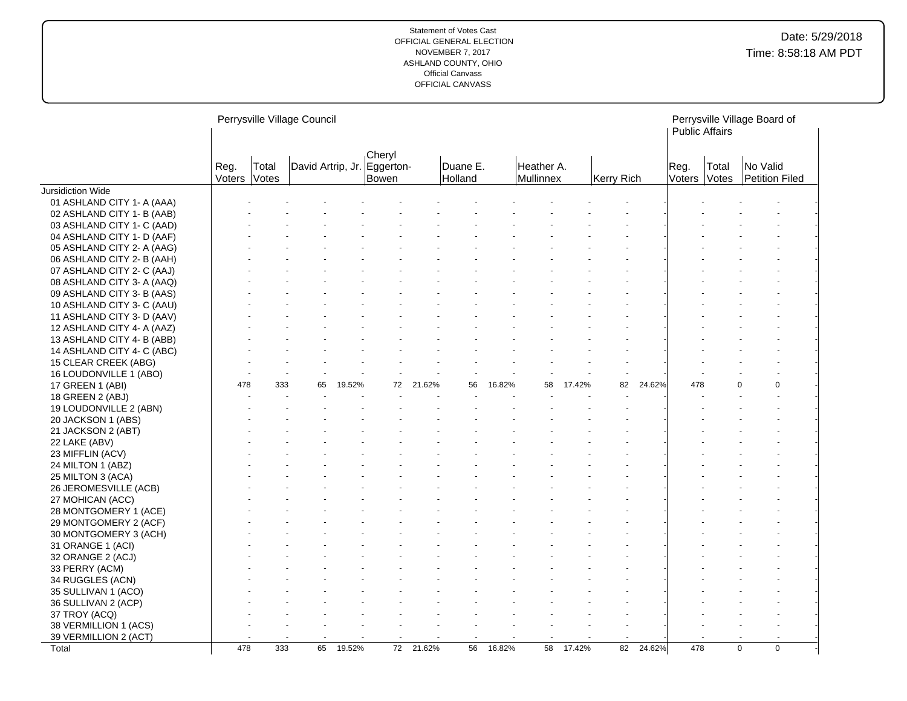Statement of Votes Cast
OFFICIAL GENERAL ELECTION
NOVEMBER 7, 2017
ASHLAND COUNTY, OHIO
Official Canvass
OFFICIAL CANVASS

Date: 5/29/2018
Time: 8:58:18 AM PDT

| | Perrysville Village Council | | | | | | | | | | | | | Perrysville Village Board of Public Affairs | | | |
|---|---|---|---|---|---|---|---|---|---|---|---|---|---|---|---|---|---|
| | Reg. Voters | Total Votes | David Artrip, Jr. | | Cheryl Eggerton-Bowen | | Duane E. Holland | | Heather A. Mullinnex | | Kerry Rich | | | Reg. Voters | Total Votes | No Valid Petition Filed | |
| Jursidiction Wide | | | | | | | | | | | | | | | | | |
| 01 ASHLAND CITY 1- A (AAA) | - | - | - | - | - | - | - | - | - | - | - | - | - | - | - | - | - |
| 02 ASHLAND CITY 1- B (AAB) | - | - | - | - | - | - | - | - | - | - | - | - | - | - | - | - | - |
| 03 ASHLAND CITY 1- C (AAD) | - | - | - | - | - | - | - | - | - | - | - | - | - | - | - | - | - |
| 04 ASHLAND CITY 1- D (AAF) | - | - | - | - | - | - | - | - | - | - | - | - | - | - | - | - | - |
| 05 ASHLAND CITY 2- A (AAG) | - | - | - | - | - | - | - | - | - | - | - | - | - | - | - | - | - |
| 06 ASHLAND CITY 2- B (AAH) | - | - | - | - | - | - | - | - | - | - | - | - | - | - | - | - | - |
| 07 ASHLAND CITY 2- C (AAJ) | - | - | - | - | - | - | - | - | - | - | - | - | - | - | - | - | - |
| 08 ASHLAND CITY 3- A (AAQ) | - | - | - | - | - | - | - | - | - | - | - | - | - | - | - | - | - |
| 09 ASHLAND CITY 3- B (AAS) | - | - | - | - | - | - | - | - | - | - | - | - | - | - | - | - | - |
| 10 ASHLAND CITY 3- C (AAU) | - | - | - | - | - | - | - | - | - | - | - | - | - | - | - | - | - |
| 11 ASHLAND CITY 3- D (AAV) | - | - | - | - | - | - | - | - | - | - | - | - | - | - | - | - | - |
| 12 ASHLAND CITY 4- A (AAZ) | - | - | - | - | - | - | - | - | - | - | - | - | - | - | - | - | - |
| 13 ASHLAND CITY 4- B (ABB) | - | - | - | - | - | - | - | - | - | - | - | - | - | - | - | - | - |
| 14 ASHLAND CITY 4- C (ABC) | - | - | - | - | - | - | - | - | - | - | - | - | - | - | - | - | - |
| 15 CLEAR CREEK (ABG) | - | - | - | - | - | - | - | - | - | - | - | - | - | - | - | - | - |
| 16 LOUDONVILLE 1 (ABO) | - | - | - | - | - | - | - | - | - | - | - | - | - | - | - | - | - |
| 17 GREEN 1 (ABI) | 478 | 333 | 65 | 19.52% | 72 | 21.62% | 56 | 16.82% | 58 | 17.42% | 82 | 24.62% | | 478 | 0 | 0 | - |
| 18 GREEN 2 (ABJ) | - | - | - | - | - | - | - | - | - | - | - | - | - | - | - | - | - |
| 19 LOUDONVILLE 2 (ABN) | - | - | - | - | - | - | - | - | - | - | - | - | - | - | - | - | - |
| 20 JACKSON 1 (ABS) | - | - | - | - | - | - | - | - | - | - | - | - | - | - | - | - | - |
| 21 JACKSON 2 (ABT) | - | - | - | - | - | - | - | - | - | - | - | - | - | - | - | - | - |
| 22 LAKE (ABV) | - | - | - | - | - | - | - | - | - | - | - | - | - | - | - | - | - |
| 23 MIFFLIN (ACV) | - | - | - | - | - | - | - | - | - | - | - | - | - | - | - | - | - |
| 24 MILTON 1 (ABZ) | - | - | - | - | - | - | - | - | - | - | - | - | - | - | - | - | - |
| 25 MILTON 3 (ACA) | - | - | - | - | - | - | - | - | - | - | - | - | - | - | - | - | - |
| 26 JEROMESVILLE (ACB) | - | - | - | - | - | - | - | - | - | - | - | - | - | - | - | - | - |
| 27 MOHICAN (ACC) | - | - | - | - | - | - | - | - | - | - | - | - | - | - | - | - | - |
| 28 MONTGOMERY 1 (ACE) | - | - | - | - | - | - | - | - | - | - | - | - | - | - | - | - | - |
| 29 MONTGOMERY 2 (ACF) | - | - | - | - | - | - | - | - | - | - | - | - | - | - | - | - | - |
| 30 MONTGOMERY 3 (ACH) | - | - | - | - | - | - | - | - | - | - | - | - | - | - | - | - | - |
| 31 ORANGE 1 (ACI) | - | - | - | - | - | - | - | - | - | - | - | - | - | - | - | - | - |
| 32 ORANGE 2 (ACJ) | - | - | - | - | - | - | - | - | - | - | - | - | - | - | - | - | - |
| 33 PERRY (ACM) | - | - | - | - | - | - | - | - | - | - | - | - | - | - | - | - | - |
| 34 RUGGLES (ACN) | - | - | - | - | - | - | - | - | - | - | - | - | - | - | - | - | - |
| 35 SULLIVAN 1 (ACO) | - | - | - | - | - | - | - | - | - | - | - | - | - | - | - | - | - |
| 36 SULLIVAN 2 (ACP) | - | - | - | - | - | - | - | - | - | - | - | - | - | - | - | - | - |
| 37 TROY (ACQ) | - | - | - | - | - | - | - | - | - | - | - | - | - | - | - | - | - |
| 38 VERMILLION 1 (ACS) | - | - | - | - | - | - | - | - | - | - | - | - | - | - | - | - | - |
| 39 VERMILLION 2 (ACT) | - | - | - | - | - | - | - | - | - | - | - | - | - | - | - | - | - |
| Total | 478 | 333 | 65 | 19.52% | 72 | 21.62% | 56 | 16.82% | 58 | 17.42% | 82 | 24.62% | | 478 | 0 | 0 | - |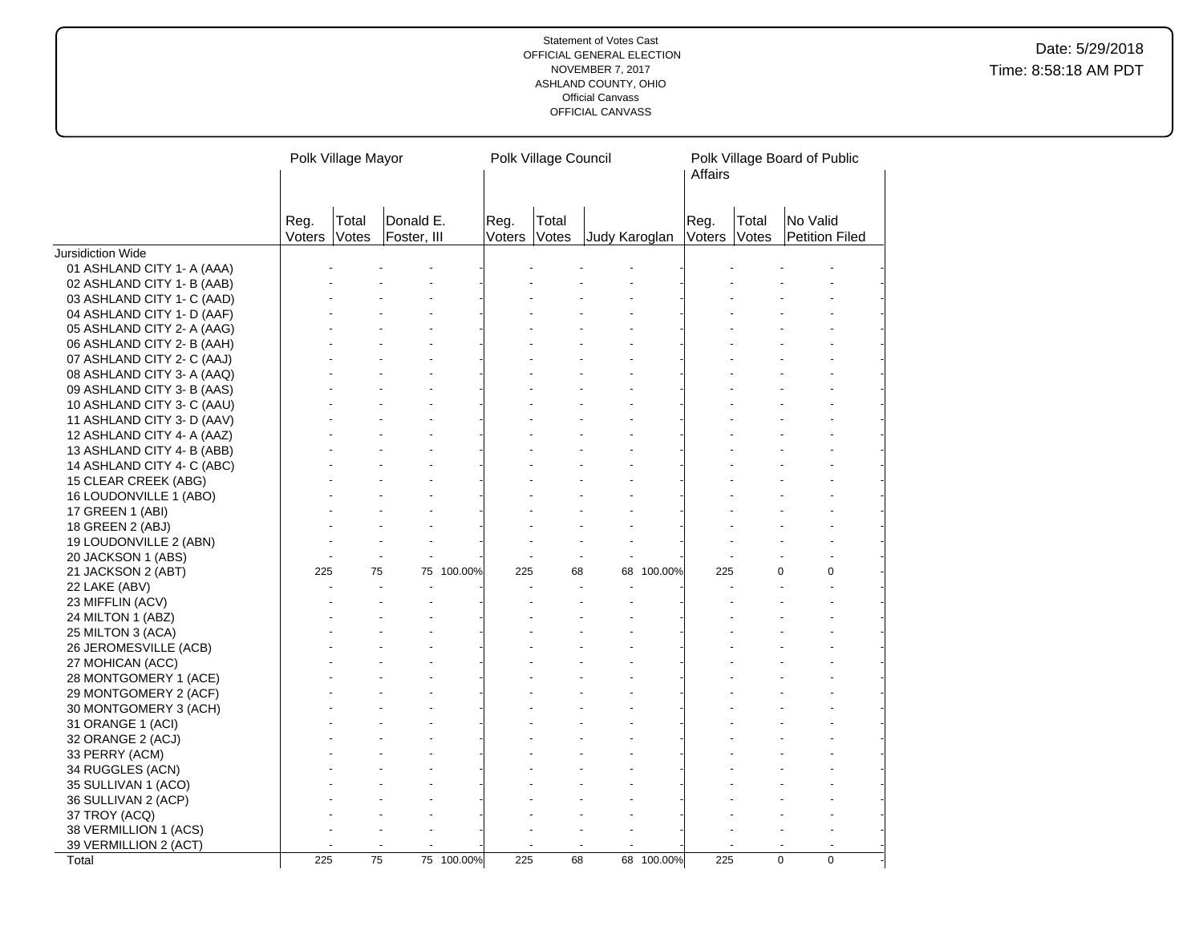Statement of Votes Cast
OFFICIAL GENERAL ELECTION
NOVEMBER 7, 2017
ASHLAND COUNTY, OHIO
Official Canvass
OFFICIAL CANVASS

Date: 5/29/2018
Time: 8:58:18 AM PDT

| | Polk Village Mayor | | | | Polk Village Council | | | | Polk Village Board of Public Affairs | | | |
|---|---|---|---|---|---|---|---|---|---|---|---|---|
| | Reg. Voters | Total Votes | Donald E. Foster, III | | Reg. Voters | Total Votes | Judy Karoglan | | Reg. Voters | Total Votes | No Valid Petition Filed | |
| Jursidiction Wide | | | | | | | | | | | | |
| 01 ASHLAND CITY 1- A (AAA) | - | - | - | - | - | - | - | - | - | - | - | - |
| 02 ASHLAND CITY 1- B (AAB) | - | - | - | - | - | - | - | - | - | - | - | - |
| 03 ASHLAND CITY 1- C (AAD) | - | - | - | - | - | - | - | - | - | - | - | - |
| 04 ASHLAND CITY 1- D (AAF) | - | - | - | - | - | - | - | - | - | - | - | - |
| 05 ASHLAND CITY 2- A (AAG) | - | - | - | - | - | - | - | - | - | - | - | - |
| 06 ASHLAND CITY 2- B (AAH) | - | - | - | - | - | - | - | - | - | - | - | - |
| 07 ASHLAND CITY 2- C (AAJ) | - | - | - | - | - | - | - | - | - | - | - | - |
| 08 ASHLAND CITY 3- A (AAQ) | - | - | - | - | - | - | - | - | - | - | - | - |
| 09 ASHLAND CITY 3- B (AAS) | - | - | - | - | - | - | - | - | - | - | - | - |
| 10 ASHLAND CITY 3- C (AAU) | - | - | - | - | - | - | - | - | - | - | - | - |
| 11 ASHLAND CITY 3- D (AAV) | - | - | - | - | - | - | - | - | - | - | - | - |
| 12 ASHLAND CITY 4- A (AAZ) | - | - | - | - | - | - | - | - | - | - | - | - |
| 13 ASHLAND CITY 4- B (ABB) | - | - | - | - | - | - | - | - | - | - | - | - |
| 14 ASHLAND CITY 4- C (ABC) | - | - | - | - | - | - | - | - | - | - | - | - |
| 15 CLEAR CREEK (ABG) | - | - | - | - | - | - | - | - | - | - | - | - |
| 16 LOUDONVILLE 1 (ABO) | - | - | - | - | - | - | - | - | - | - | - | - |
| 17 GREEN 1 (ABI) | - | - | - | - | - | - | - | - | - | - | - | - |
| 18 GREEN 2 (ABJ) | - | - | - | - | - | - | - | - | - | - | - | - |
| 19 LOUDONVILLE 2 (ABN) | - | - | - | - | - | - | - | - | - | - | - | - |
| 20 JACKSON 1 (ABS) | - | - | - | - | - | - | - | - | - | - | - | - |
| 21 JACKSON 2 (ABT) | 225 | 75 | 75 | 100.00% | 225 | 68 | 68 | 100.00% | 225 | 0 | 0 | - |
| 22 LAKE (ABV) | - | - | - | - | - | - | - | - | - | - | - | - |
| 23 MIFFLIN (ACV) | - | - | - | - | - | - | - | - | - | - | - | - |
| 24 MILTON 1 (ABZ) | - | - | - | - | - | - | - | - | - | - | - | - |
| 25 MILTON 3 (ACA) | - | - | - | - | - | - | - | - | - | - | - | - |
| 26 JEROMESVILLE (ACB) | - | - | - | - | - | - | - | - | - | - | - | - |
| 27 MOHICAN (ACC) | - | - | - | - | - | - | - | - | - | - | - | - |
| 28 MONTGOMERY 1 (ACE) | - | - | - | - | - | - | - | - | - | - | - | - |
| 29 MONTGOMERY 2 (ACF) | - | - | - | - | - | - | - | - | - | - | - | - |
| 30 MONTGOMERY 3 (ACH) | - | - | - | - | - | - | - | - | - | - | - | - |
| 31 ORANGE 1 (ACI) | - | - | - | - | - | - | - | - | - | - | - | - |
| 32 ORANGE 2 (ACJ) | - | - | - | - | - | - | - | - | - | - | - | - |
| 33 PERRY (ACM) | - | - | - | - | - | - | - | - | - | - | - | - |
| 34 RUGGLES (ACN) | - | - | - | - | - | - | - | - | - | - | - | - |
| 35 SULLIVAN 1 (ACO) | - | - | - | - | - | - | - | - | - | - | - | - |
| 36 SULLIVAN 2 (ACP) | - | - | - | - | - | - | - | - | - | - | - | - |
| 37 TROY (ACQ) | - | - | - | - | - | - | - | - | - | - | - | - |
| 38 VERMILLION 1 (ACS) | - | - | - | - | - | - | - | - | - | - | - | - |
| 39 VERMILLION 2 (ACT) | - | - | - | - | - | - | - | - | - | - | - | - |
| Total | 225 | 75 | 75 | 100.00% | 225 | 68 | 68 | 100.00% | 225 | 0 | 0 | - |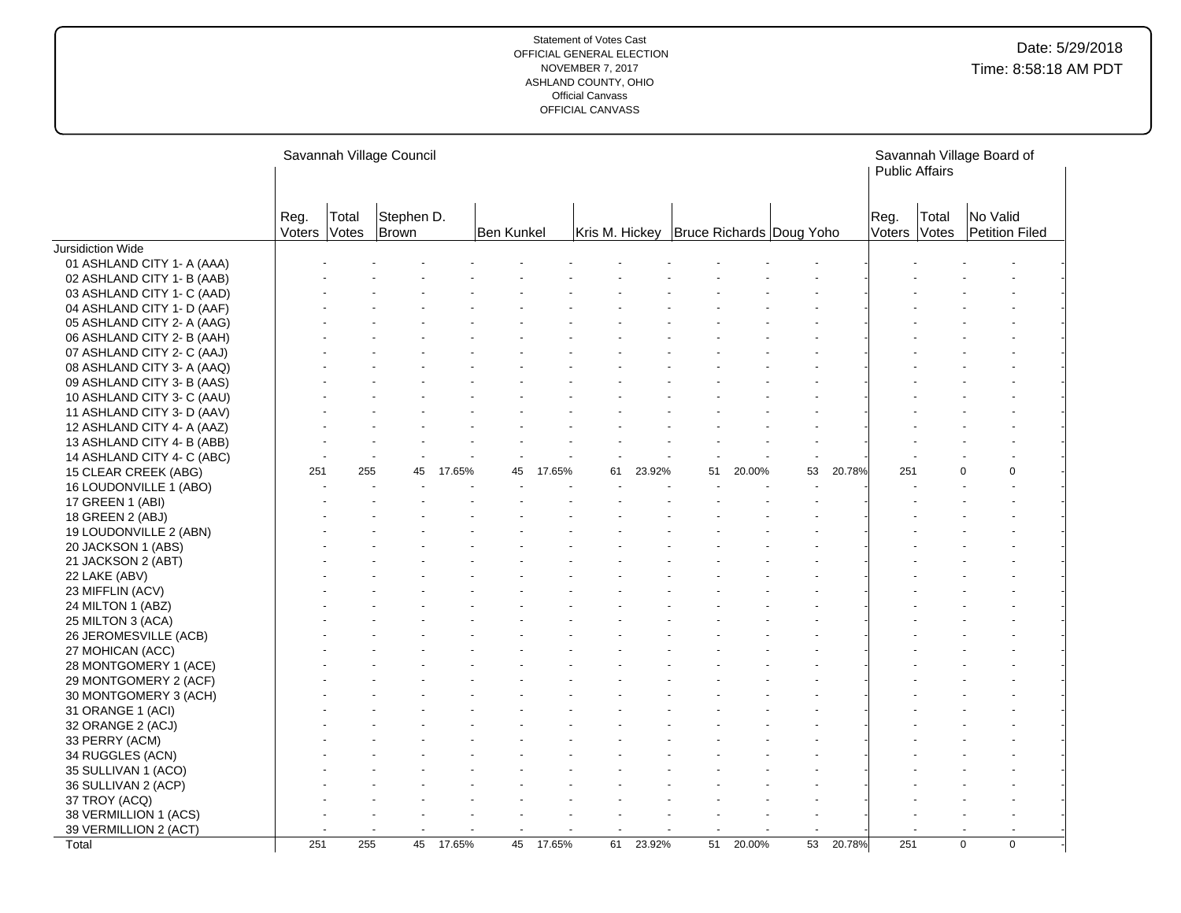Statement of Votes Cast
OFFICIAL GENERAL ELECTION
NOVEMBER 7, 2017
ASHLAND COUNTY, OHIO
Official Canvass
OFFICIAL CANVASS

Date: 5/29/2018
Time: 8:58:18 AM PDT

| | Savannah Village Council | | | | | | | | | | | | Savannah Village Board of Public Affairs | | | |
|---|---|---|---|---|---|---|---|---|---|---|---|---|---|---|---|---|
| | Reg. Voters | Total Votes | Stephen D. Brown | | Ben Kunkel | | Kris M. Hickey | | Bruce Richards | | Doug Yoho | | Reg. Voters | Total Votes | No Valid Petition Filed | |
| Jursidiction Wide | | | | | | | | | | | | | | | | |
| 01 ASHLAND CITY 1- A (AAA) | - | - | - | - | - | - | - | - | - | - | - | - | - | - | - | - |
| 02 ASHLAND CITY 1- B (AAB) | - | - | - | - | - | - | - | - | - | - | - | - | - | - | - | - |
| 03 ASHLAND CITY 1- C (AAD) | - | - | - | - | - | - | - | - | - | - | - | - | - | - | - | - |
| 04 ASHLAND CITY 1- D (AAF) | - | - | - | - | - | - | - | - | - | - | - | - | - | - | - | - |
| 05 ASHLAND CITY 2- A (AAG) | - | - | - | - | - | - | - | - | - | - | - | - | - | - | - | - |
| 06 ASHLAND CITY 2- B (AAH) | - | - | - | - | - | - | - | - | - | - | - | - | - | - | - | - |
| 07 ASHLAND CITY 2- C (AAJ) | - | - | - | - | - | - | - | - | - | - | - | - | - | - | - | - |
| 08 ASHLAND CITY 3- A (AAQ) | - | - | - | - | - | - | - | - | - | - | - | - | - | - | - | - |
| 09 ASHLAND CITY 3- B (AAS) | - | - | - | - | - | - | - | - | - | - | - | - | - | - | - | - |
| 10 ASHLAND CITY 3- C (AAU) | - | - | - | - | - | - | - | - | - | - | - | - | - | - | - | - |
| 11 ASHLAND CITY 3- D (AAV) | - | - | - | - | - | - | - | - | - | - | - | - | - | - | - | - |
| 12 ASHLAND CITY 4- A (AAZ) | - | - | - | - | - | - | - | - | - | - | - | - | - | - | - | - |
| 13 ASHLAND CITY 4- B (ABB) | - | - | - | - | - | - | - | - | - | - | - | - | - | - | - | - |
| 14 ASHLAND CITY 4- C (ABC) | - | - | - | - | - | - | - | - | - | - | - | - | - | - | - | - |
| 15 CLEAR CREEK (ABG) | 251 | 255 | 45 | 17.65% | 45 | 17.65% | 61 | 23.92% | 51 | 20.00% | 53 | 20.78% | 251 | 0 | 0 | - |
| 16 LOUDONVILLE 1 (ABO) | - | - | - | - | - | - | - | - | - | - | - | - | - | - | - | - |
| 17 GREEN 1 (ABI) | - | - | - | - | - | - | - | - | - | - | - | - | - | - | - | - |
| 18 GREEN 2 (ABJ) | - | - | - | - | - | - | - | - | - | - | - | - | - | - | - | - |
| 19 LOUDONVILLE 2 (ABN) | - | - | - | - | - | - | - | - | - | - | - | - | - | - | - | - |
| 20 JACKSON 1 (ABS) | - | - | - | - | - | - | - | - | - | - | - | - | - | - | - | - |
| 21 JACKSON 2 (ABT) | - | - | - | - | - | - | - | - | - | - | - | - | - | - | - | - |
| 22 LAKE (ABV) | - | - | - | - | - | - | - | - | - | - | - | - | - | - | - | - |
| 23 MIFFLIN (ACV) | - | - | - | - | - | - | - | - | - | - | - | - | - | - | - | - |
| 24 MILTON 1 (ABZ) | - | - | - | - | - | - | - | - | - | - | - | - | - | - | - | - |
| 25 MILTON 3 (ACA) | - | - | - | - | - | - | - | - | - | - | - | - | - | - | - | - |
| 26 JEROMESVILLE (ACB) | - | - | - | - | - | - | - | - | - | - | - | - | - | - | - | - |
| 27 MOHICAN (ACC) | - | - | - | - | - | - | - | - | - | - | - | - | - | - | - | - |
| 28 MONTGOMERY 1 (ACE) | - | - | - | - | - | - | - | - | - | - | - | - | - | - | - | - |
| 29 MONTGOMERY 2 (ACF) | - | - | - | - | - | - | - | - | - | - | - | - | - | - | - | - |
| 30 MONTGOMERY 3 (ACH) | - | - | - | - | - | - | - | - | - | - | - | - | - | - | - | - |
| 31 ORANGE 1 (ACI) | - | - | - | - | - | - | - | - | - | - | - | - | - | - | - | - |
| 32 ORANGE 2 (ACJ) | - | - | - | - | - | - | - | - | - | - | - | - | - | - | - | - |
| 33 PERRY (ACM) | - | - | - | - | - | - | - | - | - | - | - | - | - | - | - | - |
| 34 RUGGLES (ACN) | - | - | - | - | - | - | - | - | - | - | - | - | - | - | - | - |
| 35 SULLIVAN 1 (ACO) | - | - | - | - | - | - | - | - | - | - | - | - | - | - | - | - |
| 36 SULLIVAN 2 (ACP) | - | - | - | - | - | - | - | - | - | - | - | - | - | - | - | - |
| 37 TROY (ACQ) | - | - | - | - | - | - | - | - | - | - | - | - | - | - | - | - |
| 38 VERMILLION 1 (ACS) | - | - | - | - | - | - | - | - | - | - | - | - | - | - | - | - |
| 39 VERMILLION 2 (ACT) | - | - | - | - | - | - | - | - | - | - | - | - | - | - | - | - |
| Total | 251 | 255 | 45 | 17.65% | 45 | 17.65% | 61 | 23.92% | 51 | 20.00% | 53 | 20.78% | 251 | 0 | 0 | - |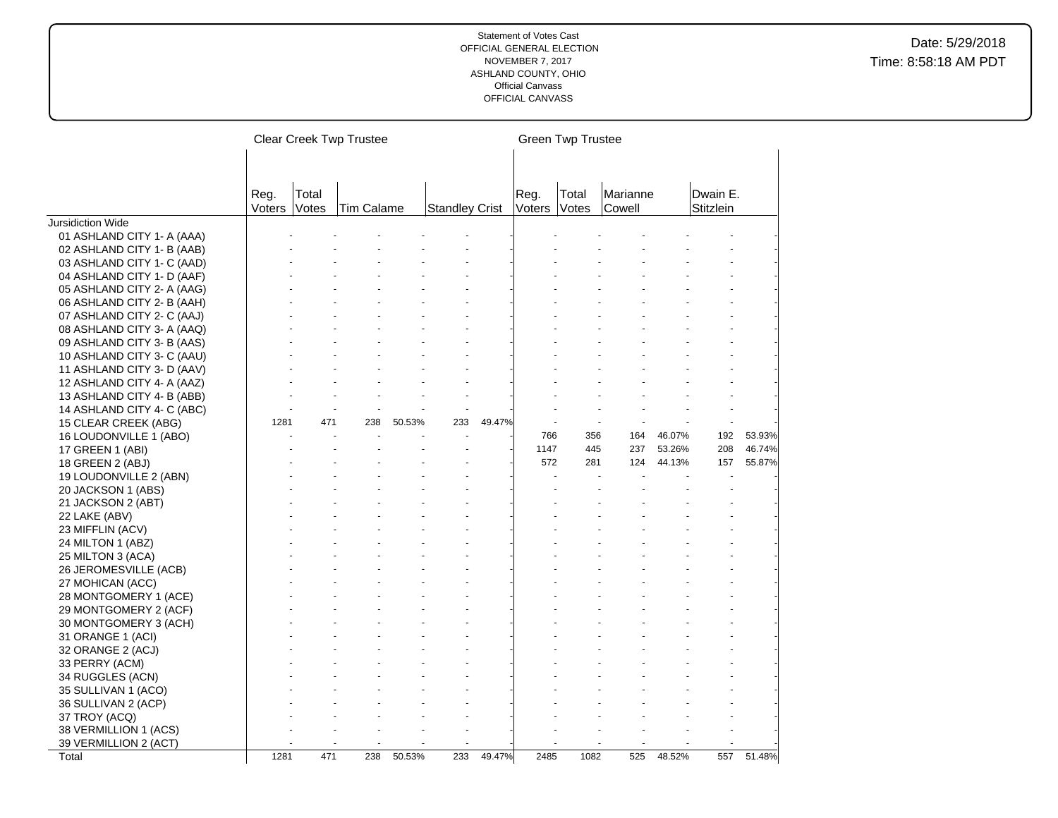Statement of Votes Cast
OFFICIAL GENERAL ELECTION
NOVEMBER 7, 2017
ASHLAND COUNTY, OHIO
Official Canvass
OFFICIAL CANVASS

Date: 5/29/2018
Time: 8:58:18 AM PDT

| | Clear Creek Twp Trustee | | | | | | Green Twp Trustee | | | | | |
|---|---|---|---|---|---|---|---|---|---|---|---|---|
| | Reg. Voters | Total Votes | Tim Calame | | Standley Crist | | Reg. Voters | Total Votes | Marianne Cowell | | Dwain E. Stitzlein | |
| Jursidiction Wide | | | | | | | | | | | | |
| 01 ASHLAND CITY 1- A (AAA) | - | - | - | - | - | - | - | - | - | - | - | - |
| 02 ASHLAND CITY 1- B (AAB) | - | - | - | - | - | - | - | - | - | - | - | - |
| 03 ASHLAND CITY 1- C (AAD) | - | - | - | - | - | - | - | - | - | - | - | - |
| 04 ASHLAND CITY 1- D (AAF) | - | - | - | - | - | - | - | - | - | - | - | - |
| 05 ASHLAND CITY 2- A (AAG) | - | - | - | - | - | - | - | - | - | - | - | - |
| 06 ASHLAND CITY 2- B (AAH) | - | - | - | - | - | - | - | - | - | - | - | - |
| 07 ASHLAND CITY 2- C (AAJ) | - | - | - | - | - | - | - | - | - | - | - | - |
| 08 ASHLAND CITY 3- A (AAQ) | - | - | - | - | - | - | - | - | - | - | - | - |
| 09 ASHLAND CITY 3- B (AAS) | - | - | - | - | - | - | - | - | - | - | - | - |
| 10 ASHLAND CITY 3- C (AAU) | - | - | - | - | - | - | - | - | - | - | - | - |
| 11 ASHLAND CITY 3- D (AAV) | - | - | - | - | - | - | - | - | - | - | - | - |
| 12 ASHLAND CITY 4- A (AAZ) | - | - | - | - | - | - | - | - | - | - | - | - |
| 13 ASHLAND CITY 4- B (ABB) | - | - | - | - | - | - | - | - | - | - | - | - |
| 14 ASHLAND CITY 4- C (ABC) | - | - | - | - | - | - | - | - | - | - | - | - |
| 15 CLEAR CREEK (ABG) | 1281 | 471 | 238 | 50.53% | 233 | 49.47% | - | - | - | - | - | - |
| 16 LOUDONVILLE 1 (ABO) | - | - | - | - | - | - | 766 | 356 | 164 | 46.07% | 192 | 53.93% |
| 17 GREEN 1 (ABI) | - | - | - | - | - | - | 1147 | 445 | 237 | 53.26% | 208 | 46.74% |
| 18 GREEN 2 (ABJ) | - | - | - | - | - | - | 572 | 281 | 124 | 44.13% | 157 | 55.87% |
| 19 LOUDONVILLE 2 (ABN) | - | - | - | - | - | - | - | - | - | - | - | - |
| 20 JACKSON 1 (ABS) | - | - | - | - | - | - | - | - | - | - | - | - |
| 21 JACKSON 2 (ABT) | - | - | - | - | - | - | - | - | - | - | - | - |
| 22 LAKE (ABV) | - | - | - | - | - | - | - | - | - | - | - | - |
| 23 MIFFLIN (ACV) | - | - | - | - | - | - | - | - | - | - | - | - |
| 24 MILTON 1 (ABZ) | - | - | - | - | - | - | - | - | - | - | - | - |
| 25 MILTON 3 (ACA) | - | - | - | - | - | - | - | - | - | - | - | - |
| 26 JEROMESVILLE (ACB) | - | - | - | - | - | - | - | - | - | - | - | - |
| 27 MOHICAN (ACC) | - | - | - | - | - | - | - | - | - | - | - | - |
| 28 MONTGOMERY 1 (ACE) | - | - | - | - | - | - | - | - | - | - | - | - |
| 29 MONTGOMERY 2 (ACF) | - | - | - | - | - | - | - | - | - | - | - | - |
| 30 MONTGOMERY 3 (ACH) | - | - | - | - | - | - | - | - | - | - | - | - |
| 31 ORANGE 1 (ACI) | - | - | - | - | - | - | - | - | - | - | - | - |
| 32 ORANGE 2 (ACJ) | - | - | - | - | - | - | - | - | - | - | - | - |
| 33 PERRY (ACM) | - | - | - | - | - | - | - | - | - | - | - | - |
| 34 RUGGLES (ACN) | - | - | - | - | - | - | - | - | - | - | - | - |
| 35 SULLIVAN 1 (ACO) | - | - | - | - | - | - | - | - | - | - | - | - |
| 36 SULLIVAN 2 (ACP) | - | - | - | - | - | - | - | - | - | - | - | - |
| 37 TROY (ACQ) | - | - | - | - | - | - | - | - | - | - | - | - |
| 38 VERMILLION 1 (ACS) | - | - | - | - | - | - | - | - | - | - | - | - |
| 39 VERMILLION 2 (ACT) | - | - | - | - | - | - | - | - | - | - | - | - |
| Total | 1281 | 471 | 238 | 50.53% | 233 | 49.47% | 2485 | 1082 | 525 | 48.52% | 557 | 51.48% |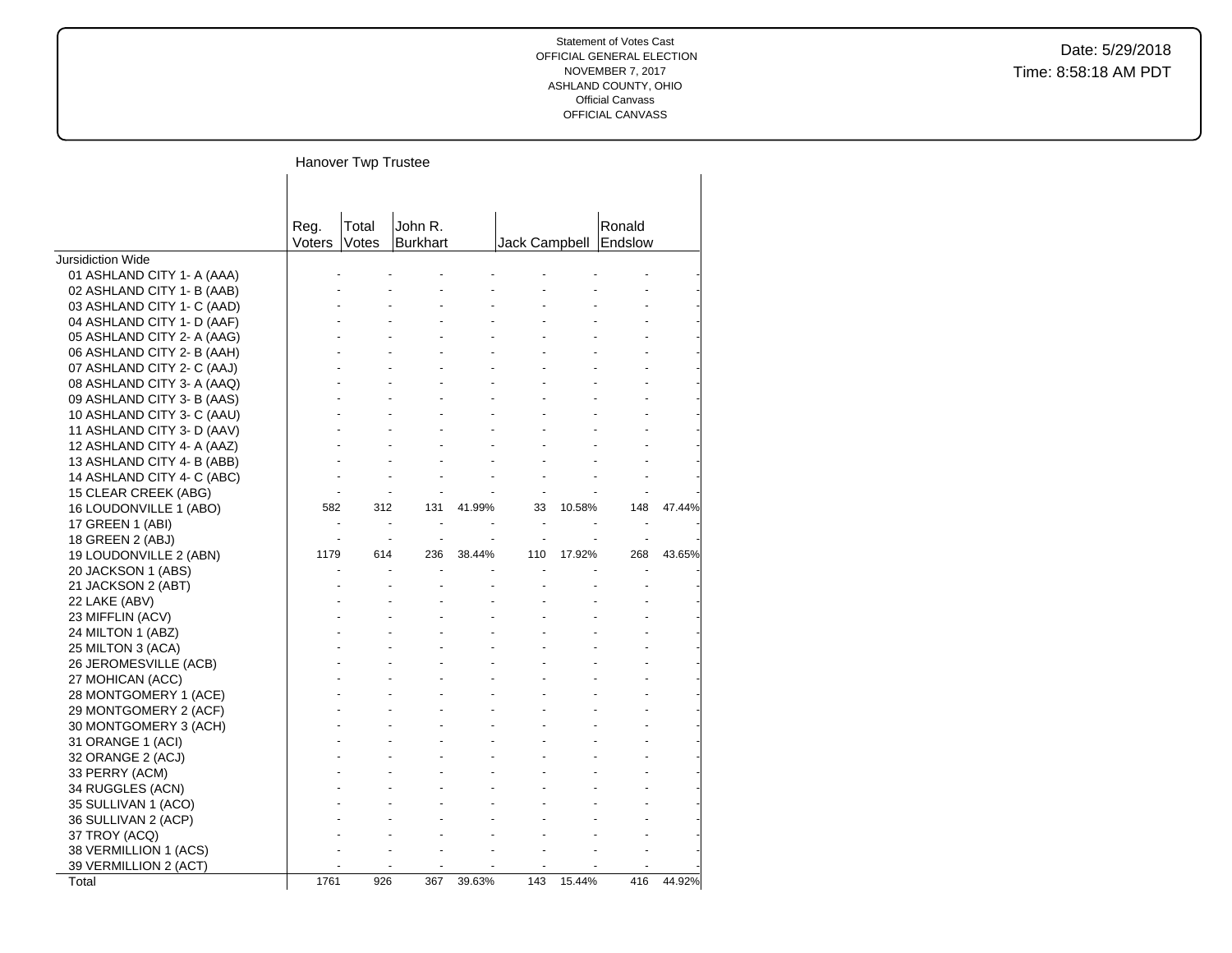Statement of Votes Cast
OFFICIAL GENERAL ELECTION
NOVEMBER 7, 2017
ASHLAND COUNTY, OHIO
Official Canvass
OFFICIAL CANVASS

Date: 5/29/2018
Time: 8:58:18 AM PDT

## Hanover Twp Trustee

| | Reg. Voters | Total Votes | John R. Burkhart | | Jack Campbell | | Ronald Endslow | |
|---|---|---|---|---|---|---|---|---|
| Jursidiction Wide | | | | | | | | |
| 01 ASHLAND CITY 1- A (AAA) | - | - | - | - | - | - | - | - |
| 02 ASHLAND CITY 1- B (AAB) | - | - | - | - | - | - | - | - |
| 03 ASHLAND CITY 1- C (AAD) | - | - | - | - | - | - | - | - |
| 04 ASHLAND CITY 1- D (AAF) | - | - | - | - | - | - | - | - |
| 05 ASHLAND CITY 2- A (AAG) | - | - | - | - | - | - | - | - |
| 06 ASHLAND CITY 2- B (AAH) | - | - | - | - | - | - | - | - |
| 07 ASHLAND CITY 2- C (AAJ) | - | - | - | - | - | - | - | - |
| 08 ASHLAND CITY 3- A (AAQ) | - | - | - | - | - | - | - | - |
| 09 ASHLAND CITY 3- B (AAS) | - | - | - | - | - | - | - | - |
| 10 ASHLAND CITY 3- C (AAU) | - | - | - | - | - | - | - | - |
| 11 ASHLAND CITY 3- D (AAV) | - | - | - | - | - | - | - | - |
| 12 ASHLAND CITY 4- A (AAZ) | - | - | - | - | - | - | - | - |
| 13 ASHLAND CITY 4- B (ABB) | - | - | - | - | - | - | - | - |
| 14 ASHLAND CITY 4- C (ABC) | - | - | - | - | - | - | - | - |
| 15 CLEAR CREEK (ABG) | - | - | - | - | - | - | - | - |
| 16 LOUDONVILLE 1 (ABO) | 582 | 312 | 131 | 41.99% | 33 | 10.58% | 148 | 47.44% |
| 17 GREEN 1 (ABI) | - | - | - | - | - | - | - | - |
| 18 GREEN 2 (ABJ) | - | - | - | - | - | - | - | - |
| 19 LOUDONVILLE 2 (ABN) | 1179 | 614 | 236 | 38.44% | 110 | 17.92% | 268 | 43.65% |
| 20 JACKSON 1 (ABS) | - | - | - | - | - | - | - | - |
| 21 JACKSON 2 (ABT) | - | - | - | - | - | - | - | - |
| 22 LAKE (ABV) | - | - | - | - | - | - | - | - |
| 23 MIFFLIN (ACV) | - | - | - | - | - | - | - | - |
| 24 MILTON 1 (ABZ) | - | - | - | - | - | - | - | - |
| 25 MILTON 3 (ACA) | - | - | - | - | - | - | - | - |
| 26 JEROMESVILLE (ACB) | - | - | - | - | - | - | - | - |
| 27 MOHICAN (ACC) | - | - | - | - | - | - | - | - |
| 28 MONTGOMERY 1 (ACE) | - | - | - | - | - | - | - | - |
| 29 MONTGOMERY 2 (ACF) | - | - | - | - | - | - | - | - |
| 30 MONTGOMERY 3 (ACH) | - | - | - | - | - | - | - | - |
| 31 ORANGE 1 (ACI) | - | - | - | - | - | - | - | - |
| 32 ORANGE 2 (ACJ) | - | - | - | - | - | - | - | - |
| 33 PERRY (ACM) | - | - | - | - | - | - | - | - |
| 34 RUGGLES (ACN) | - | - | - | - | - | - | - | - |
| 35 SULLIVAN 1 (ACO) | - | - | - | - | - | - | - | - |
| 36 SULLIVAN 2 (ACP) | - | - | - | - | - | - | - | - |
| 37 TROY (ACQ) | - | - | - | - | - | - | - | - |
| 38 VERMILLION 1 (ACS) | - | - | - | - | - | - | - | - |
| 39 VERMILLION 2 (ACT) | - | - | - | - | - | - | - | - |
| Total | 1761 | 926 | 367 | 39.63% | 143 | 15.44% | 416 | 44.92% |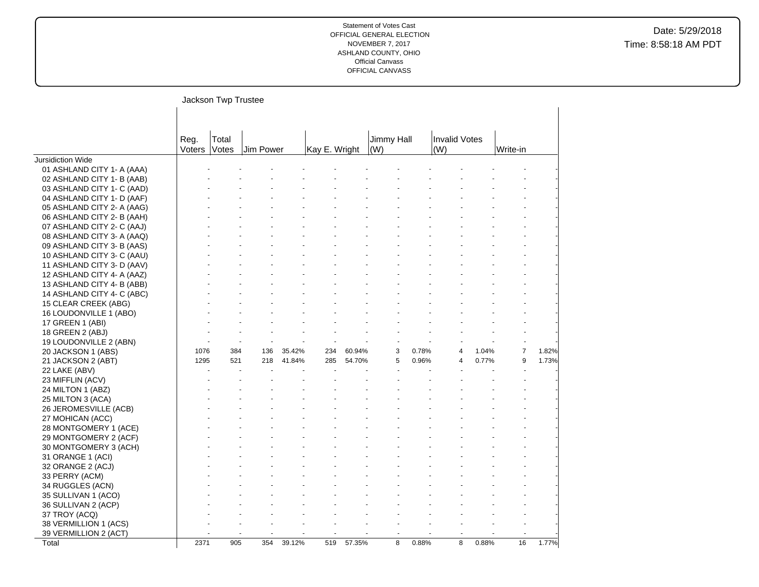Statement of Votes Cast
OFFICIAL GENERAL ELECTION
NOVEMBER 7, 2017
ASHLAND COUNTY, OHIO
Official Canvass
OFFICIAL CANVASS

Date: 5/29/2018
Time: 8:58:18 AM PDT

## Jackson Twp Trustee

| | Reg. Voters | Total Votes | Jim Power | | Kay E. Wright | | Jimmy Hall (W) | | Invalid Votes (W) | | Write-in | |
|---|---|---|---|---|---|---|---|---|---|---|---|---|
| Jursidiction Wide | | | | | | | | | | | | |
| 01 ASHLAND CITY 1- A (AAA) | - | - | - | - | - | - | - | - | - | - | - | - |
| 02 ASHLAND CITY 1- B (AAB) | - | - | - | - | - | - | - | - | - | - | - | - |
| 03 ASHLAND CITY 1- C (AAD) | - | - | - | - | - | - | - | - | - | - | - | - |
| 04 ASHLAND CITY 1- D (AAF) | - | - | - | - | - | - | - | - | - | - | - | - |
| 05 ASHLAND CITY 2- A (AAG) | - | - | - | - | - | - | - | - | - | - | - | - |
| 06 ASHLAND CITY 2- B (AAH) | - | - | - | - | - | - | - | - | - | - | - | - |
| 07 ASHLAND CITY 2- C (AAJ) | - | - | - | - | - | - | - | - | - | - | - | - |
| 08 ASHLAND CITY 3- A (AAQ) | - | - | - | - | - | - | - | - | - | - | - | - |
| 09 ASHLAND CITY 3- B (AAS) | - | - | - | - | - | - | - | - | - | - | - | - |
| 10 ASHLAND CITY 3- C (AAU) | - | - | - | - | - | - | - | - | - | - | - | - |
| 11 ASHLAND CITY 3- D (AAV) | - | - | - | - | - | - | - | - | - | - | - | - |
| 12 ASHLAND CITY 4- A (AAZ) | - | - | - | - | - | - | - | - | - | - | - | - |
| 13 ASHLAND CITY 4- B (ABB) | - | - | - | - | - | - | - | - | - | - | - | - |
| 14 ASHLAND CITY 4- C (ABC) | - | - | - | - | - | - | - | - | - | - | - | - |
| 15 CLEAR CREEK (ABG) | - | - | - | - | - | - | - | - | - | - | - | - |
| 16 LOUDONVILLE 1 (ABO) | - | - | - | - | - | - | - | - | - | - | - | - |
| 17 GREEN 1 (ABI) | - | - | - | - | - | - | - | - | - | - | - | - |
| 18 GREEN 2 (ABJ) | - | - | - | - | - | - | - | - | - | - | - | - |
| 19 LOUDONVILLE 2 (ABN) | - | - | - | - | - | - | - | - | - | - | - | - |
| 20 JACKSON 1 (ABS) | 1076 | 384 | 136 | 35.42% | 234 | 60.94% | 3 | 0.78% | 4 | 1.04% | 7 | 1.82% |
| 21 JACKSON 2 (ABT) | 1295 | 521 | 218 | 41.84% | 285 | 54.70% | 5 | 0.96% | 4 | 0.77% | 9 | 1.73% |
| 22 LAKE (ABV) | - | - | - | - | - | - | - | - | - | - | - | - |
| 23 MIFFLIN (ACV) | - | - | - | - | - | - | - | - | - | - | - | - |
| 24 MILTON 1 (ABZ) | - | - | - | - | - | - | - | - | - | - | - | - |
| 25 MILTON 3 (ACA) | - | - | - | - | - | - | - | - | - | - | - | - |
| 26 JEROMESVILLE (ACB) | - | - | - | - | - | - | - | - | - | - | - | - |
| 27 MOHICAN (ACC) | - | - | - | - | - | - | - | - | - | - | - | - |
| 28 MONTGOMERY 1 (ACE) | - | - | - | - | - | - | - | - | - | - | - | - |
| 29 MONTGOMERY 2 (ACF) | - | - | - | - | - | - | - | - | - | - | - | - |
| 30 MONTGOMERY 3 (ACH) | - | - | - | - | - | - | - | - | - | - | - | - |
| 31 ORANGE 1 (ACI) | - | - | - | - | - | - | - | - | - | - | - | - |
| 32 ORANGE 2 (ACJ) | - | - | - | - | - | - | - | - | - | - | - | - |
| 33 PERRY (ACM) | - | - | - | - | - | - | - | - | - | - | - | - |
| 34 RUGGLES (ACN) | - | - | - | - | - | - | - | - | - | - | - | - |
| 35 SULLIVAN 1 (ACO) | - | - | - | - | - | - | - | - | - | - | - | - |
| 36 SULLIVAN 2 (ACP) | - | - | - | - | - | - | - | - | - | - | - | - |
| 37 TROY (ACQ) | - | - | - | - | - | - | - | - | - | - | - | - |
| 38 VERMILLION 1 (ACS) | - | - | - | - | - | - | - | - | - | - | - | - |
| 39 VERMILLION 2 (ACT) | - | - | - | - | - | - | - | - | - | - | - | - |
| Total | 2371 | 905 | 354 | 39.12% | 519 | 57.35% | 8 | 0.88% | 8 | 0.88% | 16 | 1.77% |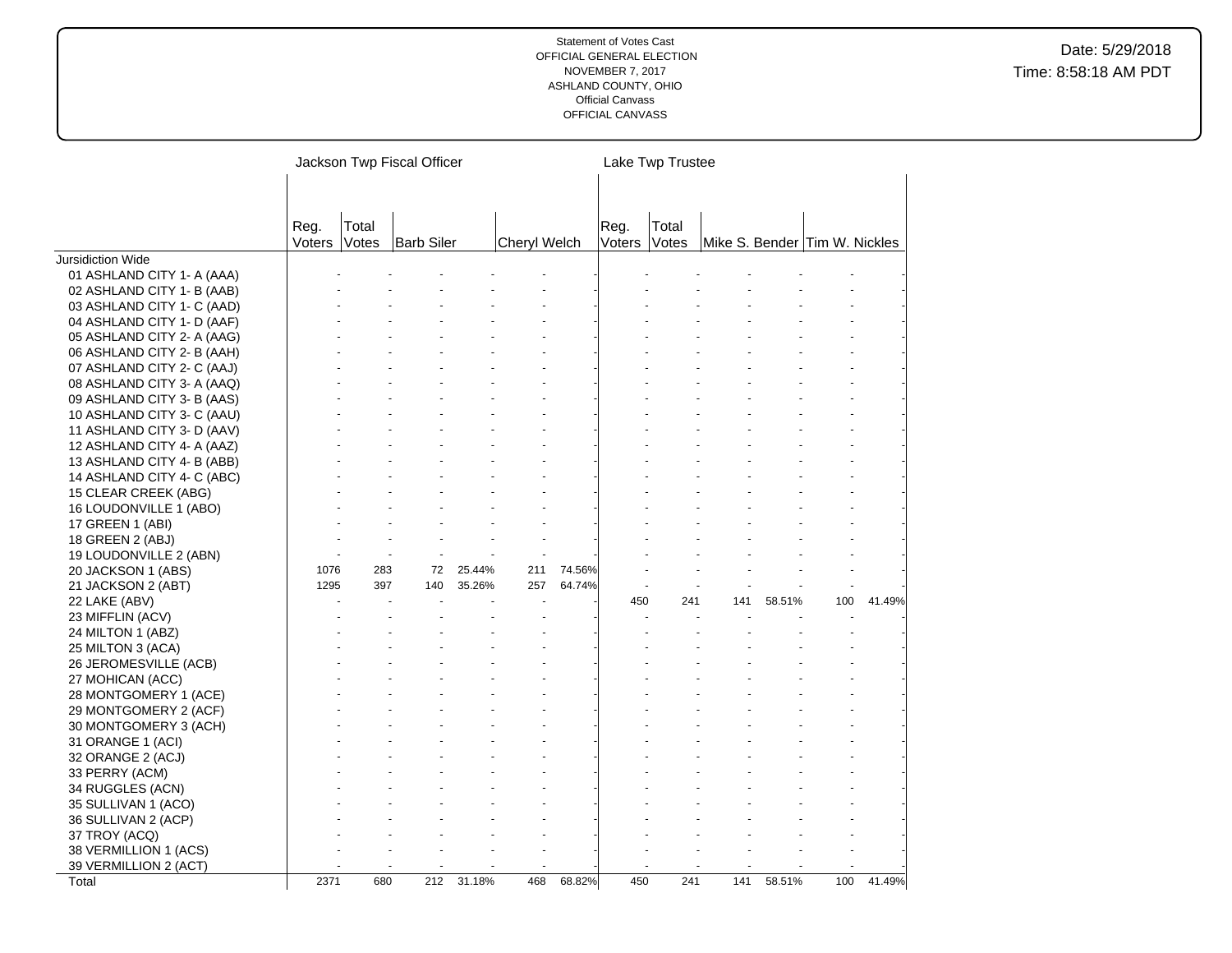Statement of Votes Cast
OFFICIAL GENERAL ELECTION
NOVEMBER 7, 2017
ASHLAND COUNTY, OHIO
Official Canvass
OFFICIAL CANVASS

Date: 5/29/2018
Time: 8:58:18 AM PDT

| | Jackson Twp Fiscal Officer | | | | | | Lake Twp Trustee | | | | | |
|---|---|---|---|---|---|---|---|---|---|---|---|---|
| | Reg. Voters | Total Votes | Barb Siler | | Cheryl Welch | | Reg. Voters | Total Votes | Mike S. Bender | | Tim W. Nickles | |
| Jursidiction Wide | | | | | | | | | | | | |
| 01 ASHLAND CITY 1- A (AAA) | - | - | - | - | - | - | - | - | - | - | - | - |
| 02 ASHLAND CITY 1- B (AAB) | - | - | - | - | - | - | - | - | - | - | - | - |
| 03 ASHLAND CITY 1- C (AAD) | - | - | - | - | - | - | - | - | - | - | - | - |
| 04 ASHLAND CITY 1- D (AAF) | - | - | - | - | - | - | - | - | - | - | - | - |
| 05 ASHLAND CITY 2- A (AAG) | - | - | - | - | - | - | - | - | - | - | - | - |
| 06 ASHLAND CITY 2- B (AAH) | - | - | - | - | - | - | - | - | - | - | - | - |
| 07 ASHLAND CITY 2- C (AAJ) | - | - | - | - | - | - | - | - | - | - | - | - |
| 08 ASHLAND CITY 3- A (AAQ) | - | - | - | - | - | - | - | - | - | - | - | - |
| 09 ASHLAND CITY 3- B (AAS) | - | - | - | - | - | - | - | - | - | - | - | - |
| 10 ASHLAND CITY 3- C (AAU) | - | - | - | - | - | - | - | - | - | - | - | - |
| 11 ASHLAND CITY 3- D (AAV) | - | - | - | - | - | - | - | - | - | - | - | - |
| 12 ASHLAND CITY 4- A (AAZ) | - | - | - | - | - | - | - | - | - | - | - | - |
| 13 ASHLAND CITY 4- B (ABB) | - | - | - | - | - | - | - | - | - | - | - | - |
| 14 ASHLAND CITY 4- C (ABC) | - | - | - | - | - | - | - | - | - | - | - | - |
| 15 CLEAR CREEK (ABG) | - | - | - | - | - | - | - | - | - | - | - | - |
| 16 LOUDONVILLE 1 (ABO) | - | - | - | - | - | - | - | - | - | - | - | - |
| 17 GREEN 1 (ABI) | - | - | - | - | - | - | - | - | - | - | - | - |
| 18 GREEN 2 (ABJ) | - | - | - | - | - | - | - | - | - | - | - | - |
| 19 LOUDONVILLE 2 (ABN) | - | - | - | - | - | - | - | - | - | - | - | - |
| 20 JACKSON 1 (ABS) | 1076 | 283 | 72 | 25.44% | 211 | 74.56% | - | - | - | - | - | - |
| 21 JACKSON 2 (ABT) | 1295 | 397 | 140 | 35.26% | 257 | 64.74% | - | - | - | - | - | - |
| 22 LAKE (ABV) | - | - | - | - | - | - | 450 | 241 | 141 | 58.51% | 100 | 41.49% |
| 23 MIFFLIN (ACV) | - | - | - | - | - | - | - | - | - | - | - | - |
| 24 MILTON 1 (ABZ) | - | - | - | - | - | - | - | - | - | - | - | - |
| 25 MILTON 3 (ACA) | - | - | - | - | - | - | - | - | - | - | - | - |
| 26 JEROMESVILLE (ACB) | - | - | - | - | - | - | - | - | - | - | - | - |
| 27 MOHICAN (ACC) | - | - | - | - | - | - | - | - | - | - | - | - |
| 28 MONTGOMERY 1 (ACE) | - | - | - | - | - | - | - | - | - | - | - | - |
| 29 MONTGOMERY 2 (ACF) | - | - | - | - | - | - | - | - | - | - | - | - |
| 30 MONTGOMERY 3 (ACH) | - | - | - | - | - | - | - | - | - | - | - | - |
| 31 ORANGE 1 (ACI) | - | - | - | - | - | - | - | - | - | - | - | - |
| 32 ORANGE 2 (ACJ) | - | - | - | - | - | - | - | - | - | - | - | - |
| 33 PERRY (ACM) | - | - | - | - | - | - | - | - | - | - | - | - |
| 34 RUGGLES (ACN) | - | - | - | - | - | - | - | - | - | - | - | - |
| 35 SULLIVAN 1 (ACO) | - | - | - | - | - | - | - | - | - | - | - | - |
| 36 SULLIVAN 2 (ACP) | - | - | - | - | - | - | - | - | - | - | - | - |
| 37 TROY (ACQ) | - | - | - | - | - | - | - | - | - | - | - | - |
| 38 VERMILLION 1 (ACS) | - | - | - | - | - | - | - | - | - | - | - | - |
| 39 VERMILLION 2 (ACT) | - | - | - | - | - | - | - | - | - | - | - | - |
| Total | 2371 | 680 | 212 | 31.18% | 468 | 68.82% | 450 | 241 | 141 | 58.51% | 100 | 41.49% |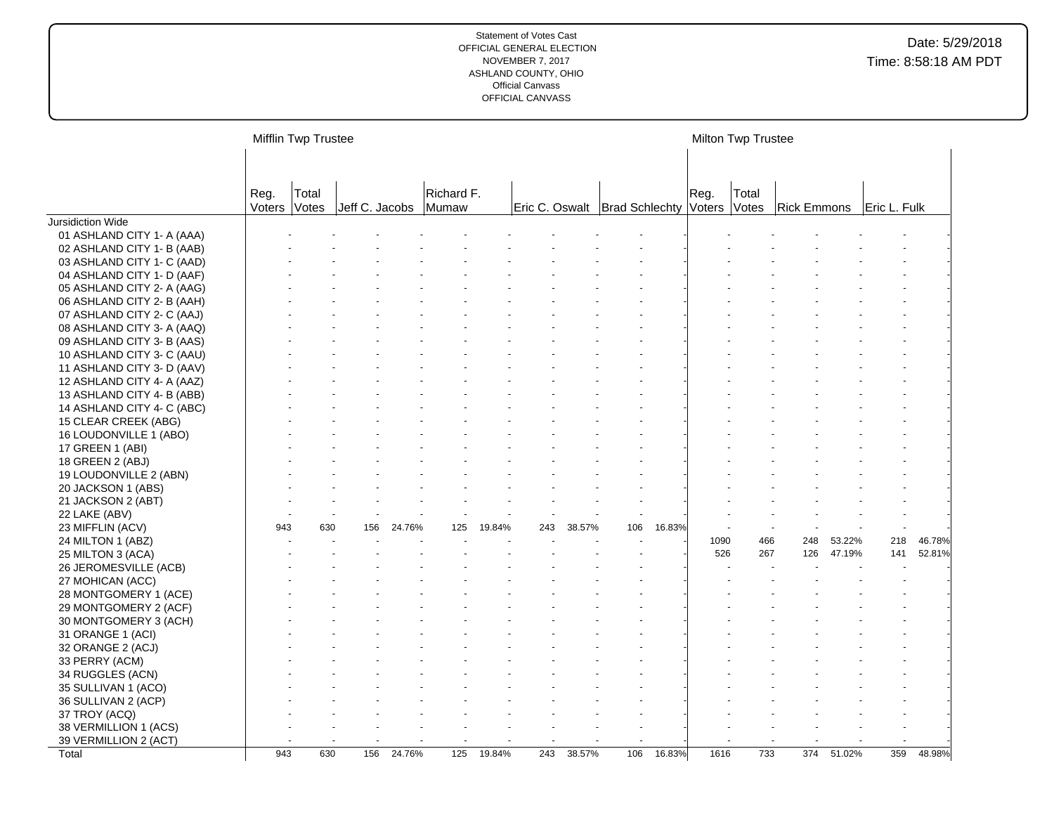Statement of Votes Cast
OFFICIAL GENERAL ELECTION
NOVEMBER 7, 2017
ASHLAND COUNTY, OHIO
Official Canvass
OFFICIAL CANVASS

Date: 5/29/2018
Time: 8:58:18 AM PDT

| | Mifflin Twp Trustee | | | | | | | | | | Milton Twp Trustee | | | | | |
|---|---|---|---|---|---|---|---|---|---|---|---|---|---|---|---|---|
| | Reg. Voters | Total Votes | Jeff C. Jacobs | | Richard F. Mumaw | | Eric C. Oswalt | | Brad Schlechty | | Reg. Voters | Total Votes | Rick Emmons | | Eric L. Fulk | |
| Jursidiction Wide | | | | | | | | | | | | | | | | |
| 01 ASHLAND CITY 1- A (AAA) | - | - | - | - | - | - | - | - | - | - | - | - | - | - | - | - |
| 02 ASHLAND CITY 1- B (AAB) | - | - | - | - | - | - | - | - | - | - | - | - | - | - | - | - |
| 03 ASHLAND CITY 1- C (AAD) | - | - | - | - | - | - | - | - | - | - | - | - | - | - | - | - |
| 04 ASHLAND CITY 1- D (AAF) | - | - | - | - | - | - | - | - | - | - | - | - | - | - | - | - |
| 05 ASHLAND CITY 2- A (AAG) | - | - | - | - | - | - | - | - | - | - | - | - | - | - | - | - |
| 06 ASHLAND CITY 2- B (AAH) | - | - | - | - | - | - | - | - | - | - | - | - | - | - | - | - |
| 07 ASHLAND CITY 2- C (AAJ) | - | - | - | - | - | - | - | - | - | - | - | - | - | - | - | - |
| 08 ASHLAND CITY 3- A (AAQ) | - | - | - | - | - | - | - | - | - | - | - | - | - | - | - | - |
| 09 ASHLAND CITY 3- B (AAS) | - | - | - | - | - | - | - | - | - | - | - | - | - | - | - | - |
| 10 ASHLAND CITY 3- C (AAU) | - | - | - | - | - | - | - | - | - | - | - | - | - | - | - | - |
| 11 ASHLAND CITY 3- D (AAV) | - | - | - | - | - | - | - | - | - | - | - | - | - | - | - | - |
| 12 ASHLAND CITY 4- A (AAZ) | - | - | - | - | - | - | - | - | - | - | - | - | - | - | - | - |
| 13 ASHLAND CITY 4- B (ABB) | - | - | - | - | - | - | - | - | - | - | - | - | - | - | - | - |
| 14 ASHLAND CITY 4- C (ABC) | - | - | - | - | - | - | - | - | - | - | - | - | - | - | - | - |
| 15 CLEAR CREEK (ABG) | - | - | - | - | - | - | - | - | - | - | - | - | - | - | - | - |
| 16 LOUDONVILLE 1 (ABO) | - | - | - | - | - | - | - | - | - | - | - | - | - | - | - | - |
| 17 GREEN 1 (ABI) | - | - | - | - | - | - | - | - | - | - | - | - | - | - | - | - |
| 18 GREEN 2 (ABJ) | - | - | - | - | - | - | - | - | - | - | - | - | - | - | - | - |
| 19 LOUDONVILLE 2 (ABN) | - | - | - | - | - | - | - | - | - | - | - | - | - | - | - | - |
| 20 JACKSON 1 (ABS) | - | - | - | - | - | - | - | - | - | - | - | - | - | - | - | - |
| 21 JACKSON 2 (ABT) | - | - | - | - | - | - | - | - | - | - | - | - | - | - | - | - |
| 22 LAKE (ABV) | - | - | - | - | - | - | - | - | - | - | - | - | - | - | - | - |
| 23 MIFFLIN (ACV) | 943 | 630 | 156 | 24.76% | 125 | 19.84% | 243 | 38.57% | 106 | 16.83% | - | - | - | - | - | - |
| 24 MILTON 1 (ABZ) | - | - | - | - | - | - | - | - | - | - | 1090 | 466 | 248 | 53.22% | 218 | 46.78% |
| 25 MILTON 3 (ACA) | - | - | - | - | - | - | - | - | - | - | 526 | 267 | 126 | 47.19% | 141 | 52.81% |
| 26 JEROMESVILLE (ACB) | - | - | - | - | - | - | - | - | - | - | - | - | - | - | - | - |
| 27 MOHICAN (ACC) | - | - | - | - | - | - | - | - | - | - | - | - | - | - | - | - |
| 28 MONTGOMERY 1 (ACE) | - | - | - | - | - | - | - | - | - | - | - | - | - | - | - | - |
| 29 MONTGOMERY 2 (ACF) | - | - | - | - | - | - | - | - | - | - | - | - | - | - | - | - |
| 30 MONTGOMERY 3 (ACH) | - | - | - | - | - | - | - | - | - | - | - | - | - | - | - | - |
| 31 ORANGE 1 (ACI) | - | - | - | - | - | - | - | - | - | - | - | - | - | - | - | - |
| 32 ORANGE 2 (ACJ) | - | - | - | - | - | - | - | - | - | - | - | - | - | - | - | - |
| 33 PERRY (ACM) | - | - | - | - | - | - | - | - | - | - | - | - | - | - | - | - |
| 34 RUGGLES (ACN) | - | - | - | - | - | - | - | - | - | - | - | - | - | - | - | - |
| 35 SULLIVAN 1 (ACO) | - | - | - | - | - | - | - | - | - | - | - | - | - | - | - | - |
| 36 SULLIVAN 2 (ACP) | - | - | - | - | - | - | - | - | - | - | - | - | - | - | - | - |
| 37 TROY (ACQ) | - | - | - | - | - | - | - | - | - | - | - | - | - | - | - | - |
| 38 VERMILLION 1 (ACS) | - | - | - | - | - | - | - | - | - | - | - | - | - | - | - | - |
| 39 VERMILLION 2 (ACT) | - | - | - | - | - | - | - | - | - | - | - | - | - | - | - | - |
| Total | 943 | 630 | 156 | 24.76% | 125 | 19.84% | 243 | 38.57% | 106 | 16.83% | 1616 | 733 | 374 | 51.02% | 359 | 48.98% |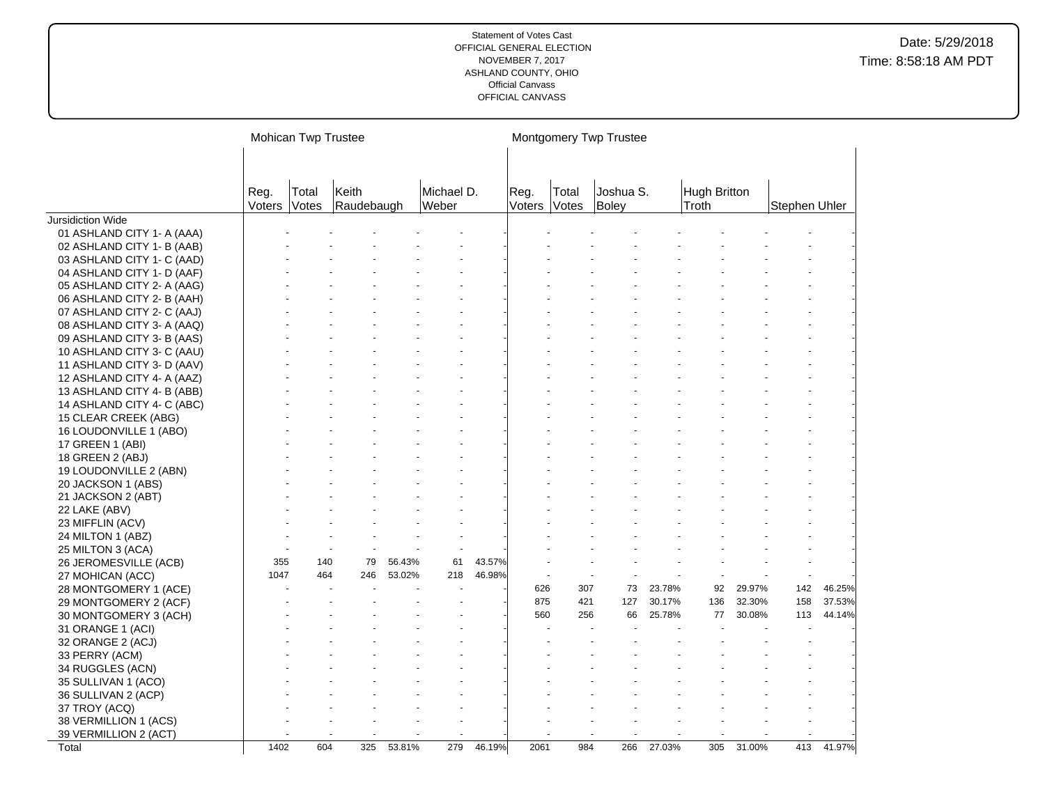Statement of Votes Cast
OFFICIAL GENERAL ELECTION
NOVEMBER 7, 2017
ASHLAND COUNTY, OHIO
Official Canvass
OFFICIAL CANVASS

Date: 5/29/2018
Time: 8:58:18 AM PDT

| | Mohican Twp Trustee | | | | | | Montgomery Twp Trustee | | | | | | | |
|---|---|---|---|---|---|---|---|---|---|---|---|---|---|---|
| | Reg. Voters | Total Votes | Keith Raudebaugh | | Michael D. Weber | | Reg. Voters | Total Votes | Joshua S. Boley | | Hugh Britton Troth | | Stephen Uhler | |
| Jursidiction Wide | | | | | | | | | | | | | | |
| 01 ASHLAND CITY 1- A (AAA) | - | - | - | - | - | - | - | - | - | - | - | - | - | - |
| 02 ASHLAND CITY 1- B (AAB) | - | - | - | - | - | - | - | - | - | - | - | - | - | - |
| 03 ASHLAND CITY 1- C (AAD) | - | - | - | - | - | - | - | - | - | - | - | - | - | - |
| 04 ASHLAND CITY 1- D (AAF) | - | - | - | - | - | - | - | - | - | - | - | - | - | - |
| 05 ASHLAND CITY 2- A (AAG) | - | - | - | - | - | - | - | - | - | - | - | - | - | - |
| 06 ASHLAND CITY 2- B (AAH) | - | - | - | - | - | - | - | - | - | - | - | - | - | - |
| 07 ASHLAND CITY 2- C (AAJ) | - | - | - | - | - | - | - | - | - | - | - | - | - | - |
| 08 ASHLAND CITY 3- A (AAQ) | - | - | - | - | - | - | - | - | - | - | - | - | - | - |
| 09 ASHLAND CITY 3- B (AAS) | - | - | - | - | - | - | - | - | - | - | - | - | - | - |
| 10 ASHLAND CITY 3- C (AAU) | - | - | - | - | - | - | - | - | - | - | - | - | - | - |
| 11 ASHLAND CITY 3- D (AAV) | - | - | - | - | - | - | - | - | - | - | - | - | - | - |
| 12 ASHLAND CITY 4- A (AAZ) | - | - | - | - | - | - | - | - | - | - | - | - | - | - |
| 13 ASHLAND CITY 4- B (ABB) | - | - | - | - | - | - | - | - | - | - | - | - | - | - |
| 14 ASHLAND CITY 4- C (ABC) | - | - | - | - | - | - | - | - | - | - | - | - | - | - |
| 15 CLEAR CREEK (ABG) | - | - | - | - | - | - | - | - | - | - | - | - | - | - |
| 16 LOUDONVILLE 1 (ABO) | - | - | - | - | - | - | - | - | - | - | - | - | - | - |
| 17 GREEN 1 (ABI) | - | - | - | - | - | - | - | - | - | - | - | - | - | - |
| 18 GREEN 2 (ABJ) | - | - | - | - | - | - | - | - | - | - | - | - | - | - |
| 19 LOUDONVILLE 2 (ABN) | - | - | - | - | - | - | - | - | - | - | - | - | - | - |
| 20 JACKSON 1 (ABS) | - | - | - | - | - | - | - | - | - | - | - | - | - | - |
| 21 JACKSON 2 (ABT) | - | - | - | - | - | - | - | - | - | - | - | - | - | - |
| 22 LAKE (ABV) | - | - | - | - | - | - | - | - | - | - | - | - | - | - |
| 23 MIFFLIN (ACV) | - | - | - | - | - | - | - | - | - | - | - | - | - | - |
| 24 MILTON 1 (ABZ) | - | - | - | - | - | - | - | - | - | - | - | - | - | - |
| 25 MILTON 3 (ACA) | - | - | - | - | - | - | - | - | - | - | - | - | - | - |
| 26 JEROMESVILLE (ACB) | 355 | 140 | 79 | 56.43% | 61 | 43.57% | - | - | - | - | - | - | - | - |
| 27 MOHICAN (ACC) | 1047 | 464 | 246 | 53.02% | 218 | 46.98% | - | - | - | - | - | - | - | - |
| 28 MONTGOMERY 1 (ACE) | - | - | - | - | - | - | 626 | 307 | 73 | 23.78% | 92 | 29.97% | 142 | 46.25% |
| 29 MONTGOMERY 2 (ACF) | - | - | - | - | - | - | 875 | 421 | 127 | 30.17% | 136 | 32.30% | 158 | 37.53% |
| 30 MONTGOMERY 3 (ACH) | - | - | - | - | - | - | 560 | 256 | 66 | 25.78% | 77 | 30.08% | 113 | 44.14% |
| 31 ORANGE 1 (ACI) | - | - | - | - | - | - | - | - | - | - | - | - | - | - |
| 32 ORANGE 2 (ACJ) | - | - | - | - | - | - | - | - | - | - | - | - | - | - |
| 33 PERRY (ACM) | - | - | - | - | - | - | - | - | - | - | - | - | - | - |
| 34 RUGGLES (ACN) | - | - | - | - | - | - | - | - | - | - | - | - | - | - |
| 35 SULLIVAN 1 (ACO) | - | - | - | - | - | - | - | - | - | - | - | - | - | - |
| 36 SULLIVAN 2 (ACP) | - | - | - | - | - | - | - | - | - | - | - | - | - | - |
| 37 TROY (ACQ) | - | - | - | - | - | - | - | - | - | - | - | - | - | - |
| 38 VERMILLION 1 (ACS) | - | - | - | - | - | - | - | - | - | - | - | - | - | - |
| 39 VERMILLION 2 (ACT) | - | - | - | - | - | - | - | - | - | - | - | - | - | - |
| Total | 1402 | 604 | 325 | 53.81% | 279 | 46.19% | 2061 | 984 | 266 | 27.03% | 305 | 31.00% | 413 | 41.97% |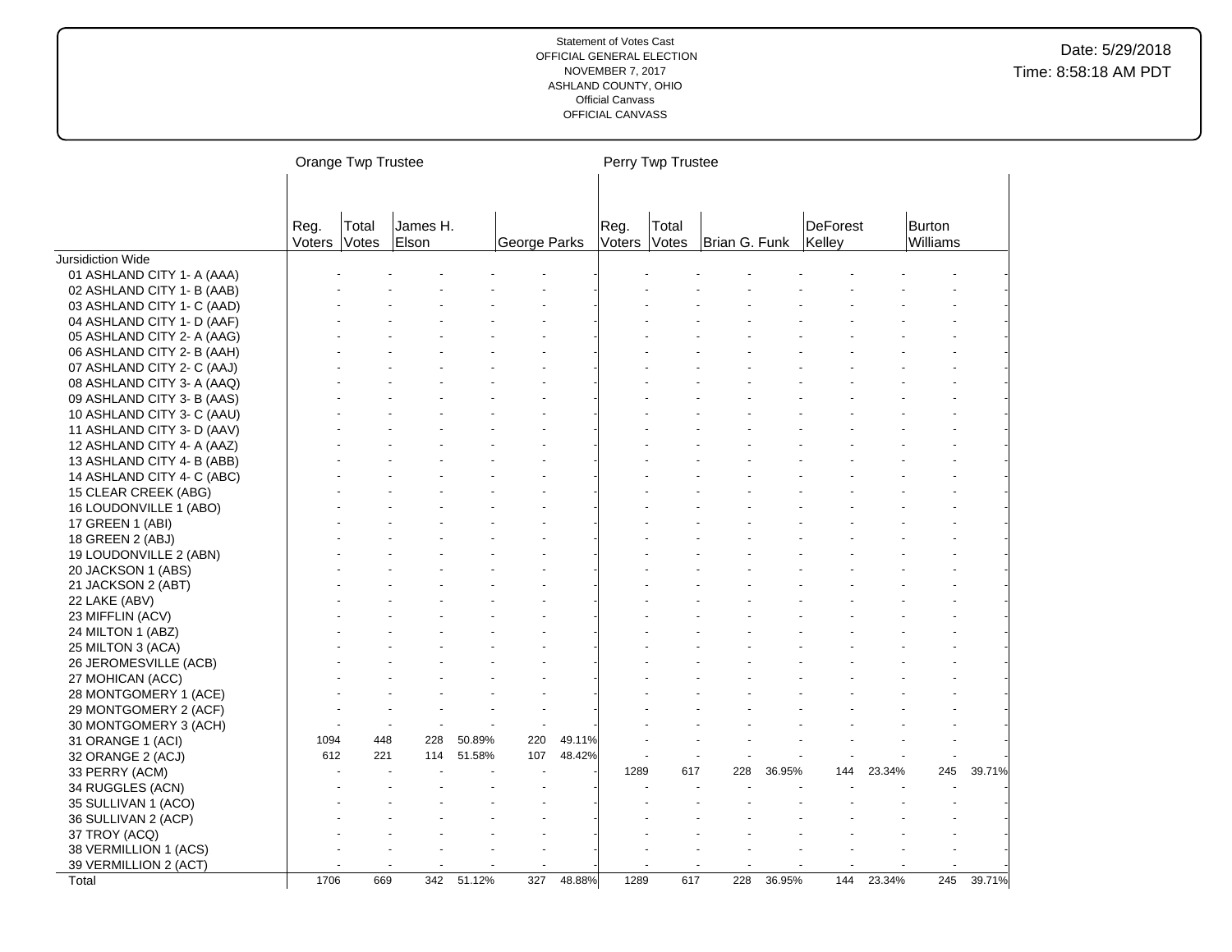Statement of Votes Cast
OFFICIAL GENERAL ELECTION
NOVEMBER 7, 2017
ASHLAND COUNTY, OHIO
Official Canvass
OFFICIAL CANVASS

Date: 5/29/2018
Time: 8:58:18 AM PDT

| | Orange Twp Trustee | | | | | | Perry Twp Trustee | | | | | | | |
|---|---|---|---|---|---|---|---|---|---|---|---|---|---|---|
| | Reg. Voters | Total Votes | James H. Elson | | George Parks | | Reg. Voters | Total Votes | Brian G. Funk | | DeForest Kelley | | Burton Williams | |
| Jursidiction Wide | | | | | | | | | | | | | | |
| 01 ASHLAND CITY 1- A (AAA) | - | - | - | - | - | - | - | - | - | - | - | - | - | - |
| 02 ASHLAND CITY 1- B (AAB) | - | - | - | - | - | - | - | - | - | - | - | - | - | - |
| 03 ASHLAND CITY 1- C (AAD) | - | - | - | - | - | - | - | - | - | - | - | - | - | - |
| 04 ASHLAND CITY 1- D (AAF) | - | - | - | - | - | - | - | - | - | - | - | - | - | - |
| 05 ASHLAND CITY 2- A (AAG) | - | - | - | - | - | - | - | - | - | - | - | - | - | - |
| 06 ASHLAND CITY 2- B (AAH) | - | - | - | - | - | - | - | - | - | - | - | - | - | - |
| 07 ASHLAND CITY 2- C (AAJ) | - | - | - | - | - | - | - | - | - | - | - | - | - | - |
| 08 ASHLAND CITY 3- A (AAQ) | - | - | - | - | - | - | - | - | - | - | - | - | - | - |
| 09 ASHLAND CITY 3- B (AAS) | - | - | - | - | - | - | - | - | - | - | - | - | - | - |
| 10 ASHLAND CITY 3- C (AAU) | - | - | - | - | - | - | - | - | - | - | - | - | - | - |
| 11 ASHLAND CITY 3- D (AAV) | - | - | - | - | - | - | - | - | - | - | - | - | - | - |
| 12 ASHLAND CITY 4- A (AAZ) | - | - | - | - | - | - | - | - | - | - | - | - | - | - |
| 13 ASHLAND CITY 4- B (ABB) | - | - | - | - | - | - | - | - | - | - | - | - | - | - |
| 14 ASHLAND CITY 4- C (ABC) | - | - | - | - | - | - | - | - | - | - | - | - | - | - |
| 15 CLEAR CREEK (ABG) | - | - | - | - | - | - | - | - | - | - | - | - | - | - |
| 16 LOUDONVILLE 1 (ABO) | - | - | - | - | - | - | - | - | - | - | - | - | - | - |
| 17 GREEN 1 (ABI) | - | - | - | - | - | - | - | - | - | - | - | - | - | - |
| 18 GREEN 2 (ABJ) | - | - | - | - | - | - | - | - | - | - | - | - | - | - |
| 19 LOUDONVILLE 2 (ABN) | - | - | - | - | - | - | - | - | - | - | - | - | - | - |
| 20 JACKSON 1 (ABS) | - | - | - | - | - | - | - | - | - | - | - | - | - | - |
| 21 JACKSON 2 (ABT) | - | - | - | - | - | - | - | - | - | - | - | - | - | - |
| 22 LAKE (ABV) | - | - | - | - | - | - | - | - | - | - | - | - | - | - |
| 23 MIFFLIN (ACV) | - | - | - | - | - | - | - | - | - | - | - | - | - | - |
| 24 MILTON 1 (ABZ) | - | - | - | - | - | - | - | - | - | - | - | - | - | - |
| 25 MILTON 3 (ACA) | - | - | - | - | - | - | - | - | - | - | - | - | - | - |
| 26 JEROMESVILLE (ACB) | - | - | - | - | - | - | - | - | - | - | - | - | - | - |
| 27 MOHICAN (ACC) | - | - | - | - | - | - | - | - | - | - | - | - | - | - |
| 28 MONTGOMERY 1 (ACE) | - | - | - | - | - | - | - | - | - | - | - | - | - | - |
| 29 MONTGOMERY 2 (ACF) | - | - | - | - | - | - | - | - | - | - | - | - | - | - |
| 30 MONTGOMERY 3 (ACH) | - | - | - | - | - | - | - | - | - | - | - | - | - | - |
| 31 ORANGE 1 (ACI) | 1094 | 448 | 228 | 50.89% | 220 | 49.11% | - | - | - | - | - | - | - | - |
| 32 ORANGE 2 (ACJ) | 612 | 221 | 114 | 51.58% | 107 | 48.42% | - | - | - | - | - | - | - | - |
| 33 PERRY (ACM) | - | - | - | - | - | - | 1289 | 617 | 228 | 36.95% | 144 | 23.34% | 245 | 39.71% |
| 34 RUGGLES (ACN) | - | - | - | - | - | - | - | - | - | - | - | - | - | - |
| 35 SULLIVAN 1 (ACO) | - | - | - | - | - | - | - | - | - | - | - | - | - | - |
| 36 SULLIVAN 2 (ACP) | - | - | - | - | - | - | - | - | - | - | - | - | - | - |
| 37 TROY (ACQ) | - | - | - | - | - | - | - | - | - | - | - | - | - | - |
| 38 VERMILLION 1 (ACS) | - | - | - | - | - | - | - | - | - | - | - | - | - | - |
| 39 VERMILLION 2 (ACT) | - | - | - | - | - | - | - | - | - | - | - | - | - | - |
| Total | 1706 | 669 | 342 | 51.12% | 327 | 48.88% | 1289 | 617 | 228 | 36.95% | 144 | 23.34% | 245 | 39.71% |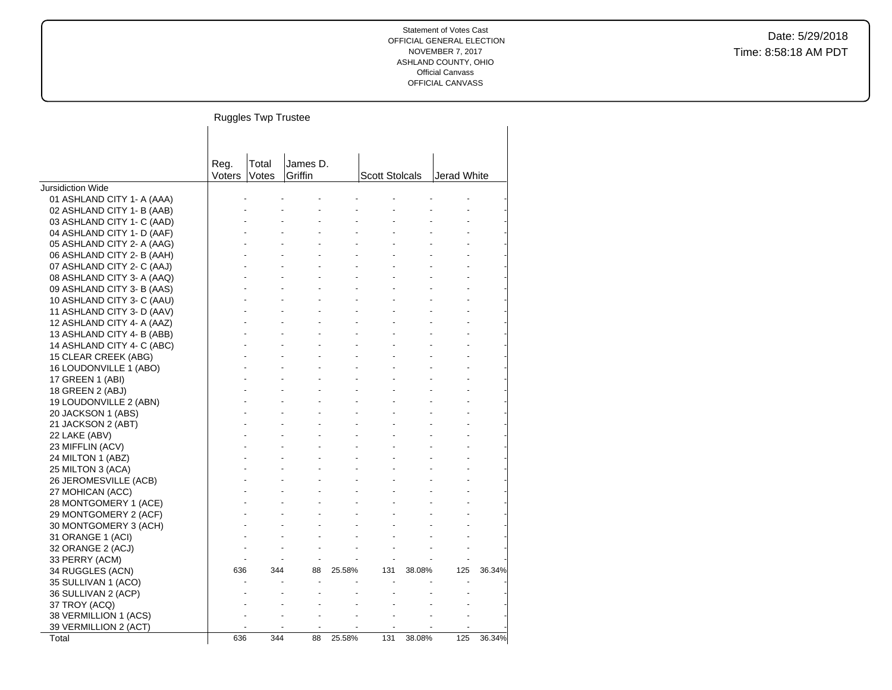Statement of Votes Cast
OFFICIAL GENERAL ELECTION
NOVEMBER 7, 2017
ASHLAND COUNTY, OHIO
Official Canvass
OFFICIAL CANVASS

Date: 5/29/2018
Time: 8:58:18 AM PDT

## Ruggles Twp Trustee

| | Reg. Voters | Total Votes | James D. Griffin | | Scott Stolcals | | Jerad White | |
|---|---|---|---|---|---|---|---|---|
| Jursidiction Wide | | | | | | | | |
| 01 ASHLAND CITY 1- A (AAA) | - | - | - | - | - | - | - | - |
| 02 ASHLAND CITY 1- B (AAB) | - | - | - | - | - | - | - | - |
| 03 ASHLAND CITY 1- C (AAD) | - | - | - | - | - | - | - | - |
| 04 ASHLAND CITY 1- D (AAF) | - | - | - | - | - | - | - | - |
| 05 ASHLAND CITY 2- A (AAG) | - | - | - | - | - | - | - | - |
| 06 ASHLAND CITY 2- B (AAH) | - | - | - | - | - | - | - | - |
| 07 ASHLAND CITY 2- C (AAJ) | - | - | - | - | - | - | - | - |
| 08 ASHLAND CITY 3- A (AAQ) | - | - | - | - | - | - | - | - |
| 09 ASHLAND CITY 3- B (AAS) | - | - | - | - | - | - | - | - |
| 10 ASHLAND CITY 3- C (AAU) | - | - | - | - | - | - | - | - |
| 11 ASHLAND CITY 3- D (AAV) | - | - | - | - | - | - | - | - |
| 12 ASHLAND CITY 4- A (AAZ) | - | - | - | - | - | - | - | - |
| 13 ASHLAND CITY 4- B (ABB) | - | - | - | - | - | - | - | - |
| 14 ASHLAND CITY 4- C (ABC) | - | - | - | - | - | - | - | - |
| 15 CLEAR CREEK (ABG) | - | - | - | - | - | - | - | - |
| 16 LOUDONVILLE 1 (ABO) | - | - | - | - | - | - | - | - |
| 17 GREEN 1 (ABI) | - | - | - | - | - | - | - | - |
| 18 GREEN 2 (ABJ) | - | - | - | - | - | - | - | - |
| 19 LOUDONVILLE 2 (ABN) | - | - | - | - | - | - | - | - |
| 20 JACKSON 1 (ABS) | - | - | - | - | - | - | - | - |
| 21 JACKSON 2 (ABT) | - | - | - | - | - | - | - | - |
| 22 LAKE (ABV) | - | - | - | - | - | - | - | - |
| 23 MIFFLIN (ACV) | - | - | - | - | - | - | - | - |
| 24 MILTON 1 (ABZ) | - | - | - | - | - | - | - | - |
| 25 MILTON 3 (ACA) | - | - | - | - | - | - | - | - |
| 26 JEROMESVILLE (ACB) | - | - | - | - | - | - | - | - |
| 27 MOHICAN (ACC) | - | - | - | - | - | - | - | - |
| 28 MONTGOMERY 1 (ACE) | - | - | - | - | - | - | - | - |
| 29 MONTGOMERY 2 (ACF) | - | - | - | - | - | - | - | - |
| 30 MONTGOMERY 3 (ACH) | - | - | - | - | - | - | - | - |
| 31 ORANGE 1 (ACI) | - | - | - | - | - | - | - | - |
| 32 ORANGE 2 (ACJ) | - | - | - | - | - | - | - | - |
| 33 PERRY (ACM) | - | - | - | - | - | - | - | - |
| 34 RUGGLES (ACN) | 636 | 344 | 88 | 25.58% | 131 | 38.08% | 125 | 36.34% |
| 35 SULLIVAN 1 (ACO) | - | - | - | - | - | - | - | - |
| 36 SULLIVAN 2 (ACP) | - | - | - | - | - | - | - | - |
| 37 TROY (ACQ) | - | - | - | - | - | - | - | - |
| 38 VERMILLION 1 (ACS) | - | - | - | - | - | - | - | - |
| 39 VERMILLION 2 (ACT) | - | - | - | - | - | - | - | - |
| Total | 636 | 344 | 88 | 25.58% | 131 | 38.08% | 125 | 36.34% |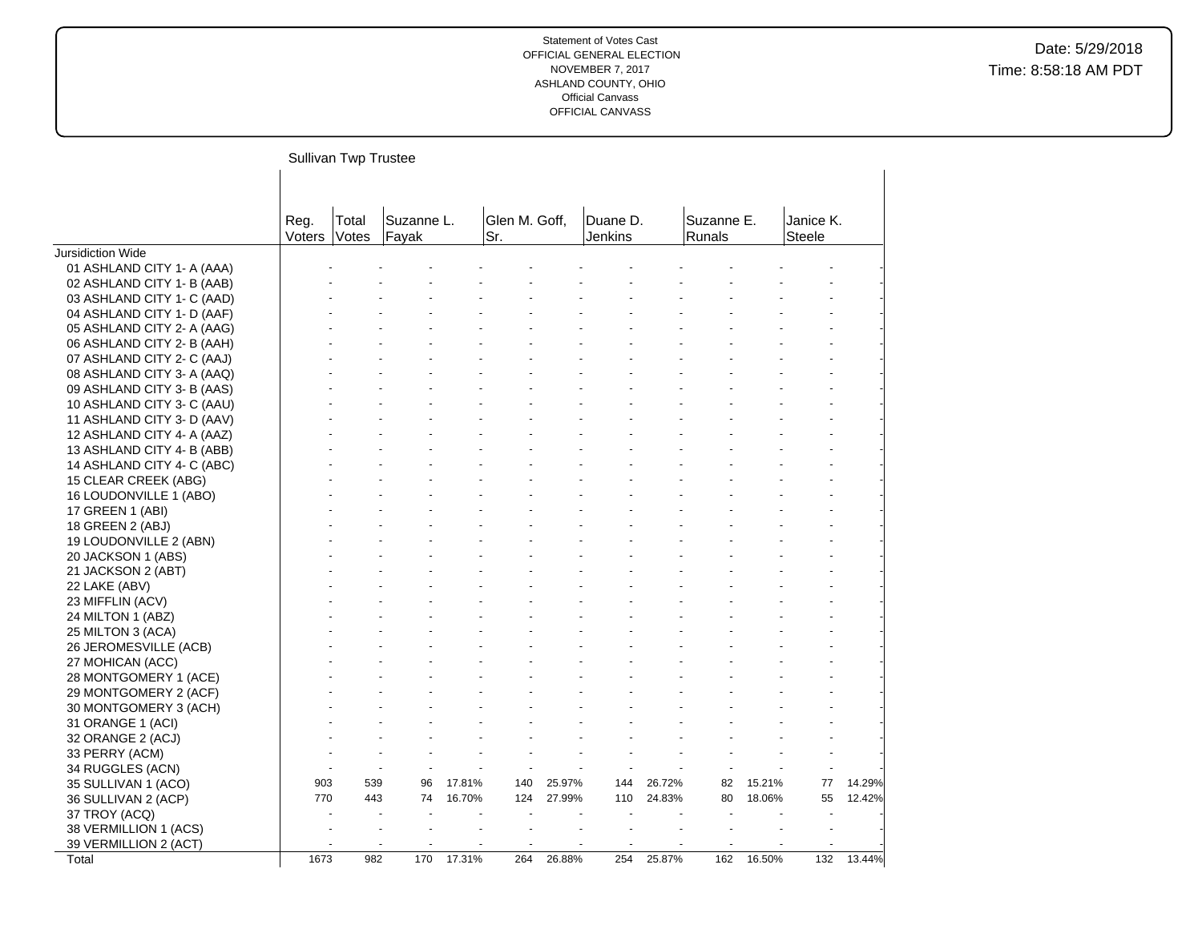Statement of Votes Cast
OFFICIAL GENERAL ELECTION
NOVEMBER 7, 2017
ASHLAND COUNTY, OHIO
Official Canvass
OFFICIAL CANVASS

Date: 5/29/2018
Time: 8:58:18 AM PDT

## Sullivan Twp Trustee

| | Reg. Voters | Total Votes | Suzanne L. Fayak | | Glen M. Goff, Sr. | | Duane D. Jenkins | | Suzanne E. Runals | | Janice K. Steele | |
|---|---|---|---|---|---|---|---|---|---|---|---|---|
| Jursidiction Wide | | | | | | | | | | | | |
| 01 ASHLAND CITY 1- A (AAA) | - | - | - | - | - | - | - | - | - | - | - | - |
| 02 ASHLAND CITY 1- B (AAB) | - | - | - | - | - | - | - | - | - | - | - | - |
| 03 ASHLAND CITY 1- C (AAD) | - | - | - | - | - | - | - | - | - | - | - | - |
| 04 ASHLAND CITY 1- D (AAF) | - | - | - | - | - | - | - | - | - | - | - | - |
| 05 ASHLAND CITY 2- A (AAG) | - | - | - | - | - | - | - | - | - | - | - | - |
| 06 ASHLAND CITY 2- B (AAH) | - | - | - | - | - | - | - | - | - | - | - | - |
| 07 ASHLAND CITY 2- C (AAJ) | - | - | - | - | - | - | - | - | - | - | - | - |
| 08 ASHLAND CITY 3- A (AAQ) | - | - | - | - | - | - | - | - | - | - | - | - |
| 09 ASHLAND CITY 3- B (AAS) | - | - | - | - | - | - | - | - | - | - | - | - |
| 10 ASHLAND CITY 3- C (AAU) | - | - | - | - | - | - | - | - | - | - | - | - |
| 11 ASHLAND CITY 3- D (AAV) | - | - | - | - | - | - | - | - | - | - | - | - |
| 12 ASHLAND CITY 4- A (AAZ) | - | - | - | - | - | - | - | - | - | - | - | - |
| 13 ASHLAND CITY 4- B (ABB) | - | - | - | - | - | - | - | - | - | - | - | - |
| 14 ASHLAND CITY 4- C (ABC) | - | - | - | - | - | - | - | - | - | - | - | - |
| 15 CLEAR CREEK (ABG) | - | - | - | - | - | - | - | - | - | - | - | - |
| 16 LOUDONVILLE 1 (ABO) | - | - | - | - | - | - | - | - | - | - | - | - |
| 17 GREEN 1 (ABI) | - | - | - | - | - | - | - | - | - | - | - | - |
| 18 GREEN 2 (ABJ) | - | - | - | - | - | - | - | - | - | - | - | - |
| 19 LOUDONVILLE 2 (ABN) | - | - | - | - | - | - | - | - | - | - | - | - |
| 20 JACKSON 1 (ABS) | - | - | - | - | - | - | - | - | - | - | - | - |
| 21 JACKSON 2 (ABT) | - | - | - | - | - | - | - | - | - | - | - | - |
| 22 LAKE (ABV) | - | - | - | - | - | - | - | - | - | - | - | - |
| 23 MIFFLIN (ACV) | - | - | - | - | - | - | - | - | - | - | - | - |
| 24 MILTON 1 (ABZ) | - | - | - | - | - | - | - | - | - | - | - | - |
| 25 MILTON 3 (ACA) | - | - | - | - | - | - | - | - | - | - | - | - |
| 26 JEROMESVILLE (ACB) | - | - | - | - | - | - | - | - | - | - | - | - |
| 27 MOHICAN (ACC) | - | - | - | - | - | - | - | - | - | - | - | - |
| 28 MONTGOMERY 1 (ACE) | - | - | - | - | - | - | - | - | - | - | - | - |
| 29 MONTGOMERY 2 (ACF) | - | - | - | - | - | - | - | - | - | - | - | - |
| 30 MONTGOMERY 3 (ACH) | - | - | - | - | - | - | - | - | - | - | - | - |
| 31 ORANGE 1 (ACI) | - | - | - | - | - | - | - | - | - | - | - | - |
| 32 ORANGE 2 (ACJ) | - | - | - | - | - | - | - | - | - | - | - | - |
| 33 PERRY (ACM) | - | - | - | - | - | - | - | - | - | - | - | - |
| 34 RUGGLES (ACN) | - | - | - | - | - | - | - | - | - | - | - | - |
| 35 SULLIVAN 1 (ACO) | 903 | 539 | 96 | 17.81% | 140 | 25.97% | 144 | 26.72% | 82 | 15.21% | 77 | 14.29% |
| 36 SULLIVAN 2 (ACP) | 770 | 443 | 74 | 16.70% | 124 | 27.99% | 110 | 24.83% | 80 | 18.06% | 55 | 12.42% |
| 37 TROY (ACQ) | - | - | - | - | - | - | - | - | - | - | - | - |
| 38 VERMILLION 1 (ACS) | - | - | - | - | - | - | - | - | - | - | - | - |
| 39 VERMILLION 2 (ACT) | - | - | - | - | - | - | - | - | - | - | - | - |
| Total | 1673 | 982 | 170 | 17.31% | 264 | 26.88% | 254 | 25.87% | 162 | 16.50% | 132 | 13.44% |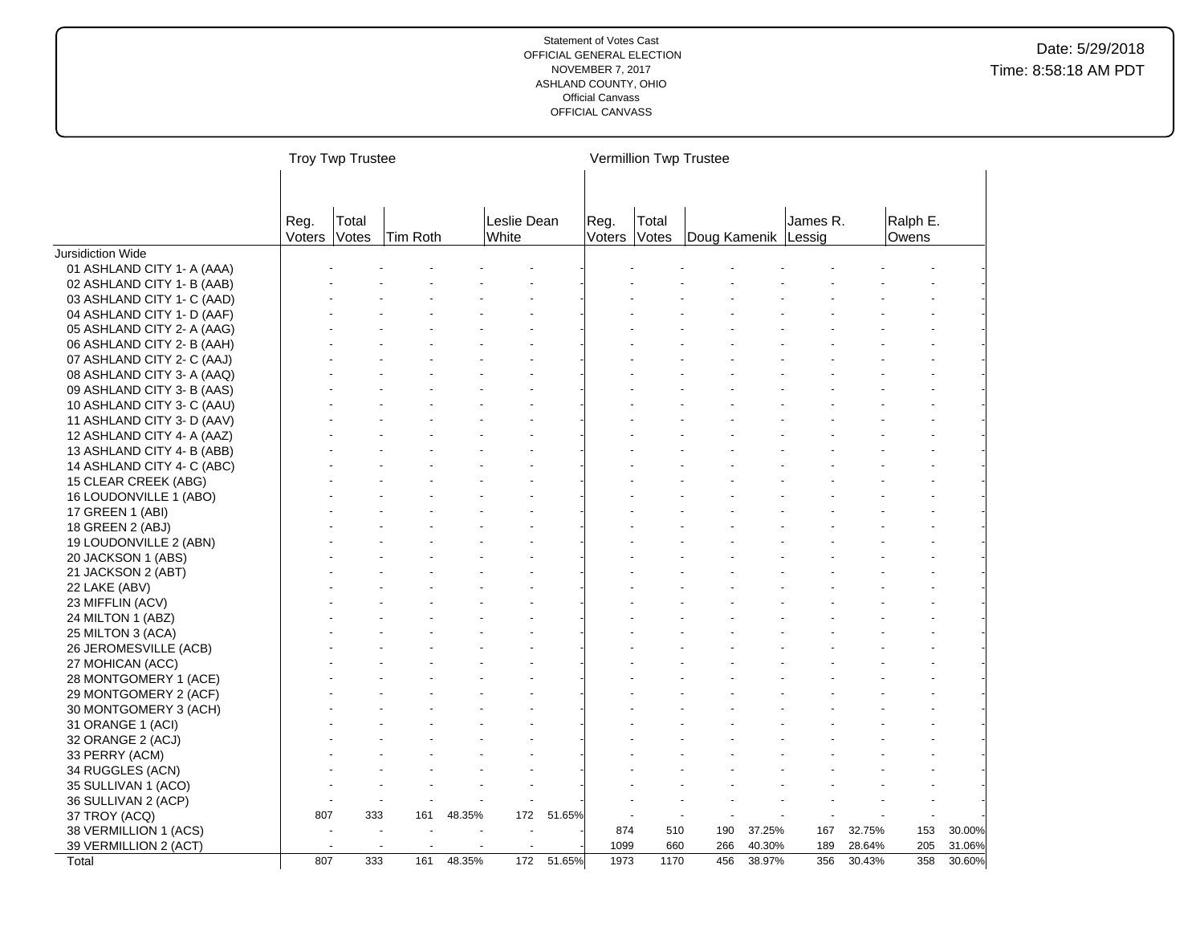Statement of Votes Cast
OFFICIAL GENERAL ELECTION
NOVEMBER 7, 2017
ASHLAND COUNTY, OHIO
Official Canvass
OFFICIAL CANVASS

Date: 5/29/2018
Time: 8:58:18 AM PDT

| | Troy Twp Trustee | | | | | | Vermillion Twp Trustee | | | | | | | |
|---|---|---|---|---|---|---|---|---|---|---|---|---|---|---|
| | Reg. Voters | Total Votes | Tim Roth | | Leslie Dean White | | Reg. Voters | Total Votes | Doug Kamenik | | James R. Lessig | | Ralph E. Owens | |
| Jursidiction Wide | | | | | | | | | | | | | | |
| 01 ASHLAND CITY 1- A (AAA) | - | - | - | - | - | - | - | - | - | - | - | - | - | - |
| 02 ASHLAND CITY 1- B (AAB) | - | - | - | - | - | - | - | - | - | - | - | - | - | - |
| 03 ASHLAND CITY 1- C (AAD) | - | - | - | - | - | - | - | - | - | - | - | - | - | - |
| 04 ASHLAND CITY 1- D (AAF) | - | - | - | - | - | - | - | - | - | - | - | - | - | - |
| 05 ASHLAND CITY 2- A (AAG) | - | - | - | - | - | - | - | - | - | - | - | - | - | - |
| 06 ASHLAND CITY 2- B (AAH) | - | - | - | - | - | - | - | - | - | - | - | - | - | - |
| 07 ASHLAND CITY 2- C (AAJ) | - | - | - | - | - | - | - | - | - | - | - | - | - | - |
| 08 ASHLAND CITY 3- A (AAQ) | - | - | - | - | - | - | - | - | - | - | - | - | - | - |
| 09 ASHLAND CITY 3- B (AAS) | - | - | - | - | - | - | - | - | - | - | - | - | - | - |
| 10 ASHLAND CITY 3- C (AAU) | - | - | - | - | - | - | - | - | - | - | - | - | - | - |
| 11 ASHLAND CITY 3- D (AAV) | - | - | - | - | - | - | - | - | - | - | - | - | - | - |
| 12 ASHLAND CITY 4- A (AAZ) | - | - | - | - | - | - | - | - | - | - | - | - | - | - |
| 13 ASHLAND CITY 4- B (ABB) | - | - | - | - | - | - | - | - | - | - | - | - | - | - |
| 14 ASHLAND CITY 4- C (ABC) | - | - | - | - | - | - | - | - | - | - | - | - | - | - |
| 15 CLEAR CREEK (ABG) | - | - | - | - | - | - | - | - | - | - | - | - | - | - |
| 16 LOUDONVILLE 1 (ABO) | - | - | - | - | - | - | - | - | - | - | - | - | - | - |
| 17 GREEN 1 (ABI) | - | - | - | - | - | - | - | - | - | - | - | - | - | - |
| 18 GREEN 2 (ABJ) | - | - | - | - | - | - | - | - | - | - | - | - | - | - |
| 19 LOUDONVILLE 2 (ABN) | - | - | - | - | - | - | - | - | - | - | - | - | - | - |
| 20 JACKSON 1 (ABS) | - | - | - | - | - | - | - | - | - | - | - | - | - | - |
| 21 JACKSON 2 (ABT) | - | - | - | - | - | - | - | - | - | - | - | - | - | - |
| 22 LAKE (ABV) | - | - | - | - | - | - | - | - | - | - | - | - | - | - |
| 23 MIFFLIN (ACV) | - | - | - | - | - | - | - | - | - | - | - | - | - | - |
| 24 MILTON 1 (ABZ) | - | - | - | - | - | - | - | - | - | - | - | - | - | - |
| 25 MILTON 3 (ACA) | - | - | - | - | - | - | - | - | - | - | - | - | - | - |
| 26 JEROMESVILLE (ACB) | - | - | - | - | - | - | - | - | - | - | - | - | - | - |
| 27 MOHICAN (ACC) | - | - | - | - | - | - | - | - | - | - | - | - | - | - |
| 28 MONTGOMERY 1 (ACE) | - | - | - | - | - | - | - | - | - | - | - | - | - | - |
| 29 MONTGOMERY 2 (ACF) | - | - | - | - | - | - | - | - | - | - | - | - | - | - |
| 30 MONTGOMERY 3 (ACH) | - | - | - | - | - | - | - | - | - | - | - | - | - | - |
| 31 ORANGE 1 (ACI) | - | - | - | - | - | - | - | - | - | - | - | - | - | - |
| 32 ORANGE 2 (ACJ) | - | - | - | - | - | - | - | - | - | - | - | - | - | - |
| 33 PERRY (ACM) | - | - | - | - | - | - | - | - | - | - | - | - | - | - |
| 34 RUGGLES (ACN) | - | - | - | - | - | - | - | - | - | - | - | - | - | - |
| 35 SULLIVAN 1 (ACO) | - | - | - | - | - | - | - | - | - | - | - | - | - | - |
| 36 SULLIVAN 2 (ACP) | - | - | - | - | - | - | - | - | - | - | - | - | - | - |
| 37 TROY (ACQ) | 807 | 333 | 161 | 48.35% | 172 | 51.65% | - | - | - | - | - | - | - | - |
| 38 VERMILLION 1 (ACS) | - | - | - | - | - | - | 874 | 510 | 190 | 37.25% | 167 | 32.75% | 153 | 30.00% |
| 39 VERMILLION 2 (ACT) | - | - | - | - | - | - | 1099 | 660 | 266 | 40.30% | 189 | 28.64% | 205 | 31.06% |
| Total | 807 | 333 | 161 | 48.35% | 172 | 51.65% | 1973 | 1170 | 456 | 38.97% | 356 | 30.43% | 358 | 30.60% |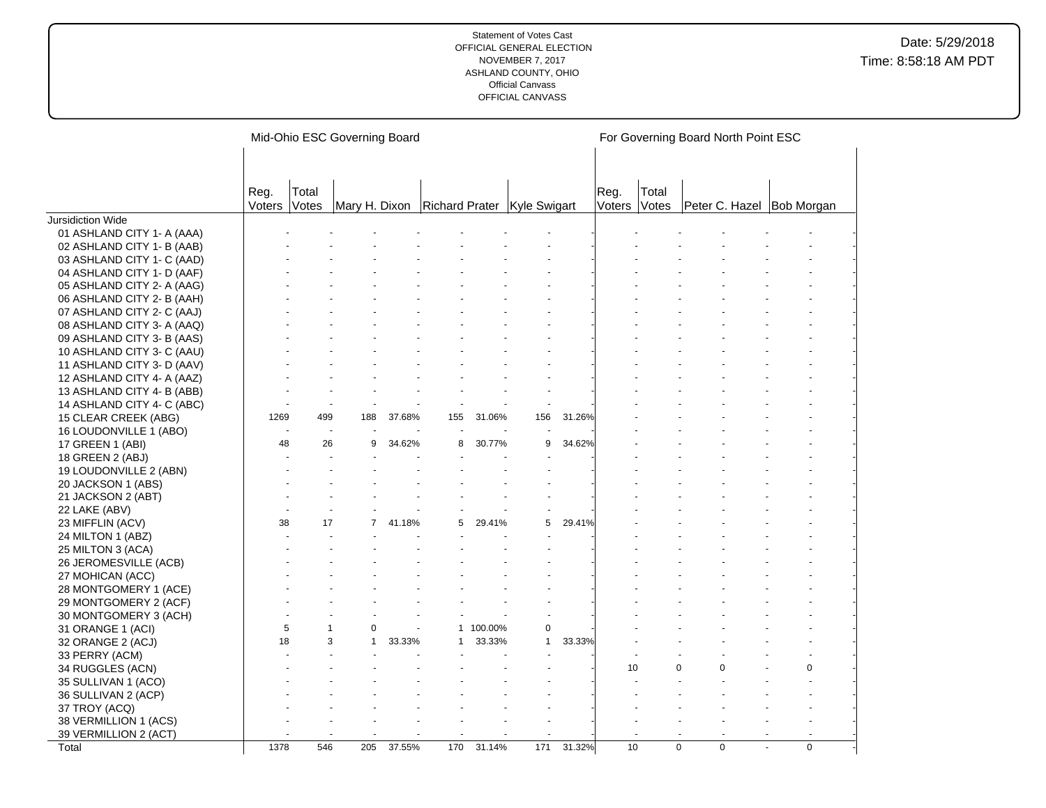Statement of Votes Cast
OFFICIAL GENERAL ELECTION
NOVEMBER 7, 2017
ASHLAND COUNTY, OHIO
Official Canvass
OFFICIAL CANVASS

Date: 5/29/2018
Time: 8:58:18 AM PDT

| | Mid-Ohio ESC Governing Board | | | | | | | | For Governing Board North Point ESC | | | | | |
|---|---|---|---|---|---|---|---|---|---|---|---|---|---|---|
| | Reg. Voters | Total Votes | Mary H. Dixon | | Richard Prater | | Kyle Swigart | | Reg. Voters | Total Votes | Peter C. Hazel | | Bob Morgan | |
| Jursidiction Wide | | | | | | | | | | | | | | |
| 01 ASHLAND CITY 1- A (AAA) | - | - | - | - | - | - | - | - | - | - | - | - | - | - |
| 02 ASHLAND CITY 1- B (AAB) | - | - | - | - | - | - | - | - | - | - | - | - | - | - |
| 03 ASHLAND CITY 1- C (AAD) | - | - | - | - | - | - | - | - | - | - | - | - | - | - |
| 04 ASHLAND CITY 1- D (AAF) | - | - | - | - | - | - | - | - | - | - | - | - | - | - |
| 05 ASHLAND CITY 2- A (AAG) | - | - | - | - | - | - | - | - | - | - | - | - | - | - |
| 06 ASHLAND CITY 2- B (AAH) | - | - | - | - | - | - | - | - | - | - | - | - | - | - |
| 07 ASHLAND CITY 2- C (AAJ) | - | - | - | - | - | - | - | - | - | - | - | - | - | - |
| 08 ASHLAND CITY 3- A (AAQ) | - | - | - | - | - | - | - | - | - | - | - | - | - | - |
| 09 ASHLAND CITY 3- B (AAS) | - | - | - | - | - | - | - | - | - | - | - | - | - | - |
| 10 ASHLAND CITY 3- C (AAU) | - | - | - | - | - | - | - | - | - | - | - | - | - | - |
| 11 ASHLAND CITY 3- D (AAV) | - | - | - | - | - | - | - | - | - | - | - | - | - | - |
| 12 ASHLAND CITY 4- A (AAZ) | - | - | - | - | - | - | - | - | - | - | - | - | - | - |
| 13 ASHLAND CITY 4- B (ABB) | - | - | - | - | - | - | - | - | - | - | - | - | - | - |
| 14 ASHLAND CITY 4- C (ABC) | - | - | - | - | - | - | - | - | - | - | - | - | - | - |
| 15 CLEAR CREEK (ABG) | 1269 | 499 | 188 | 37.68% | 155 | 31.06% | 156 | 31.26% | - | - | - | - | - | - |
| 16 LOUDONVILLE 1 (ABO) | - | - | - | - | - | - | - | - | - | - | - | - | - | - |
| 17 GREEN 1 (ABI) | 48 | 26 | 9 | 34.62% | 8 | 30.77% | 9 | 34.62% | - | - | - | - | - | - |
| 18 GREEN 2 (ABJ) | - | - | - | - | - | - | - | - | - | - | - | - | - | - |
| 19 LOUDONVILLE 2 (ABN) | - | - | - | - | - | - | - | - | - | - | - | - | - | - |
| 20 JACKSON 1 (ABS) | - | - | - | - | - | - | - | - | - | - | - | - | - | - |
| 21 JACKSON 2 (ABT) | - | - | - | - | - | - | - | - | - | - | - | - | - | - |
| 22 LAKE (ABV) | - | - | - | - | - | - | - | - | - | - | - | - | - | - |
| 23 MIFFLIN (ACV) | 38 | 17 | 7 | 41.18% | 5 | 29.41% | 5 | 29.41% | - | - | - | - | - | - |
| 24 MILTON 1 (ABZ) | - | - | - | - | - | - | - | - | - | - | - | - | - | - |
| 25 MILTON 3 (ACA) | - | - | - | - | - | - | - | - | - | - | - | - | - | - |
| 26 JEROMESVILLE (ACB) | - | - | - | - | - | - | - | - | - | - | - | - | - | - |
| 27 MOHICAN (ACC) | - | - | - | - | - | - | - | - | - | - | - | - | - | - |
| 28 MONTGOMERY 1 (ACE) | - | - | - | - | - | - | - | - | - | - | - | - | - | - |
| 29 MONTGOMERY 2 (ACF) | - | - | - | - | - | - | - | - | - | - | - | - | - | - |
| 30 MONTGOMERY 3 (ACH) | - | - | - | - | - | - | - | - | - | - | - | - | - | - |
| 31 ORANGE 1 (ACI) | 5 | 1 | 0 | - | 1 | 100.00% | 0 | - | - | - | - | - | - | - |
| 32 ORANGE 2 (ACJ) | 18 | 3 | 1 | 33.33% | 1 | 33.33% | 1 | 33.33% | - | - | - | - | - | - |
| 33 PERRY (ACM) | - | - | - | - | - | - | - | - | - | - | - | - | - | - |
| 34 RUGGLES (ACN) | - | - | - | - | - | - | - | - | 10 | 0 | 0 | - | 0 | - |
| 35 SULLIVAN 1 (ACO) | - | - | - | - | - | - | - | - | - | - | - | - | - | - |
| 36 SULLIVAN 2 (ACP) | - | - | - | - | - | - | - | - | - | - | - | - | - | - |
| 37 TROY (ACQ) | - | - | - | - | - | - | - | - | - | - | - | - | - | - |
| 38 VERMILLION 1 (ACS) | - | - | - | - | - | - | - | - | - | - | - | - | - | - |
| 39 VERMILLION 2 (ACT) | - | - | - | - | - | - | - | - | - | - | - | - | - | - |
| Total | 1378 | 546 | 205 | 37.55% | 170 | 31.14% | 171 | 31.32% | 10 | 0 | 0 | - | 0 | - |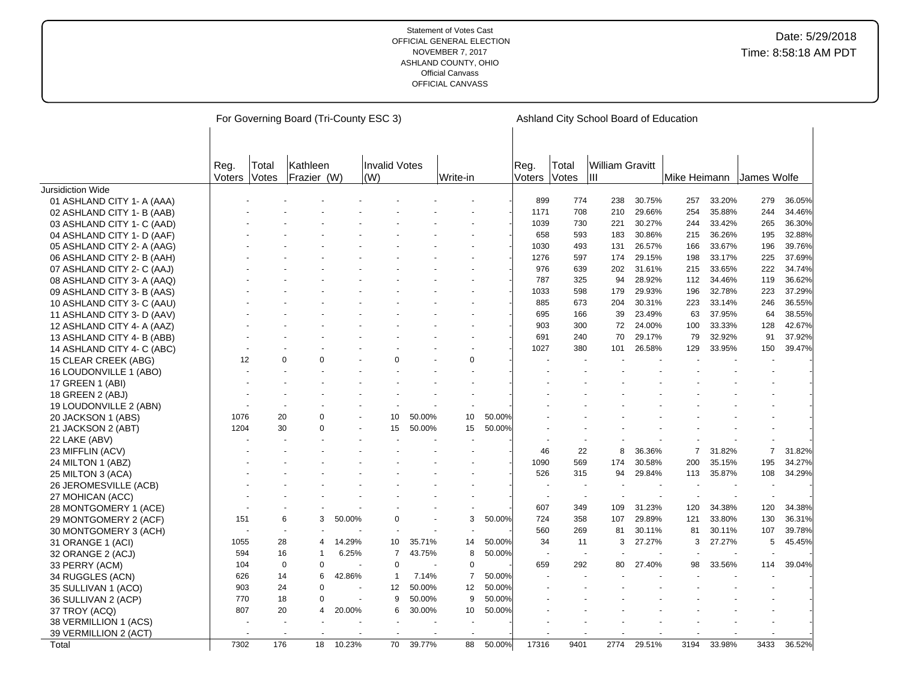Statement of Votes Cast
OFFICIAL GENERAL ELECTION
NOVEMBER 7, 2017
ASHLAND COUNTY, OHIO
Official Canvass
OFFICIAL CANVASS

Date: 5/29/2018
Time: 8:58:18 AM PDT

| | For Governing Board (Tri-County ESC 3) | | | | | | | | Ashland City School Board of Education | | | | | | | |
|---|---|---|---|---|---|---|---|---|---|---|---|---|---|---|---|---|
| | Reg. Voters | Total Votes | Kathleen Frazier (W) | | Invalid Votes (W) | | Write-in | | Reg. Voters | Total Votes | William Gravitt III | | Mike Heimann | | James Wolfe | |
| Jursidiction Wide | | | | | | | | | | | | | | | | |
| 01 ASHLAND CITY 1- A (AAA) | - | - | - | - | - | - | - | - | 899 | 774 | 238 | 30.75% | 257 | 33.20% | 279 | 36.05% |
| 02 ASHLAND CITY 1- B (AAB) | - | - | - | - | - | - | - | - | 1171 | 708 | 210 | 29.66% | 254 | 35.88% | 244 | 34.46% |
| 03 ASHLAND CITY 1- C (AAD) | - | - | - | - | - | - | - | - | 1039 | 730 | 221 | 30.27% | 244 | 33.42% | 265 | 36.30% |
| 04 ASHLAND CITY 1- D (AAF) | - | - | - | - | - | - | - | - | 658 | 593 | 183 | 30.86% | 215 | 36.26% | 195 | 32.88% |
| 05 ASHLAND CITY 2- A (AAG) | - | - | - | - | - | - | - | - | 1030 | 493 | 131 | 26.57% | 166 | 33.67% | 196 | 39.76% |
| 06 ASHLAND CITY 2- B (AAH) | - | - | - | - | - | - | - | - | 1276 | 597 | 174 | 29.15% | 198 | 33.17% | 225 | 37.69% |
| 07 ASHLAND CITY 2- C (AAJ) | - | - | - | - | - | - | - | - | 976 | 639 | 202 | 31.61% | 215 | 33.65% | 222 | 34.74% |
| 08 ASHLAND CITY 3- A (AAQ) | - | - | - | - | - | - | - | - | 787 | 325 | 94 | 28.92% | 112 | 34.46% | 119 | 36.62% |
| 09 ASHLAND CITY 3- B (AAS) | - | - | - | - | - | - | - | - | 1033 | 598 | 179 | 29.93% | 196 | 32.78% | 223 | 37.29% |
| 10 ASHLAND CITY 3- C (AAU) | - | - | - | - | - | - | - | - | 885 | 673 | 204 | 30.31% | 223 | 33.14% | 246 | 36.55% |
| 11 ASHLAND CITY 3- D (AAV) | - | - | - | - | - | - | - | - | 695 | 166 | 39 | 23.49% | 63 | 37.95% | 64 | 38.55% |
| 12 ASHLAND CITY 4- A (AAZ) | - | - | - | - | - | - | - | - | 903 | 300 | 72 | 24.00% | 100 | 33.33% | 128 | 42.67% |
| 13 ASHLAND CITY 4- B (ABB) | - | - | - | - | - | - | - | - | 691 | 240 | 70 | 29.17% | 79 | 32.92% | 91 | 37.92% |
| 14 ASHLAND CITY 4- C (ABC) | - | - | - | - | - | - | - | - | 1027 | 380 | 101 | 26.58% | 129 | 33.95% | 150 | 39.47% |
| 15 CLEAR CREEK (ABG) | 12 | 0 | 0 | - | 0 | - | 0 | - | - | - | - | - | - | - | - | - |
| 16 LOUDONVILLE 1 (ABO) | - | - | - | - | - | - | - | - | - | - | - | - | - | - | - | - |
| 17 GREEN 1 (ABI) | - | - | - | - | - | - | - | - | - | - | - | - | - | - | - | - |
| 18 GREEN 2 (ABJ) | - | - | - | - | - | - | - | - | - | - | - | - | - | - | - | - |
| 19 LOUDONVILLE 2 (ABN) | - | - | - | - | - | - | - | - | - | - | - | - | - | - | - | - |
| 20 JACKSON 1 (ABS) | 1076 | 20 | 0 | - | 10 | 50.00% | 10 | 50.00% | - | - | - | - | - | - | - | - |
| 21 JACKSON 2 (ABT) | 1204 | 30 | 0 | - | 15 | 50.00% | 15 | 50.00% | - | - | - | - | - | - | - | - |
| 22 LAKE (ABV) | - | - | - | - | - | - | - | - | - | - | - | - | - | - | - | - |
| 23 MIFFLIN (ACV) | - | - | - | - | - | - | - | - | 46 | 22 | 8 | 36.36% | 7 | 31.82% | 7 | 31.82% |
| 24 MILTON 1 (ABZ) | - | - | - | - | - | - | - | - | 1090 | 569 | 174 | 30.58% | 200 | 35.15% | 195 | 34.27% |
| 25 MILTON 3 (ACA) | - | - | - | - | - | - | - | - | 526 | 315 | 94 | 29.84% | 113 | 35.87% | 108 | 34.29% |
| 26 JEROMESVILLE (ACB) | - | - | - | - | - | - | - | - | - | - | - | - | - | - | - | - |
| 27 MOHICAN (ACC) | - | - | - | - | - | - | - | - | - | - | - | - | - | - | - | - |
| 28 MONTGOMERY 1 (ACE) | - | - | - | - | - | - | - | - | 607 | 349 | 109 | 31.23% | 120 | 34.38% | 120 | 34.38% |
| 29 MONTGOMERY 2 (ACF) | 151 | 6 | 3 | 50.00% | 0 | - | 3 | 50.00% | 724 | 358 | 107 | 29.89% | 121 | 33.80% | 130 | 36.31% |
| 30 MONTGOMERY 3 (ACH) | - | - | - | - | - | - | - | - | 560 | 269 | 81 | 30.11% | 81 | 30.11% | 107 | 39.78% |
| 31 ORANGE 1 (ACI) | 1055 | 28 | 4 | 14.29% | 10 | 35.71% | 14 | 50.00% | 34 | 11 | 3 | 27.27% | 3 | 27.27% | 5 | 45.45% |
| 32 ORANGE 2 (ACJ) | 594 | 16 | 1 | 6.25% | 7 | 43.75% | 8 | 50.00% | - | - | - | - | - | - | - | - |
| 33 PERRY (ACM) | 104 | 0 | 0 | - | 0 | - | 0 | - | 659 | 292 | 80 | 27.40% | 98 | 33.56% | 114 | 39.04% |
| 34 RUGGLES (ACN) | 626 | 14 | 6 | 42.86% | 1 | 7.14% | 7 | 50.00% | - | - | - | - | - | - | - | - |
| 35 SULLIVAN 1 (ACO) | 903 | 24 | 0 | - | 12 | 50.00% | 12 | 50.00% | - | - | - | - | - | - | - | - |
| 36 SULLIVAN 2 (ACP) | 770 | 18 | 0 | - | 9 | 50.00% | 9 | 50.00% | - | - | - | - | - | - | - | - |
| 37 TROY (ACQ) | 807 | 20 | 4 | 20.00% | 6 | 30.00% | 10 | 50.00% | - | - | - | - | - | - | - | - |
| 38 VERMILLION 1 (ACS) | - | - | - | - | - | - | - | - | - | - | - | - | - | - | - | - |
| 39 VERMILLION 2 (ACT) | - | - | - | - | - | - | - | - | - | - | - | - | - | - | - | - |
| Total | 7302 | 176 | 18 | 10.23% | 70 | 39.77% | 88 | 50.00% | 17316 | 9401 | 2774 | 29.51% | 3194 | 33.98% | 3433 | 36.52% |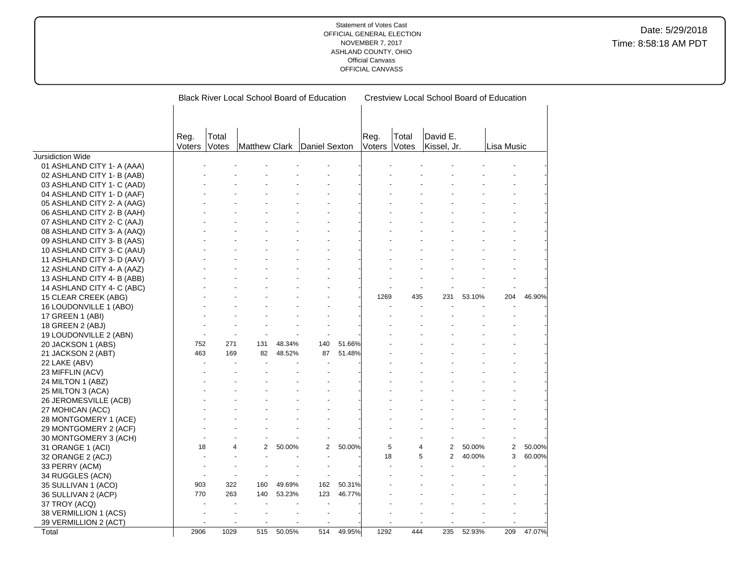Statement of Votes Cast
OFFICIAL GENERAL ELECTION
NOVEMBER 7, 2017
ASHLAND COUNTY, OHIO
Official Canvass
OFFICIAL CANVASS

Date: 5/29/2018
Time: 8:58:18 AM PDT

| | Black River Local School Board of Education | | | | | | Crestview Local School Board of Education | | | | | |
|---|---|---|---|---|---|---|---|---|---|---|---|---|
| | Reg. Voters | Total Votes | Matthew Clark | | Daniel Sexton | | Reg. Voters | Total Votes | David E. Kissel, Jr. | | Lisa Music | |
| Jursidiction Wide | | | | | | | | | | | | |
| 01 ASHLAND CITY 1- A (AAA) | - | - | - | - | - | - | - | - | - | - | - | - |
| 02 ASHLAND CITY 1- B (AAB) | - | - | - | - | - | - | - | - | - | - | - | - |
| 03 ASHLAND CITY 1- C (AAD) | - | - | - | - | - | - | - | - | - | - | - | - |
| 04 ASHLAND CITY 1- D (AAF) | - | - | - | - | - | - | - | - | - | - | - | - |
| 05 ASHLAND CITY 2- A (AAG) | - | - | - | - | - | - | - | - | - | - | - | - |
| 06 ASHLAND CITY 2- B (AAH) | - | - | - | - | - | - | - | - | - | - | - | - |
| 07 ASHLAND CITY 2- C (AAJ) | - | - | - | - | - | - | - | - | - | - | - | - |
| 08 ASHLAND CITY 3- A (AAQ) | - | - | - | - | - | - | - | - | - | - | - | - |
| 09 ASHLAND CITY 3- B (AAS) | - | - | - | - | - | - | - | - | - | - | - | - |
| 10 ASHLAND CITY 3- C (AAU) | - | - | - | - | - | - | - | - | - | - | - | - |
| 11 ASHLAND CITY 3- D (AAV) | - | - | - | - | - | - | - | - | - | - | - | - |
| 12 ASHLAND CITY 4- A (AAZ) | - | - | - | - | - | - | - | - | - | - | - | - |
| 13 ASHLAND CITY 4- B (ABB) | - | - | - | - | - | - | - | - | - | - | - | - |
| 14 ASHLAND CITY 4- C (ABC) | - | - | - | - | - | - | - | - | - | - | - | - |
| 15 CLEAR CREEK (ABG) | - | - | - | - | - | - | 1269 | 435 | 231 | 53.10% | 204 | 46.90% |
| 16 LOUDONVILLE 1 (ABO) | - | - | - | - | - | - | - | - | - | - | - | - |
| 17 GREEN 1 (ABI) | - | - | - | - | - | - | - | - | - | - | - | - |
| 18 GREEN 2 (ABJ) | - | - | - | - | - | - | - | - | - | - | - | - |
| 19 LOUDONVILLE 2 (ABN) | - | - | - | - | - | - | - | - | - | - | - | - |
| 20 JACKSON 1 (ABS) | 752 | 271 | 131 | 48.34% | 140 | 51.66% | - | - | - | - | - | - |
| 21 JACKSON 2 (ABT) | 463 | 169 | 82 | 48.52% | 87 | 51.48% | - | - | - | - | - | - |
| 22 LAKE (ABV) | - | - | - | - | - | - | - | - | - | - | - | - |
| 23 MIFFLIN (ACV) | - | - | - | - | - | - | - | - | - | - | - | - |
| 24 MILTON 1 (ABZ) | - | - | - | - | - | - | - | - | - | - | - | - |
| 25 MILTON 3 (ACA) | - | - | - | - | - | - | - | - | - | - | - | - |
| 26 JEROMESVILLE (ACB) | - | - | - | - | - | - | - | - | - | - | - | - |
| 27 MOHICAN (ACC) | - | - | - | - | - | - | - | - | - | - | - | - |
| 28 MONTGOMERY 1 (ACE) | - | - | - | - | - | - | - | - | - | - | - | - |
| 29 MONTGOMERY 2 (ACF) | - | - | - | - | - | - | - | - | - | - | - | - |
| 30 MONTGOMERY 3 (ACH) | - | - | - | - | - | - | - | - | - | - | - | - |
| 31 ORANGE 1 (ACI) | 18 | 4 | 2 | 50.00% | 2 | 50.00% | 5 | 4 | 2 | 50.00% | 2 | 50.00% |
| 32 ORANGE 2 (ACJ) | - | - | - | - | - | - | 18 | 5 | 2 | 40.00% | 3 | 60.00% |
| 33 PERRY (ACM) | - | - | - | - | - | - | - | - | - | - | - | - |
| 34 RUGGLES (ACN) | - | - | - | - | - | - | - | - | - | - | - | - |
| 35 SULLIVAN 1 (ACO) | 903 | 322 | 160 | 49.69% | 162 | 50.31% | - | - | - | - | - | - |
| 36 SULLIVAN 2 (ACP) | 770 | 263 | 140 | 53.23% | 123 | 46.77% | - | - | - | - | - | - |
| 37 TROY (ACQ) | - | - | - | - | - | - | - | - | - | - | - | - |
| 38 VERMILLION 1 (ACS) | - | - | - | - | - | - | - | - | - | - | - | - |
| 39 VERMILLION 2 (ACT) | - | - | - | - | - | - | - | - | - | - | - | - |
| Total | 2906 | 1029 | 515 | 50.05% | 514 | 49.95% | 1292 | 444 | 235 | 52.93% | 209 | 47.07% |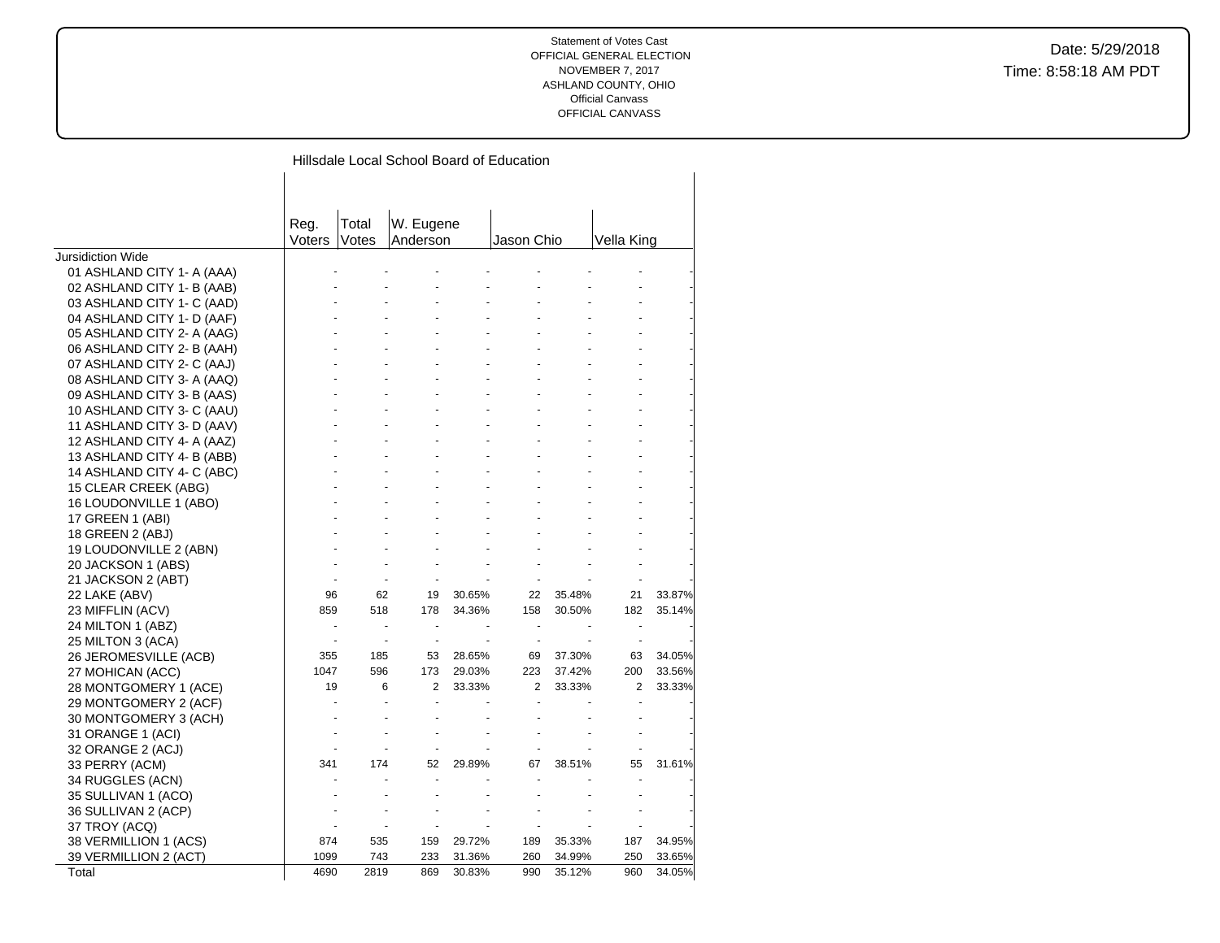Statement of Votes Cast
OFFICIAL GENERAL ELECTION
NOVEMBER 7, 2017
ASHLAND COUNTY, OHIO
Official Canvass
OFFICIAL CANVASS

Date: 5/29/2018
Time: 8:58:18 AM PDT

## Hillsdale Local School Board of Education

| | Reg. Voters | Total Votes | W. Eugene Anderson | | Jason Chio | | Vella King | |
|---|---|---|---|---|---|---|---|---|
| Jursidiction Wide | | | | | | | | |
| 01 ASHLAND CITY 1- A (AAA) | - | - | - | - | - | - | - | - |
| 02 ASHLAND CITY 1- B (AAB) | - | - | - | - | - | - | - | - |
| 03 ASHLAND CITY 1- C (AAD) | - | - | - | - | - | - | - | - |
| 04 ASHLAND CITY 1- D (AAF) | - | - | - | - | - | - | - | - |
| 05 ASHLAND CITY 2- A (AAG) | - | - | - | - | - | - | - | - |
| 06 ASHLAND CITY 2- B (AAH) | - | - | - | - | - | - | - | - |
| 07 ASHLAND CITY 2- C (AAJ) | - | - | - | - | - | - | - | - |
| 08 ASHLAND CITY 3- A (AAQ) | - | - | - | - | - | - | - | - |
| 09 ASHLAND CITY 3- B (AAS) | - | - | - | - | - | - | - | - |
| 10 ASHLAND CITY 3- C (AAU) | - | - | - | - | - | - | - | - |
| 11 ASHLAND CITY 3- D (AAV) | - | - | - | - | - | - | - | - |
| 12 ASHLAND CITY 4- A (AAZ) | - | - | - | - | - | - | - | - |
| 13 ASHLAND CITY 4- B (ABB) | - | - | - | - | - | - | - | - |
| 14 ASHLAND CITY 4- C (ABC) | - | - | - | - | - | - | - | - |
| 15 CLEAR CREEK (ABG) | - | - | - | - | - | - | - | - |
| 16 LOUDONVILLE 1 (ABO) | - | - | - | - | - | - | - | - |
| 17 GREEN 1 (ABI) | - | - | - | - | - | - | - | - |
| 18 GREEN 2 (ABJ) | - | - | - | - | - | - | - | - |
| 19 LOUDONVILLE 2 (ABN) | - | - | - | - | - | - | - | - |
| 20 JACKSON 1 (ABS) | - | - | - | - | - | - | - | - |
| 21 JACKSON 2 (ABT) | - | - | - | - | - | - | - | - |
| 22 LAKE (ABV) | 96 | 62 | 19 | 30.65% | 22 | 35.48% | 21 | 33.87% |
| 23 MIFFLIN (ACV) | 859 | 518 | 178 | 34.36% | 158 | 30.50% | 182 | 35.14% |
| 24 MILTON 1 (ABZ) | - | - | - | - | - | - | - | - |
| 25 MILTON 3 (ACA) | - | - | - | - | - | - | - | - |
| 26 JEROMESVILLE (ACB) | 355 | 185 | 53 | 28.65% | 69 | 37.30% | 63 | 34.05% |
| 27 MOHICAN (ACC) | 1047 | 596 | 173 | 29.03% | 223 | 37.42% | 200 | 33.56% |
| 28 MONTGOMERY 1 (ACE) | 19 | 6 | 2 | 33.33% | 2 | 33.33% | 2 | 33.33% |
| 29 MONTGOMERY 2 (ACF) | - | - | - | - | - | - | - | - |
| 30 MONTGOMERY 3 (ACH) | - | - | - | - | - | - | - | - |
| 31 ORANGE 1 (ACI) | - | - | - | - | - | - | - | - |
| 32 ORANGE 2 (ACJ) | - | - | - | - | - | - | - | - |
| 33 PERRY (ACM) | 341 | 174 | 52 | 29.89% | 67 | 38.51% | 55 | 31.61% |
| 34 RUGGLES (ACN) | - | - | - | - | - | - | - | - |
| 35 SULLIVAN 1 (ACO) | - | - | - | - | - | - | - | - |
| 36 SULLIVAN 2 (ACP) | - | - | - | - | - | - | - | - |
| 37 TROY (ACQ) | - | - | - | - | - | - | - | - |
| 38 VERMILLION 1 (ACS) | 874 | 535 | 159 | 29.72% | 189 | 35.33% | 187 | 34.95% |
| 39 VERMILLION 2 (ACT) | 1099 | 743 | 233 | 31.36% | 260 | 34.99% | 250 | 33.65% |
| Total | 4690 | 2819 | 869 | 30.83% | 990 | 35.12% | 960 | 34.05% |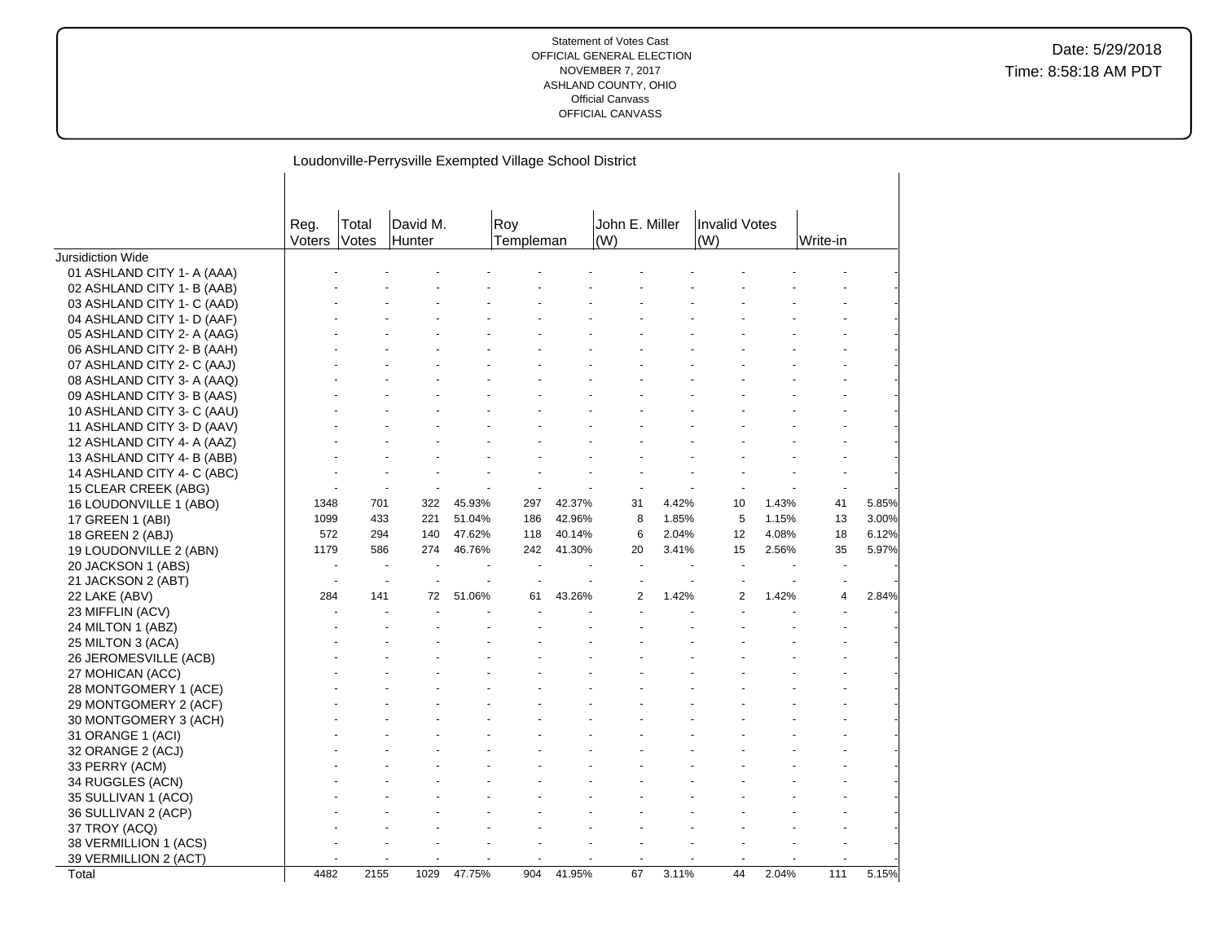Statement of Votes Cast
OFFICIAL GENERAL ELECTION
NOVEMBER 7, 2017
ASHLAND COUNTY, OHIO
Official Canvass
OFFICIAL CANVASS

Date: 5/29/2018
Time: 8:58:18 AM PDT

## Loudonville-Perrysville Exempted Village School District

| | Reg. Voters | Total Votes | David M. Hunter | | Roy Templeman | | John E. Miller (W) | | Invalid Votes (W) | | Write-in | |
|---|---|---|---|---|---|---|---|---|---|---|---|---|
| Jursidiction Wide | | | | | | | | | | | | |
| 01 ASHLAND CITY 1- A (AAA) | - | - | - | - | - | - | - | - | - | - | - | - |
| 02 ASHLAND CITY 1- B (AAB) | - | - | - | - | - | - | - | - | - | - | - | - |
| 03 ASHLAND CITY 1- C (AAD) | - | - | - | - | - | - | - | - | - | - | - | - |
| 04 ASHLAND CITY 1- D (AAF) | - | - | - | - | - | - | - | - | - | - | - | - |
| 05 ASHLAND CITY 2- A (AAG) | - | - | - | - | - | - | - | - | - | - | - | - |
| 06 ASHLAND CITY 2- B (AAH) | - | - | - | - | - | - | - | - | - | - | - | - |
| 07 ASHLAND CITY 2- C (AAJ) | - | - | - | - | - | - | - | - | - | - | - | - |
| 08 ASHLAND CITY 3- A (AAQ) | - | - | - | - | - | - | - | - | - | - | - | - |
| 09 ASHLAND CITY 3- B (AAS) | - | - | - | - | - | - | - | - | - | - | - | - |
| 10 ASHLAND CITY 3- C (AAU) | - | - | - | - | - | - | - | - | - | - | - | - |
| 11 ASHLAND CITY 3- D (AAV) | - | - | - | - | - | - | - | - | - | - | - | - |
| 12 ASHLAND CITY 4- A (AAZ) | - | - | - | - | - | - | - | - | - | - | - | - |
| 13 ASHLAND CITY 4- B (ABB) | - | - | - | - | - | - | - | - | - | - | - | - |
| 14 ASHLAND CITY 4- C (ABC) | - | - | - | - | - | - | - | - | - | - | - | - |
| 15 CLEAR CREEK (ABG) | - | - | - | - | - | - | - | - | - | - | - | - |
| 16 LOUDONVILLE 1 (ABO) | 1348 | 701 | 322 | 45.93% | 297 | 42.37% | 31 | 4.42% | 10 | 1.43% | 41 | 5.85% |
| 17 GREEN 1 (ABI) | 1099 | 433 | 221 | 51.04% | 186 | 42.96% | 8 | 1.85% | 5 | 1.15% | 13 | 3.00% |
| 18 GREEN 2 (ABJ) | 572 | 294 | 140 | 47.62% | 118 | 40.14% | 6 | 2.04% | 12 | 4.08% | 18 | 6.12% |
| 19 LOUDONVILLE 2 (ABN) | 1179 | 586 | 274 | 46.76% | 242 | 41.30% | 20 | 3.41% | 15 | 2.56% | 35 | 5.97% |
| 20 JACKSON 1 (ABS) | - | - | - | - | - | - | - | - | - | - | - | - |
| 21 JACKSON 2 (ABT) | - | - | - | - | - | - | - | - | - | - | - | - |
| 22 LAKE (ABV) | 284 | 141 | 72 | 51.06% | 61 | 43.26% | 2 | 1.42% | 2 | 1.42% | 4 | 2.84% |
| 23 MIFFLIN (ACV) | - | - | - | - | - | - | - | - | - | - | - | - |
| 24 MILTON 1 (ABZ) | - | - | - | - | - | - | - | - | - | - | - | - |
| 25 MILTON 3 (ACA) | - | - | - | - | - | - | - | - | - | - | - | - |
| 26 JEROMESVILLE (ACB) | - | - | - | - | - | - | - | - | - | - | - | - |
| 27 MOHICAN (ACC) | - | - | - | - | - | - | - | - | - | - | - | - |
| 28 MONTGOMERY 1 (ACE) | - | - | - | - | - | - | - | - | - | - | - | - |
| 29 MONTGOMERY 2 (ACF) | - | - | - | - | - | - | - | - | - | - | - | - |
| 30 MONTGOMERY 3 (ACH) | - | - | - | - | - | - | - | - | - | - | - | - |
| 31 ORANGE 1 (ACI) | - | - | - | - | - | - | - | - | - | - | - | - |
| 32 ORANGE 2 (ACJ) | - | - | - | - | - | - | - | - | - | - | - | - |
| 33 PERRY (ACM) | - | - | - | - | - | - | - | - | - | - | - | - |
| 34 RUGGLES (ACN) | - | - | - | - | - | - | - | - | - | - | - | - |
| 35 SULLIVAN 1 (ACO) | - | - | - | - | - | - | - | - | - | - | - | - |
| 36 SULLIVAN 2 (ACP) | - | - | - | - | - | - | - | - | - | - | - | - |
| 37 TROY (ACQ) | - | - | - | - | - | - | - | - | - | - | - | - |
| 38 VERMILLION 1 (ACS) | - | - | - | - | - | - | - | - | - | - | - | - |
| 39 VERMILLION 2 (ACT) | - | - | - | - | - | - | - | - | - | - | - | - |
| Total | 4482 | 2155 | 1029 | 47.75% | 904 | 41.95% | 67 | 3.11% | 44 | 2.04% | 111 | 5.15% |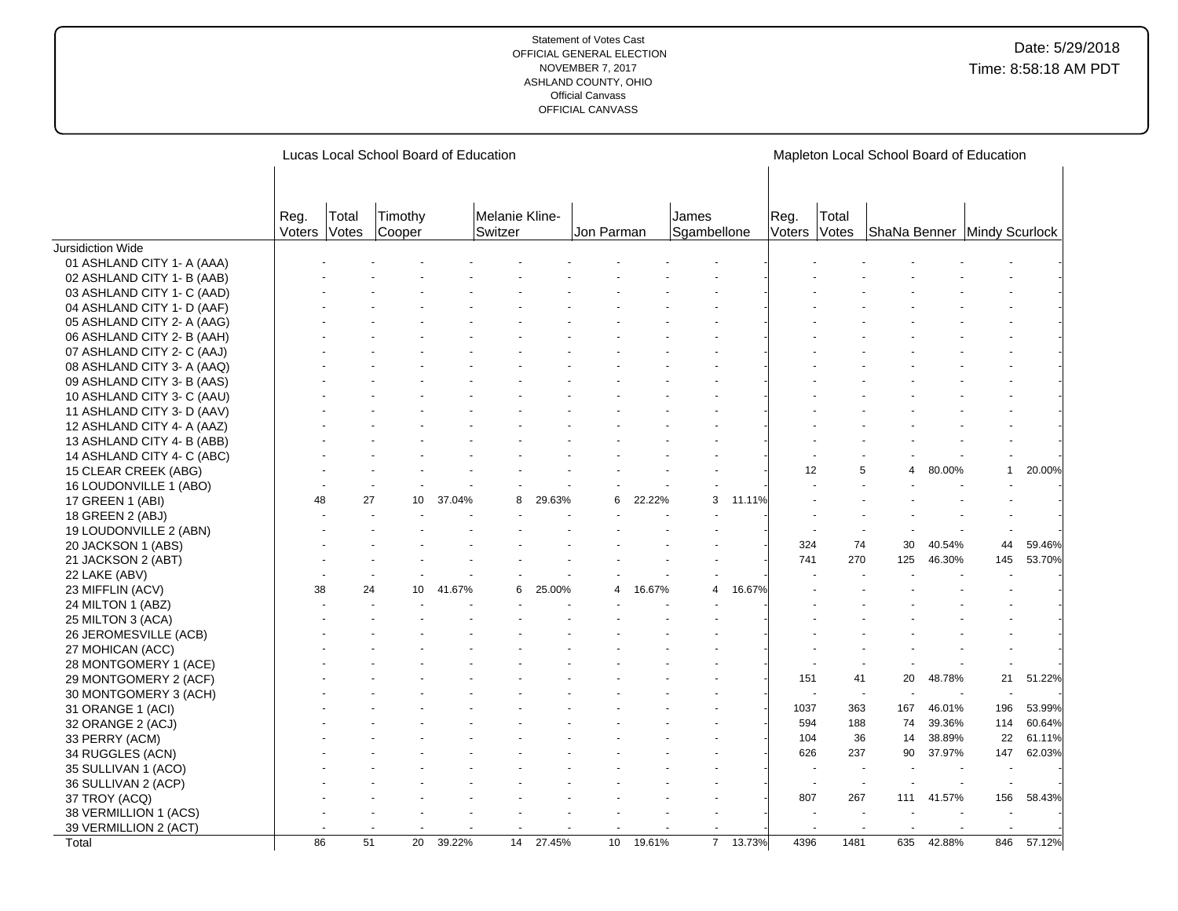Statement of Votes Cast
OFFICIAL GENERAL ELECTION
NOVEMBER 7, 2017
ASHLAND COUNTY, OHIO
Official Canvass
OFFICIAL CANVASS

Date: 5/29/2018
Time: 8:58:18 AM PDT

| | Lucas Local School Board of Education | | | | | | | | | | Mapleton Local School Board of Education | | | | | |
|---|---|---|---|---|---|---|---|---|---|---|---|---|---|---|---|---|
| | Reg. Voters | Total Votes | Timothy Cooper | | Melanie Kline-Switzer | | Jon Parman | | James Sgambellone | | Reg. Voters | Total Votes | ShaNa Benner | | Mindy Scurlock | |
| Jursidiction Wide | | | | | | | | | | | | | | | | |
| 01 ASHLAND CITY 1- A (AAA) | - | - | - | - | - | - | - | - | - | - | - | - | - | - | - | - |
| 02 ASHLAND CITY 1- B (AAB) | - | - | - | - | - | - | - | - | - | - | - | - | - | - | - | - |
| 03 ASHLAND CITY 1- C (AAD) | - | - | - | - | - | - | - | - | - | - | - | - | - | - | - | - |
| 04 ASHLAND CITY 1- D (AAF) | - | - | - | - | - | - | - | - | - | - | - | - | - | - | - | - |
| 05 ASHLAND CITY 2- A (AAG) | - | - | - | - | - | - | - | - | - | - | - | - | - | - | - | - |
| 06 ASHLAND CITY 2- B (AAH) | - | - | - | - | - | - | - | - | - | - | - | - | - | - | - | - |
| 07 ASHLAND CITY 2- C (AAJ) | - | - | - | - | - | - | - | - | - | - | - | - | - | - | - | - |
| 08 ASHLAND CITY 3- A (AAQ) | - | - | - | - | - | - | - | - | - | - | - | - | - | - | - | - |
| 09 ASHLAND CITY 3- B (AAS) | - | - | - | - | - | - | - | - | - | - | - | - | - | - | - | - |
| 10 ASHLAND CITY 3- C (AAU) | - | - | - | - | - | - | - | - | - | - | - | - | - | - | - | - |
| 11 ASHLAND CITY 3- D (AAV) | - | - | - | - | - | - | - | - | - | - | - | - | - | - | - | - |
| 12 ASHLAND CITY 4- A (AAZ) | - | - | - | - | - | - | - | - | - | - | - | - | - | - | - | - |
| 13 ASHLAND CITY 4- B (ABB) | - | - | - | - | - | - | - | - | - | - | - | - | - | - | - | - |
| 14 ASHLAND CITY 4- C (ABC) | - | - | - | - | - | - | - | - | - | - | - | - | - | - | - | - |
| 15 CLEAR CREEK (ABG) | - | - | - | - | - | - | - | - | - | - | 12 | 5 | 4 | 80.00% | 1 | 20.00% |
| 16 LOUDONVILLE 1 (ABO) | - | - | - | - | - | - | - | - | - | - | - | - | - | - | - | - |
| 17 GREEN 1 (ABI) | 48 | 27 | 10 | 37.04% | 8 | 29.63% | 6 | 22.22% | 3 | 11.11% | - | - | - | - | - | - |
| 18 GREEN 2 (ABJ) | - | - | - | - | - | - | - | - | - | - | - | - | - | - | - | - |
| 19 LOUDONVILLE 2 (ABN) | - | - | - | - | - | - | - | - | - | - | - | - | - | - | - | - |
| 20 JACKSON 1 (ABS) | - | - | - | - | - | - | - | - | - | - | 324 | 74 | 30 | 40.54% | 44 | 59.46% |
| 21 JACKSON 2 (ABT) | - | - | - | - | - | - | - | - | - | - | 741 | 270 | 125 | 46.30% | 145 | 53.70% |
| 22 LAKE (ABV) | - | - | - | - | - | - | - | - | - | - | - | - | - | - | - | - |
| 23 MIFFLIN (ACV) | 38 | 24 | 10 | 41.67% | 6 | 25.00% | 4 | 16.67% | 4 | 16.67% | - | - | - | - | - | - |
| 24 MILTON 1 (ABZ) | - | - | - | - | - | - | - | - | - | - | - | - | - | - | - | - |
| 25 MILTON 3 (ACA) | - | - | - | - | - | - | - | - | - | - | - | - | - | - | - | - |
| 26 JEROMESVILLE (ACB) | - | - | - | - | - | - | - | - | - | - | - | - | - | - | - | - |
| 27 MOHICAN (ACC) | - | - | - | - | - | - | - | - | - | - | - | - | - | - | - | - |
| 28 MONTGOMERY 1 (ACE) | - | - | - | - | - | - | - | - | - | - | - | - | - | - | - | - |
| 29 MONTGOMERY 2 (ACF) | - | - | - | - | - | - | - | - | - | - | 151 | 41 | 20 | 48.78% | 21 | 51.22% |
| 30 MONTGOMERY 3 (ACH) | - | - | - | - | - | - | - | - | - | - | - | - | - | - | - | - |
| 31 ORANGE 1 (ACI) | - | - | - | - | - | - | - | - | - | - | 1037 | 363 | 167 | 46.01% | 196 | 53.99% |
| 32 ORANGE 2 (ACJ) | - | - | - | - | - | - | - | - | - | - | 594 | 188 | 74 | 39.36% | 114 | 60.64% |
| 33 PERRY (ACM) | - | - | - | - | - | - | - | - | - | - | 104 | 36 | 14 | 38.89% | 22 | 61.11% |
| 34 RUGGLES (ACN) | - | - | - | - | - | - | - | - | - | - | 626 | 237 | 90 | 37.97% | 147 | 62.03% |
| 35 SULLIVAN 1 (ACO) | - | - | - | - | - | - | - | - | - | - | - | - | - | - | - | - |
| 36 SULLIVAN 2 (ACP) | - | - | - | - | - | - | - | - | - | - | - | - | - | - | - | - |
| 37 TROY (ACQ) | - | - | - | - | - | - | - | - | - | - | 807 | 267 | 111 | 41.57% | 156 | 58.43% |
| 38 VERMILLION 1 (ACS) | - | - | - | - | - | - | - | - | - | - | - | - | - | - | - | - |
| 39 VERMILLION 2 (ACT) | - | - | - | - | - | - | - | - | - | - | - | - | - | - | - | - |
| Total | 86 | 51 | 20 | 39.22% | 14 | 27.45% | 10 | 19.61% | 7 | 13.73% | 4396 | 1481 | 635 | 42.88% | 846 | 57.12% |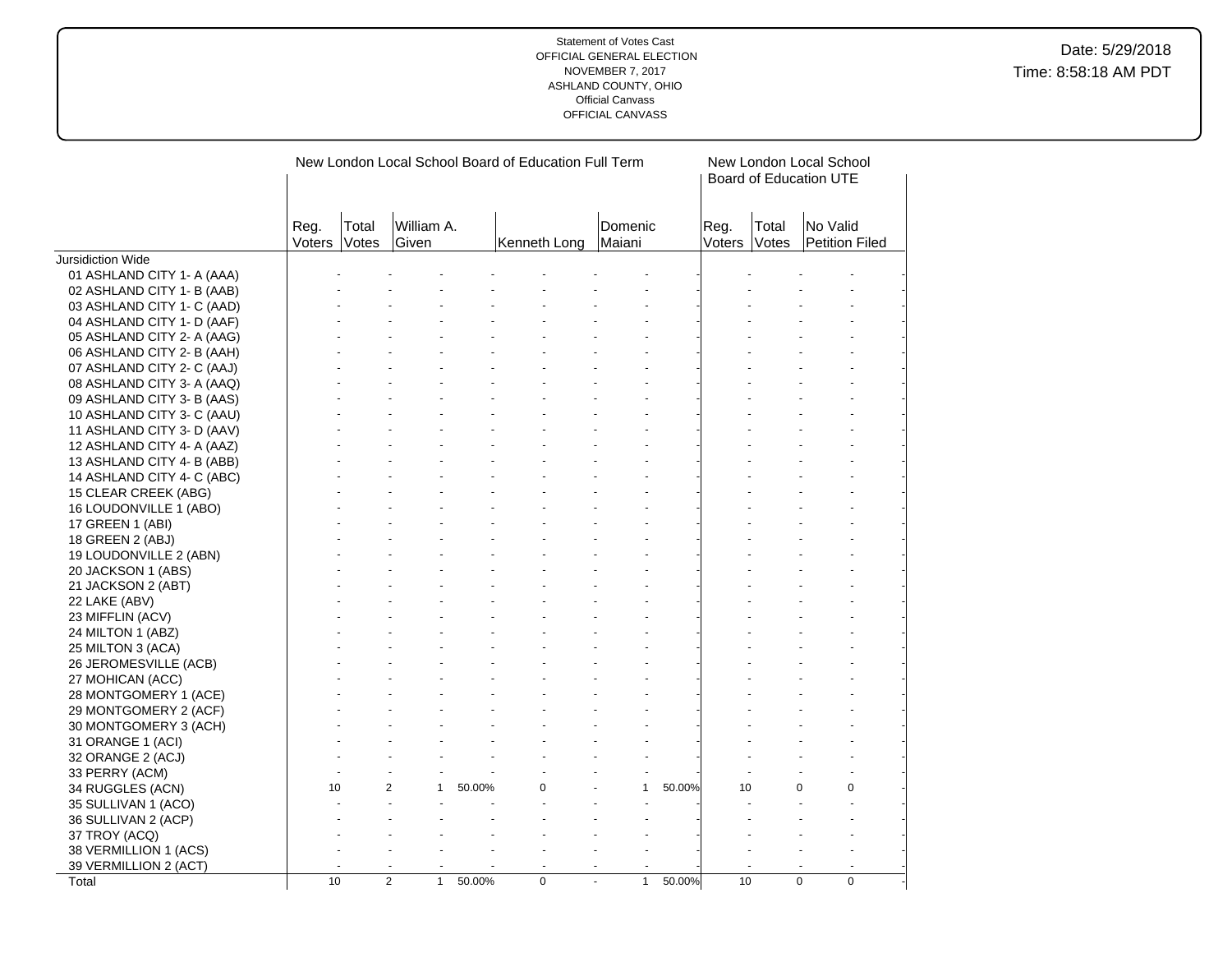Statement of Votes Cast
OFFICIAL GENERAL ELECTION
NOVEMBER 7, 2017
ASHLAND COUNTY, OHIO
Official Canvass
OFFICIAL CANVASS

Date: 5/29/2018
Time: 8:58:18 AM PDT

| | New London Local School Board of Education Full Term | | | | | | | | New London Local School Board of Education UTE | | | |
|---|---|---|---|---|---|---|---|---|---|---|---|---|
| | Reg. Voters | Total Votes | William A. Given | | Kenneth Long | | Domenic Maiani | | Reg. Voters | Total Votes | No Valid Petition Filed | |
| Jursidiction Wide | | | | | | | | | | | | |
| 01 ASHLAND CITY 1- A (AAA) | - | - | - | - | - | - | - | - | - | - | - | - |
| 02 ASHLAND CITY 1- B (AAB) | - | - | - | - | - | - | - | - | - | - | - | - |
| 03 ASHLAND CITY 1- C (AAD) | - | - | - | - | - | - | - | - | - | - | - | - |
| 04 ASHLAND CITY 1- D (AAF) | - | - | - | - | - | - | - | - | - | - | - | - |
| 05 ASHLAND CITY 2- A (AAG) | - | - | - | - | - | - | - | - | - | - | - | - |
| 06 ASHLAND CITY 2- B (AAH) | - | - | - | - | - | - | - | - | - | - | - | - |
| 07 ASHLAND CITY 2- C (AAJ) | - | - | - | - | - | - | - | - | - | - | - | - |
| 08 ASHLAND CITY 3- A (AAQ) | - | - | - | - | - | - | - | - | - | - | - | - |
| 09 ASHLAND CITY 3- B (AAS) | - | - | - | - | - | - | - | - | - | - | - | - |
| 10 ASHLAND CITY 3- C (AAU) | - | - | - | - | - | - | - | - | - | - | - | - |
| 11 ASHLAND CITY 3- D (AAV) | - | - | - | - | - | - | - | - | - | - | - | - |
| 12 ASHLAND CITY 4- A (AAZ) | - | - | - | - | - | - | - | - | - | - | - | - |
| 13 ASHLAND CITY 4- B (ABB) | - | - | - | - | - | - | - | - | - | - | - | - |
| 14 ASHLAND CITY 4- C (ABC) | - | - | - | - | - | - | - | - | - | - | - | - |
| 15 CLEAR CREEK (ABG) | - | - | - | - | - | - | - | - | - | - | - | - |
| 16 LOUDONVILLE 1 (ABO) | - | - | - | - | - | - | - | - | - | - | - | - |
| 17 GREEN 1 (ABI) | - | - | - | - | - | - | - | - | - | - | - | - |
| 18 GREEN 2 (ABJ) | - | - | - | - | - | - | - | - | - | - | - | - |
| 19 LOUDONVILLE 2 (ABN) | - | - | - | - | - | - | - | - | - | - | - | - |
| 20 JACKSON 1 (ABS) | - | - | - | - | - | - | - | - | - | - | - | - |
| 21 JACKSON 2 (ABT) | - | - | - | - | - | - | - | - | - | - | - | - |
| 22 LAKE (ABV) | - | - | - | - | - | - | - | - | - | - | - | - |
| 23 MIFFLIN (ACV) | - | - | - | - | - | - | - | - | - | - | - | - |
| 24 MILTON 1 (ABZ) | - | - | - | - | - | - | - | - | - | - | - | - |
| 25 MILTON 3 (ACA) | - | - | - | - | - | - | - | - | - | - | - | - |
| 26 JEROMESVILLE (ACB) | - | - | - | - | - | - | - | - | - | - | - | - |
| 27 MOHICAN (ACC) | - | - | - | - | - | - | - | - | - | - | - | - |
| 28 MONTGOMERY 1 (ACE) | - | - | - | - | - | - | - | - | - | - | - | - |
| 29 MONTGOMERY 2 (ACF) | - | - | - | - | - | - | - | - | - | - | - | - |
| 30 MONTGOMERY 3 (ACH) | - | - | - | - | - | - | - | - | - | - | - | - |
| 31 ORANGE 1 (ACI) | - | - | - | - | - | - | - | - | - | - | - | - |
| 32 ORANGE 2 (ACJ) | - | - | - | - | - | - | - | - | - | - | - | - |
| 33 PERRY (ACM) | - | - | - | - | - | - | - | - | - | - | - | - |
| 34 RUGGLES (ACN) | 10 | 2 | 1 | 50.00% | 0 | - | 1 | 50.00% | 10 | 0 | 0 | - |
| 35 SULLIVAN 1 (ACO) | - | - | - | - | - | - | - | - | - | - | - | - |
| 36 SULLIVAN 2 (ACP) | - | - | - | - | - | - | - | - | - | - | - | - |
| 37 TROY (ACQ) | - | - | - | - | - | - | - | - | - | - | - | - |
| 38 VERMILLION 1 (ACS) | - | - | - | - | - | - | - | - | - | - | - | - |
| 39 VERMILLION 2 (ACT) | - | - | - | - | - | - | - | - | - | - | - | - |
| Total | 10 | 2 | 1 | 50.00% | 0 | - | 1 | 50.00% | 10 | 0 | 0 | - |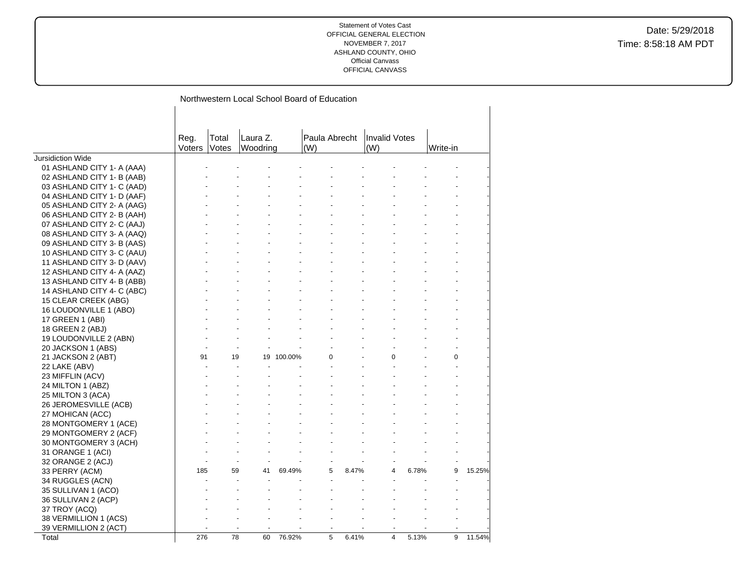Statement of Votes Cast
OFFICIAL GENERAL ELECTION
NOVEMBER 7, 2017
ASHLAND COUNTY, OHIO
Official Canvass
OFFICIAL CANVASS

Date: 5/29/2018
Time: 8:58:18 AM PDT

## Northwestern Local School Board of Education

| | Reg. Voters | Total Votes | Laura Z. Woodring | | Paula Abrecht (W) | | Invalid Votes (W) | | Write-in | |
|---|---|---|---|---|---|---|---|---|---|---|
| Jursidiction Wide | | | | | | | | | | |
| 01 ASHLAND CITY 1- A (AAA) | - | - | - | - | - | - | - | - | - | - |
| 02 ASHLAND CITY 1- B (AAB) | - | - | - | - | - | - | - | - | - | - |
| 03 ASHLAND CITY 1- C (AAD) | - | - | - | - | - | - | - | - | - | - |
| 04 ASHLAND CITY 1- D (AAF) | - | - | - | - | - | - | - | - | - | - |
| 05 ASHLAND CITY 2- A (AAG) | - | - | - | - | - | - | - | - | - | - |
| 06 ASHLAND CITY 2- B (AAH) | - | - | - | - | - | - | - | - | - | - |
| 07 ASHLAND CITY 2- C (AAJ) | - | - | - | - | - | - | - | - | - | - |
| 08 ASHLAND CITY 3- A (AAQ) | - | - | - | - | - | - | - | - | - | - |
| 09 ASHLAND CITY 3- B (AAS) | - | - | - | - | - | - | - | - | - | - |
| 10 ASHLAND CITY 3- C (AAU) | - | - | - | - | - | - | - | - | - | - |
| 11 ASHLAND CITY 3- D (AAV) | - | - | - | - | - | - | - | - | - | - |
| 12 ASHLAND CITY 4- A (AAZ) | - | - | - | - | - | - | - | - | - | - |
| 13 ASHLAND CITY 4- B (ABB) | - | - | - | - | - | - | - | - | - | - |
| 14 ASHLAND CITY 4- C (ABC) | - | - | - | - | - | - | - | - | - | - |
| 15 CLEAR CREEK (ABG) | - | - | - | - | - | - | - | - | - | - |
| 16 LOUDONVILLE 1 (ABO) | - | - | - | - | - | - | - | - | - | - |
| 17 GREEN 1 (ABI) | - | - | - | - | - | - | - | - | - | - |
| 18 GREEN 2 (ABJ) | - | - | - | - | - | - | - | - | - | - |
| 19 LOUDONVILLE 2 (ABN) | - | - | - | - | - | - | - | - | - | - |
| 20 JACKSON 1 (ABS) | - | - | - | - | - | - | - | - | - | - |
| 21 JACKSON 2 (ABT) | 91 | 19 | 19 | 100.00% | 0 | - | 0 | - | 0 | - |
| 22 LAKE (ABV) | - | - | - | - | - | - | - | - | - | - |
| 23 MIFFLIN (ACV) | - | - | - | - | - | - | - | - | - | - |
| 24 MILTON 1 (ABZ) | - | - | - | - | - | - | - | - | - | - |
| 25 MILTON 3 (ACA) | - | - | - | - | - | - | - | - | - | - |
| 26 JEROMESVILLE (ACB) | - | - | - | - | - | - | - | - | - | - |
| 27 MOHICAN (ACC) | - | - | - | - | - | - | - | - | - | - |
| 28 MONTGOMERY 1 (ACE) | - | - | - | - | - | - | - | - | - | - |
| 29 MONTGOMERY 2 (ACF) | - | - | - | - | - | - | - | - | - | - |
| 30 MONTGOMERY 3 (ACH) | - | - | - | - | - | - | - | - | - | - |
| 31 ORANGE 1 (ACI) | - | - | - | - | - | - | - | - | - | - |
| 32 ORANGE 2 (ACJ) | - | - | - | - | - | - | - | - | - | - |
| 33 PERRY (ACM) | 185 | 59 | 41 | 69.49% | 5 | 8.47% | 4 | 6.78% | 9 | 15.25% |
| 34 RUGGLES (ACN) | - | - | - | - | - | - | - | - | - | - |
| 35 SULLIVAN 1 (ACO) | - | - | - | - | - | - | - | - | - | - |
| 36 SULLIVAN 2 (ACP) | - | - | - | - | - | - | - | - | - | - |
| 37 TROY (ACQ) | - | - | - | - | - | - | - | - | - | - |
| 38 VERMILLION 1 (ACS) | - | - | - | - | - | - | - | - | - | - |
| 39 VERMILLION 2 (ACT) | - | - | - | - | - | - | - | - | - | - |
| Total | 276 | 78 | 60 | 76.92% | 5 | 6.41% | 4 | 5.13% | 9 | 11.54% |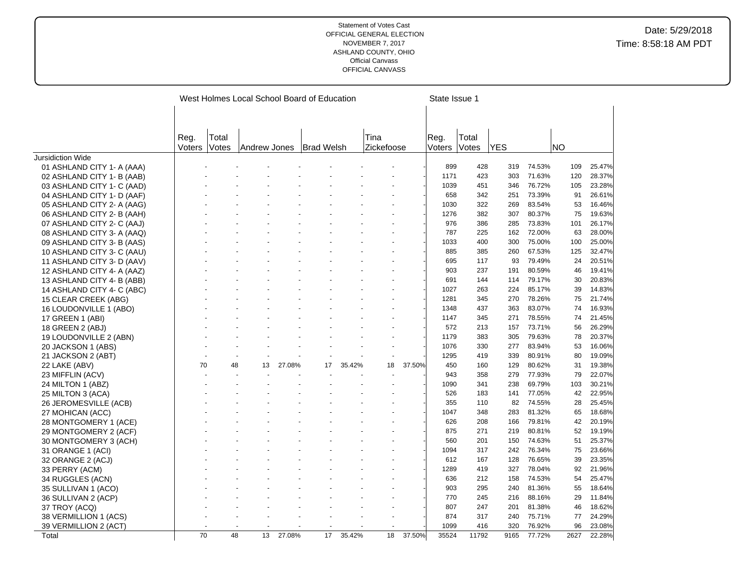Statement of Votes Cast
OFFICIAL GENERAL ELECTION
NOVEMBER 7, 2017
ASHLAND COUNTY, OHIO
Official Canvass
OFFICIAL CANVASS

Date: 5/29/2018
Time: 8:58:18 AM PDT

| | West Holmes Local School Board of Education | | | | | | | | State Issue 1 | | | | | |
|---|---|---|---|---|---|---|---|---|---|---|---|---|---|---|
| | Reg. Voters | Total Votes | Andrew Jones | | Brad Welsh | | Tina Zickefoose | | Reg. Voters | Total Votes | YES | | NO | |
| Jursidiction Wide | | | | | | | | | | | | | | |
| 01 ASHLAND CITY 1- A (AAA) | - | - | - | - | - | - | - | - | 899 | 428 | 319 | 74.53% | 109 | 25.47% |
| 02 ASHLAND CITY 1- B (AAB) | - | - | - | - | - | - | - | - | 1171 | 423 | 303 | 71.63% | 120 | 28.37% |
| 03 ASHLAND CITY 1- C (AAD) | - | - | - | - | - | - | - | - | 1039 | 451 | 346 | 76.72% | 105 | 23.28% |
| 04 ASHLAND CITY 1- D (AAF) | - | - | - | - | - | - | - | - | 658 | 342 | 251 | 73.39% | 91 | 26.61% |
| 05 ASHLAND CITY 2- A (AAG) | - | - | - | - | - | - | - | - | 1030 | 322 | 269 | 83.54% | 53 | 16.46% |
| 06 ASHLAND CITY 2- B (AAH) | - | - | - | - | - | - | - | - | 1276 | 382 | 307 | 80.37% | 75 | 19.63% |
| 07 ASHLAND CITY 2- C (AAJ) | - | - | - | - | - | - | - | - | 976 | 386 | 285 | 73.83% | 101 | 26.17% |
| 08 ASHLAND CITY 3- A (AAQ) | - | - | - | - | - | - | - | - | 787 | 225 | 162 | 72.00% | 63 | 28.00% |
| 09 ASHLAND CITY 3- B (AAS) | - | - | - | - | - | - | - | - | 1033 | 400 | 300 | 75.00% | 100 | 25.00% |
| 10 ASHLAND CITY 3- C (AAU) | - | - | - | - | - | - | - | - | 885 | 385 | 260 | 67.53% | 125 | 32.47% |
| 11 ASHLAND CITY 3- D (AAV) | - | - | - | - | - | - | - | - | 695 | 117 | 93 | 79.49% | 24 | 20.51% |
| 12 ASHLAND CITY 4- A (AAZ) | - | - | - | - | - | - | - | - | 903 | 237 | 191 | 80.59% | 46 | 19.41% |
| 13 ASHLAND CITY 4- B (ABB) | - | - | - | - | - | - | - | - | 691 | 144 | 114 | 79.17% | 30 | 20.83% |
| 14 ASHLAND CITY 4- C (ABC) | - | - | - | - | - | - | - | - | 1027 | 263 | 224 | 85.17% | 39 | 14.83% |
| 15 CLEAR CREEK (ABG) | - | - | - | - | - | - | - | - | 1281 | 345 | 270 | 78.26% | 75 | 21.74% |
| 16 LOUDONVILLE 1 (ABO) | - | - | - | - | - | - | - | - | 1348 | 437 | 363 | 83.07% | 74 | 16.93% |
| 17 GREEN 1 (ABI) | - | - | - | - | - | - | - | - | 1147 | 345 | 271 | 78.55% | 74 | 21.45% |
| 18 GREEN 2 (ABJ) | - | - | - | - | - | - | - | - | 572 | 213 | 157 | 73.71% | 56 | 26.29% |
| 19 LOUDONVILLE 2 (ABN) | - | - | - | - | - | - | - | - | 1179 | 383 | 305 | 79.63% | 78 | 20.37% |
| 20 JACKSON 1 (ABS) | - | - | - | - | - | - | - | - | 1076 | 330 | 277 | 83.94% | 53 | 16.06% |
| 21 JACKSON 2 (ABT) | - | - | - | - | - | - | - | - | 1295 | 419 | 339 | 80.91% | 80 | 19.09% |
| 22 LAKE (ABV) | 70 | 48 | 13 | 27.08% | 17 | 35.42% | 18 | 37.50% | 450 | 160 | 129 | 80.62% | 31 | 19.38% |
| 23 MIFFLIN (ACV) | - | - | - | - | - | - | - | - | 943 | 358 | 279 | 77.93% | 79 | 22.07% |
| 24 MILTON 1 (ABZ) | - | - | - | - | - | - | - | - | 1090 | 341 | 238 | 69.79% | 103 | 30.21% |
| 25 MILTON 3 (ACA) | - | - | - | - | - | - | - | - | 526 | 183 | 141 | 77.05% | 42 | 22.95% |
| 26 JEROMESVILLE (ACB) | - | - | - | - | - | - | - | - | 355 | 110 | 82 | 74.55% | 28 | 25.45% |
| 27 MOHICAN (ACC) | - | - | - | - | - | - | - | - | 1047 | 348 | 283 | 81.32% | 65 | 18.68% |
| 28 MONTGOMERY 1 (ACE) | - | - | - | - | - | - | - | - | 626 | 208 | 166 | 79.81% | 42 | 20.19% |
| 29 MONTGOMERY 2 (ACF) | - | - | - | - | - | - | - | - | 875 | 271 | 219 | 80.81% | 52 | 19.19% |
| 30 MONTGOMERY 3 (ACH) | - | - | - | - | - | - | - | - | 560 | 201 | 150 | 74.63% | 51 | 25.37% |
| 31 ORANGE 1 (ACI) | - | - | - | - | - | - | - | - | 1094 | 317 | 242 | 76.34% | 75 | 23.66% |
| 32 ORANGE 2 (ACJ) | - | - | - | - | - | - | - | - | 612 | 167 | 128 | 76.65% | 39 | 23.35% |
| 33 PERRY (ACM) | - | - | - | - | - | - | - | - | 1289 | 419 | 327 | 78.04% | 92 | 21.96% |
| 34 RUGGLES (ACN) | - | - | - | - | - | - | - | - | 636 | 212 | 158 | 74.53% | 54 | 25.47% |
| 35 SULLIVAN 1 (ACO) | - | - | - | - | - | - | - | - | 903 | 295 | 240 | 81.36% | 55 | 18.64% |
| 36 SULLIVAN 2 (ACP) | - | - | - | - | - | - | - | - | 770 | 245 | 216 | 88.16% | 29 | 11.84% |
| 37 TROY (ACQ) | - | - | - | - | - | - | - | - | 807 | 247 | 201 | 81.38% | 46 | 18.62% |
| 38 VERMILLION 1 (ACS) | - | - | - | - | - | - | - | - | 874 | 317 | 240 | 75.71% | 77 | 24.29% |
| 39 VERMILLION 2 (ACT) | - | - | - | - | - | - | - | - | 1099 | 416 | 320 | 76.92% | 96 | 23.08% |
| Total | 70 | 48 | 13 | 27.08% | 17 | 35.42% | 18 | 37.50% | 35524 | 11792 | 9165 | 77.72% | 2627 | 22.28% |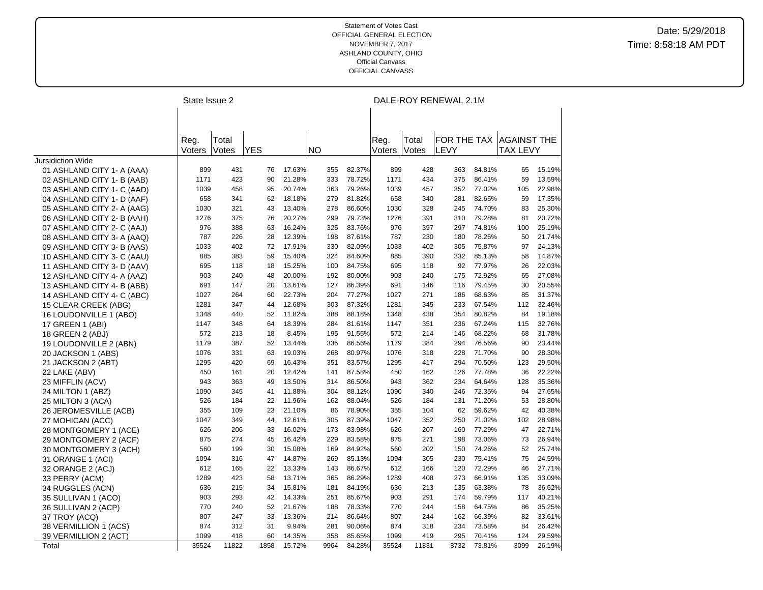Statement of Votes Cast
OFFICIAL GENERAL ELECTION
NOVEMBER 7, 2017
ASHLAND COUNTY, OHIO
Official Canvass
OFFICIAL CANVASS

Date: 5/29/2018
Time: 8:58:18 AM PDT

| | State Issue 2 | | | | | | DALE-ROY RENEWAL 2.1M | | | | | |
|---|---|---|---|---|---|---|---|---|---|---|---|---|
| | Reg. Voters | Total Votes | YES | | NO | | Reg. Voters | Total Votes | FOR THE TAX LEVY | | AGAINST THE TAX LEVY | |
| Jursidiction Wide | | | | | | | | | | | | |
| 01 ASHLAND CITY 1- A (AAA) | 899 | 431 | 76 | 17.63% | 355 | 82.37% | 899 | 428 | 363 | 84.81% | 65 | 15.19% |
| 02 ASHLAND CITY 1- B (AAB) | 1171 | 423 | 90 | 21.28% | 333 | 78.72% | 1171 | 434 | 375 | 86.41% | 59 | 13.59% |
| 03 ASHLAND CITY 1- C (AAD) | 1039 | 458 | 95 | 20.74% | 363 | 79.26% | 1039 | 457 | 352 | 77.02% | 105 | 22.98% |
| 04 ASHLAND CITY 1- D (AAF) | 658 | 341 | 62 | 18.18% | 279 | 81.82% | 658 | 340 | 281 | 82.65% | 59 | 17.35% |
| 05 ASHLAND CITY 2- A (AAG) | 1030 | 321 | 43 | 13.40% | 278 | 86.60% | 1030 | 328 | 245 | 74.70% | 83 | 25.30% |
| 06 ASHLAND CITY 2- B (AAH) | 1276 | 375 | 76 | 20.27% | 299 | 79.73% | 1276 | 391 | 310 | 79.28% | 81 | 20.72% |
| 07 ASHLAND CITY 2- C (AAJ) | 976 | 388 | 63 | 16.24% | 325 | 83.76% | 976 | 397 | 297 | 74.81% | 100 | 25.19% |
| 08 ASHLAND CITY 3- A (AAQ) | 787 | 226 | 28 | 12.39% | 198 | 87.61% | 787 | 230 | 180 | 78.26% | 50 | 21.74% |
| 09 ASHLAND CITY 3- B (AAS) | 1033 | 402 | 72 | 17.91% | 330 | 82.09% | 1033 | 402 | 305 | 75.87% | 97 | 24.13% |
| 10 ASHLAND CITY 3- C (AAU) | 885 | 383 | 59 | 15.40% | 324 | 84.60% | 885 | 390 | 332 | 85.13% | 58 | 14.87% |
| 11 ASHLAND CITY 3- D (AAV) | 695 | 118 | 18 | 15.25% | 100 | 84.75% | 695 | 118 | 92 | 77.97% | 26 | 22.03% |
| 12 ASHLAND CITY 4- A (AAZ) | 903 | 240 | 48 | 20.00% | 192 | 80.00% | 903 | 240 | 175 | 72.92% | 65 | 27.08% |
| 13 ASHLAND CITY 4- B (ABB) | 691 | 147 | 20 | 13.61% | 127 | 86.39% | 691 | 146 | 116 | 79.45% | 30 | 20.55% |
| 14 ASHLAND CITY 4- C (ABC) | 1027 | 264 | 60 | 22.73% | 204 | 77.27% | 1027 | 271 | 186 | 68.63% | 85 | 31.37% |
| 15 CLEAR CREEK (ABG) | 1281 | 347 | 44 | 12.68% | 303 | 87.32% | 1281 | 345 | 233 | 67.54% | 112 | 32.46% |
| 16 LOUDONVILLE 1 (ABO) | 1348 | 440 | 52 | 11.82% | 388 | 88.18% | 1348 | 438 | 354 | 80.82% | 84 | 19.18% |
| 17 GREEN 1 (ABI) | 1147 | 348 | 64 | 18.39% | 284 | 81.61% | 1147 | 351 | 236 | 67.24% | 115 | 32.76% |
| 18 GREEN 2 (ABJ) | 572 | 213 | 18 | 8.45% | 195 | 91.55% | 572 | 214 | 146 | 68.22% | 68 | 31.78% |
| 19 LOUDONVILLE 2 (ABN) | 1179 | 387 | 52 | 13.44% | 335 | 86.56% | 1179 | 384 | 294 | 76.56% | 90 | 23.44% |
| 20 JACKSON 1 (ABS) | 1076 | 331 | 63 | 19.03% | 268 | 80.97% | 1076 | 318 | 228 | 71.70% | 90 | 28.30% |
| 21 JACKSON 2 (ABT) | 1295 | 420 | 69 | 16.43% | 351 | 83.57% | 1295 | 417 | 294 | 70.50% | 123 | 29.50% |
| 22 LAKE (ABV) | 450 | 161 | 20 | 12.42% | 141 | 87.58% | 450 | 162 | 126 | 77.78% | 36 | 22.22% |
| 23 MIFFLIN (ACV) | 943 | 363 | 49 | 13.50% | 314 | 86.50% | 943 | 362 | 234 | 64.64% | 128 | 35.36% |
| 24 MILTON 1 (ABZ) | 1090 | 345 | 41 | 11.88% | 304 | 88.12% | 1090 | 340 | 246 | 72.35% | 94 | 27.65% |
| 25 MILTON 3 (ACA) | 526 | 184 | 22 | 11.96% | 162 | 88.04% | 526 | 184 | 131 | 71.20% | 53 | 28.80% |
| 26 JEROMESVILLE (ACB) | 355 | 109 | 23 | 21.10% | 86 | 78.90% | 355 | 104 | 62 | 59.62% | 42 | 40.38% |
| 27 MOHICAN (ACC) | 1047 | 349 | 44 | 12.61% | 305 | 87.39% | 1047 | 352 | 250 | 71.02% | 102 | 28.98% |
| 28 MONTGOMERY 1 (ACE) | 626 | 206 | 33 | 16.02% | 173 | 83.98% | 626 | 207 | 160 | 77.29% | 47 | 22.71% |
| 29 MONTGOMERY 2 (ACF) | 875 | 274 | 45 | 16.42% | 229 | 83.58% | 875 | 271 | 198 | 73.06% | 73 | 26.94% |
| 30 MONTGOMERY 3 (ACH) | 560 | 199 | 30 | 15.08% | 169 | 84.92% | 560 | 202 | 150 | 74.26% | 52 | 25.74% |
| 31 ORANGE 1 (ACI) | 1094 | 316 | 47 | 14.87% | 269 | 85.13% | 1094 | 305 | 230 | 75.41% | 75 | 24.59% |
| 32 ORANGE 2 (ACJ) | 612 | 165 | 22 | 13.33% | 143 | 86.67% | 612 | 166 | 120 | 72.29% | 46 | 27.71% |
| 33 PERRY (ACM) | 1289 | 423 | 58 | 13.71% | 365 | 86.29% | 1289 | 408 | 273 | 66.91% | 135 | 33.09% |
| 34 RUGGLES (ACN) | 636 | 215 | 34 | 15.81% | 181 | 84.19% | 636 | 213 | 135 | 63.38% | 78 | 36.62% |
| 35 SULLIVAN 1 (ACO) | 903 | 293 | 42 | 14.33% | 251 | 85.67% | 903 | 291 | 174 | 59.79% | 117 | 40.21% |
| 36 SULLIVAN 2 (ACP) | 770 | 240 | 52 | 21.67% | 188 | 78.33% | 770 | 244 | 158 | 64.75% | 86 | 35.25% |
| 37 TROY (ACQ) | 807 | 247 | 33 | 13.36% | 214 | 86.64% | 807 | 244 | 162 | 66.39% | 82 | 33.61% |
| 38 VERMILLION 1 (ACS) | 874 | 312 | 31 | 9.94% | 281 | 90.06% | 874 | 318 | 234 | 73.58% | 84 | 26.42% |
| 39 VERMILLION 2 (ACT) | 1099 | 418 | 60 | 14.35% | 358 | 85.65% | 1099 | 419 | 295 | 70.41% | 124 | 29.59% |
| Total | 35524 | 11822 | 1858 | 15.72% | 9964 | 84.28% | 35524 | 11831 | 8732 | 73.81% | 3099 | 26.19% |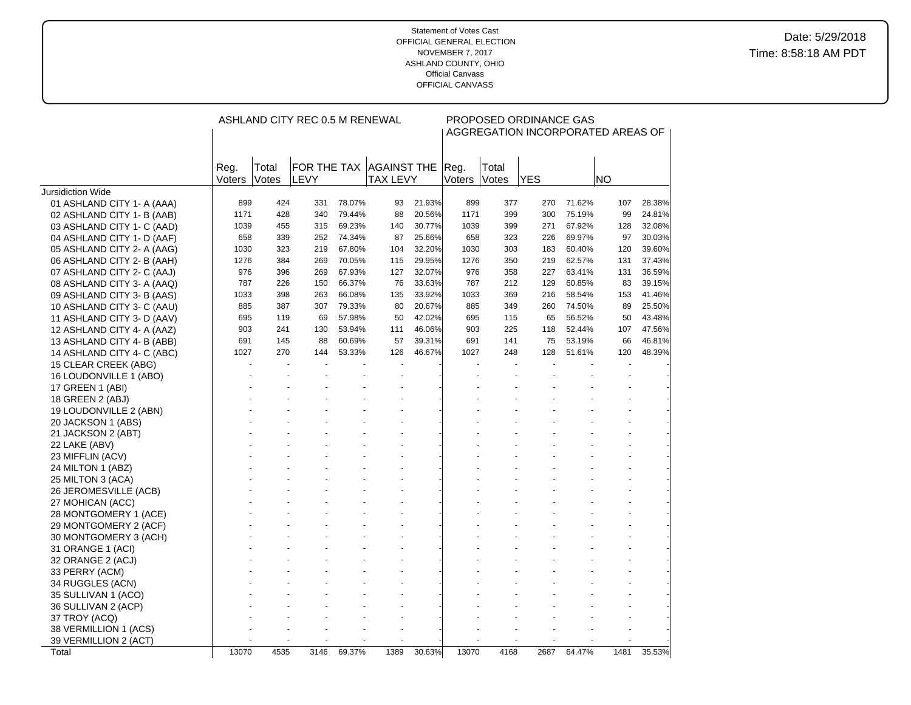Statement of Votes Cast
OFFICIAL GENERAL ELECTION
NOVEMBER 7, 2017
ASHLAND COUNTY, OHIO
Official Canvass
OFFICIAL CANVASS

Date: 5/29/2018
Time: 8:58:18 AM PDT

| | ASHLAND CITY REC 0.5 M RENEWAL | | | | | | PROPOSED ORDINANCE GAS AGGREGATION INCORPORATED AREAS OF | | | | | |
|---|---|---|---|---|---|---|---|---|---|---|---|---|
| | Reg. Voters | Total Votes | FOR THE TAX LEVY | | AGAINST THE TAX LEVY | | Reg. Voters | Total Votes | YES | | NO | |
| Jursidiction Wide | | | | | | | | | | | | |
| 01 ASHLAND CITY 1- A (AAA) | 899 | 424 | 331 | 78.07% | 93 | 21.93% | 899 | 377 | 270 | 71.62% | 107 | 28.38% |
| 02 ASHLAND CITY 1- B (AAB) | 1171 | 428 | 340 | 79.44% | 88 | 20.56% | 1171 | 399 | 300 | 75.19% | 99 | 24.81% |
| 03 ASHLAND CITY 1- C (AAD) | 1039 | 455 | 315 | 69.23% | 140 | 30.77% | 1039 | 399 | 271 | 67.92% | 128 | 32.08% |
| 04 ASHLAND CITY 1- D (AAF) | 658 | 339 | 252 | 74.34% | 87 | 25.66% | 658 | 323 | 226 | 69.97% | 97 | 30.03% |
| 05 ASHLAND CITY 2- A (AAG) | 1030 | 323 | 219 | 67.80% | 104 | 32.20% | 1030 | 303 | 183 | 60.40% | 120 | 39.60% |
| 06 ASHLAND CITY 2- B (AAH) | 1276 | 384 | 269 | 70.05% | 115 | 29.95% | 1276 | 350 | 219 | 62.57% | 131 | 37.43% |
| 07 ASHLAND CITY 2- C (AAJ) | 976 | 396 | 269 | 67.93% | 127 | 32.07% | 976 | 358 | 227 | 63.41% | 131 | 36.59% |
| 08 ASHLAND CITY 3- A (AAQ) | 787 | 226 | 150 | 66.37% | 76 | 33.63% | 787 | 212 | 129 | 60.85% | 83 | 39.15% |
| 09 ASHLAND CITY 3- B (AAS) | 1033 | 398 | 263 | 66.08% | 135 | 33.92% | 1033 | 369 | 216 | 58.54% | 153 | 41.46% |
| 10 ASHLAND CITY 3- C (AAU) | 885 | 387 | 307 | 79.33% | 80 | 20.67% | 885 | 349 | 260 | 74.50% | 89 | 25.50% |
| 11 ASHLAND CITY 3- D (AAV) | 695 | 119 | 69 | 57.98% | 50 | 42.02% | 695 | 115 | 65 | 56.52% | 50 | 43.48% |
| 12 ASHLAND CITY 4- A (AAZ) | 903 | 241 | 130 | 53.94% | 111 | 46.06% | 903 | 225 | 118 | 52.44% | 107 | 47.56% |
| 13 ASHLAND CITY 4- B (ABB) | 691 | 145 | 88 | 60.69% | 57 | 39.31% | 691 | 141 | 75 | 53.19% | 66 | 46.81% |
| 14 ASHLAND CITY 4- C (ABC) | 1027 | 270 | 144 | 53.33% | 126 | 46.67% | 1027 | 248 | 128 | 51.61% | 120 | 48.39% |
| 15 CLEAR CREEK (ABG) | - | - | - | - | - | - | - | - | - | - | - | - |
| 16 LOUDONVILLE 1 (ABO) | - | - | - | - | - | - | - | - | - | - | - | - |
| 17 GREEN 1 (ABI) | - | - | - | - | - | - | - | - | - | - | - | - |
| 18 GREEN 2 (ABJ) | - | - | - | - | - | - | - | - | - | - | - | - |
| 19 LOUDONVILLE 2 (ABN) | - | - | - | - | - | - | - | - | - | - | - | - |
| 20 JACKSON 1 (ABS) | - | - | - | - | - | - | - | - | - | - | - | - |
| 21 JACKSON 2 (ABT) | - | - | - | - | - | - | - | - | - | - | - | - |
| 22 LAKE (ABV) | - | - | - | - | - | - | - | - | - | - | - | - |
| 23 MIFFLIN (ACV) | - | - | - | - | - | - | - | - | - | - | - | - |
| 24 MILTON 1 (ABZ) | - | - | - | - | - | - | - | - | - | - | - | - |
| 25 MILTON 3 (ACA) | - | - | - | - | - | - | - | - | - | - | - | - |
| 26 JEROMESVILLE (ACB) | - | - | - | - | - | - | - | - | - | - | - | - |
| 27 MOHICAN (ACC) | - | - | - | - | - | - | - | - | - | - | - | - |
| 28 MONTGOMERY 1 (ACE) | - | - | - | - | - | - | - | - | - | - | - | - |
| 29 MONTGOMERY 2 (ACF) | - | - | - | - | - | - | - | - | - | - | - | - |
| 30 MONTGOMERY 3 (ACH) | - | - | - | - | - | - | - | - | - | - | - | - |
| 31 ORANGE 1 (ACI) | - | - | - | - | - | - | - | - | - | - | - | - |
| 32 ORANGE 2 (ACJ) | - | - | - | - | - | - | - | - | - | - | - | - |
| 33 PERRY (ACM) | - | - | - | - | - | - | - | - | - | - | - | - |
| 34 RUGGLES (ACN) | - | - | - | - | - | - | - | - | - | - | - | - |
| 35 SULLIVAN 1 (ACO) | - | - | - | - | - | - | - | - | - | - | - | - |
| 36 SULLIVAN 2 (ACP) | - | - | - | - | - | - | - | - | - | - | - | - |
| 37 TROY (ACQ) | - | - | - | - | - | - | - | - | - | - | - | - |
| 38 VERMILLION 1 (ACS) | - | - | - | - | - | - | - | - | - | - | - | - |
| 39 VERMILLION 2 (ACT) | - | - | - | - | - | - | - | - | - | - | - | - |
| Total | 13070 | 4535 | 3146 | 69.37% | 1389 | 30.63% | 13070 | 4168 | 2687 | 64.47% | 1481 | 35.53% |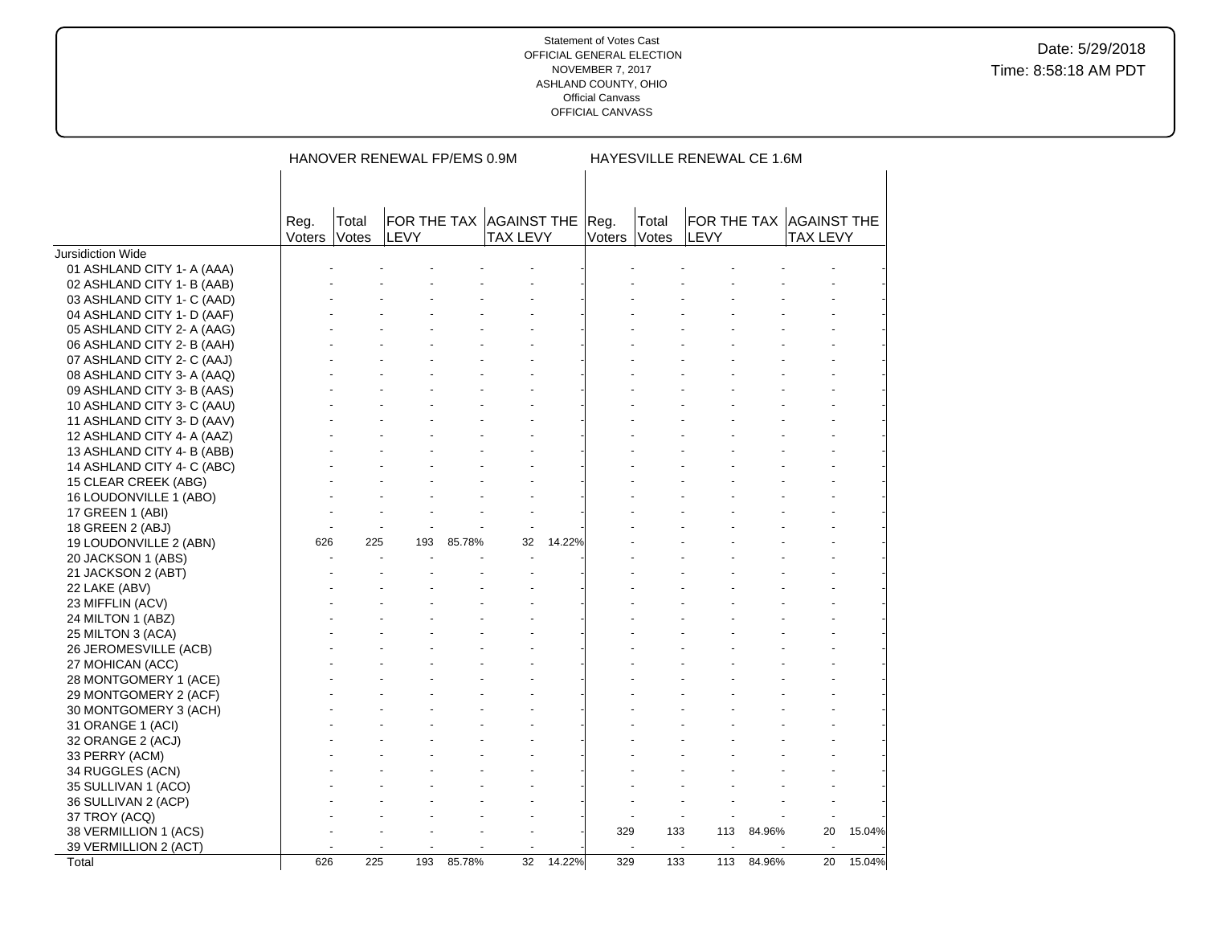Statement of Votes Cast
OFFICIAL GENERAL ELECTION
NOVEMBER 7, 2017
ASHLAND COUNTY, OHIO
Official Canvass
OFFICIAL CANVASS

Date: 5/29/2018
Time: 8:58:18 AM PDT

| | HANOVER RENEWAL FP/EMS 0.9M | | | | | | HAYESVILLE RENEWAL CE 1.6M | | | | | |
|---|---|---|---|---|---|---|---|---|---|---|---|---|
| | Reg. Voters | Total Votes | FOR THE TAX LEVY | | AGAINST THE TAX LEVY | | Reg. Voters | Total Votes | FOR THE TAX LEVY | | AGAINST THE TAX LEVY | |
| Jursidiction Wide | | | | | | | | | | | | |
| 01 ASHLAND CITY 1- A (AAA) | - | - | - | - | - | - | - | - | - | - | - | - |
| 02 ASHLAND CITY 1- B (AAB) | - | - | - | - | - | - | - | - | - | - | - | - |
| 03 ASHLAND CITY 1- C (AAD) | - | - | - | - | - | - | - | - | - | - | - | - |
| 04 ASHLAND CITY 1- D (AAF) | - | - | - | - | - | - | - | - | - | - | - | - |
| 05 ASHLAND CITY 2- A (AAG) | - | - | - | - | - | - | - | - | - | - | - | - |
| 06 ASHLAND CITY 2- B (AAH) | - | - | - | - | - | - | - | - | - | - | - | - |
| 07 ASHLAND CITY 2- C (AAJ) | - | - | - | - | - | - | - | - | - | - | - | - |
| 08 ASHLAND CITY 3- A (AAQ) | - | - | - | - | - | - | - | - | - | - | - | - |
| 09 ASHLAND CITY 3- B (AAS) | - | - | - | - | - | - | - | - | - | - | - | - |
| 10 ASHLAND CITY 3- C (AAU) | - | - | - | - | - | - | - | - | - | - | - | - |
| 11 ASHLAND CITY 3- D (AAV) | - | - | - | - | - | - | - | - | - | - | - | - |
| 12 ASHLAND CITY 4- A (AAZ) | - | - | - | - | - | - | - | - | - | - | - | - |
| 13 ASHLAND CITY 4- B (ABB) | - | - | - | - | - | - | - | - | - | - | - | - |
| 14 ASHLAND CITY 4- C (ABC) | - | - | - | - | - | - | - | - | - | - | - | - |
| 15 CLEAR CREEK (ABG) | - | - | - | - | - | - | - | - | - | - | - | - |
| 16 LOUDONVILLE 1 (ABO) | - | - | - | - | - | - | - | - | - | - | - | - |
| 17 GREEN 1 (ABI) | - | - | - | - | - | - | - | - | - | - | - | - |
| 18 GREEN 2 (ABJ) | - | - | - | - | - | - | - | - | - | - | - | - |
| 19 LOUDONVILLE 2 (ABN) | 626 | 225 | 193 | 85.78% | 32 | 14.22% | - | - | - | - | - | - |
| 20 JACKSON 1 (ABS) | - | - | - | - | - | - | - | - | - | - | - | - |
| 21 JACKSON 2 (ABT) | - | - | - | - | - | - | - | - | - | - | - | - |
| 22 LAKE (ABV) | - | - | - | - | - | - | - | - | - | - | - | - |
| 23 MIFFLIN (ACV) | - | - | - | - | - | - | - | - | - | - | - | - |
| 24 MILTON 1 (ABZ) | - | - | - | - | - | - | - | - | - | - | - | - |
| 25 MILTON 3 (ACA) | - | - | - | - | - | - | - | - | - | - | - | - |
| 26 JEROMESVILLE (ACB) | - | - | - | - | - | - | - | - | - | - | - | - |
| 27 MOHICAN (ACC) | - | - | - | - | - | - | - | - | - | - | - | - |
| 28 MONTGOMERY 1 (ACE) | - | - | - | - | - | - | - | - | - | - | - | - |
| 29 MONTGOMERY 2 (ACF) | - | - | - | - | - | - | - | - | - | - | - | - |
| 30 MONTGOMERY 3 (ACH) | - | - | - | - | - | - | - | - | - | - | - | - |
| 31 ORANGE 1 (ACI) | - | - | - | - | - | - | - | - | - | - | - | - |
| 32 ORANGE 2 (ACJ) | - | - | - | - | - | - | - | - | - | - | - | - |
| 33 PERRY (ACM) | - | - | - | - | - | - | - | - | - | - | - | - |
| 34 RUGGLES (ACN) | - | - | - | - | - | - | - | - | - | - | - | - |
| 35 SULLIVAN 1 (ACO) | - | - | - | - | - | - | - | - | - | - | - | - |
| 36 SULLIVAN 2 (ACP) | - | - | - | - | - | - | - | - | - | - | - | - |
| 37 TROY (ACQ) | - | - | - | - | - | - | - | - | - | - | - | - |
| 38 VERMILLION 1 (ACS) | - | - | - | - | - | - | 329 | 133 | 113 | 84.96% | 20 | 15.04% |
| 39 VERMILLION 2 (ACT) | - | - | - | - | - | - | - | - | - | - | - | - |
| Total | 626 | 225 | 193 | 85.78% | 32 | 14.22% | 329 | 133 | 113 | 84.96% | 20 | 15.04% |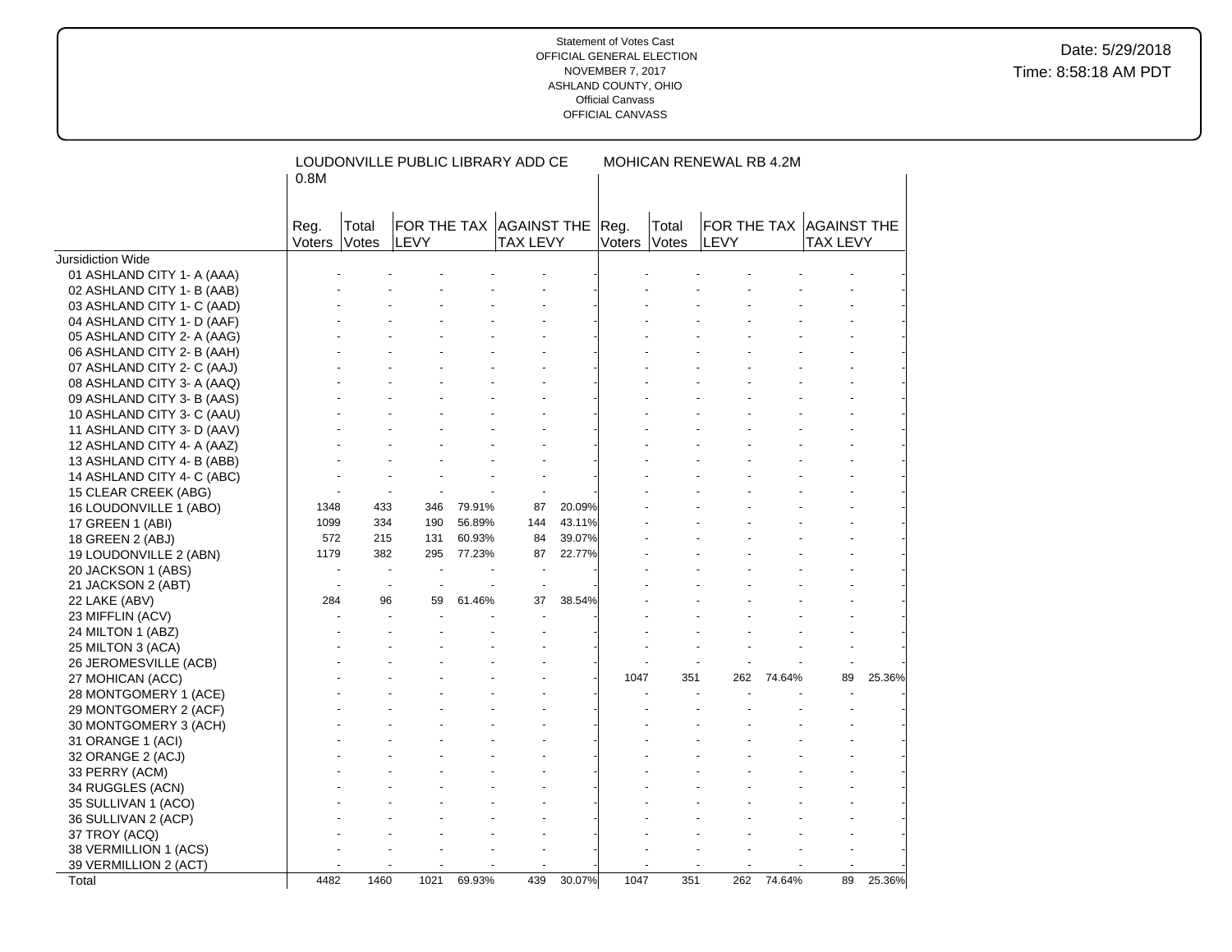Statement of Votes Cast
OFFICIAL GENERAL ELECTION
NOVEMBER 7, 2017
ASHLAND COUNTY, OHIO
Official Canvass
OFFICIAL CANVASS

Date: 5/29/2018
Time: 8:58:18 AM PDT

| | LOUDONVILLE PUBLIC LIBRARY ADD CE 0.8M | | | | | | MOHICAN RENEWAL RB 4.2M | | | | | |
|---|---|---|---|---|---|---|---|---|---|---|---|---|
| | Reg. Voters | Total Votes | FOR THE TAX LEVY | | AGAINST THE TAX LEVY | | Reg. Voters | Total Votes | FOR THE TAX LEVY | | AGAINST THE TAX LEVY | |
| Jursidiction Wide | | | | | | | | | | | | |
| 01 ASHLAND CITY 1- A (AAA) | - | - | - | - | - | - | - | - | - | - | - | - |
| 02 ASHLAND CITY 1- B (AAB) | - | - | - | - | - | - | - | - | - | - | - | - |
| 03 ASHLAND CITY 1- C (AAD) | - | - | - | - | - | - | - | - | - | - | - | - |
| 04 ASHLAND CITY 1- D (AAF) | - | - | - | - | - | - | - | - | - | - | - | - |
| 05 ASHLAND CITY 2- A (AAG) | - | - | - | - | - | - | - | - | - | - | - | - |
| 06 ASHLAND CITY 2- B (AAH) | - | - | - | - | - | - | - | - | - | - | - | - |
| 07 ASHLAND CITY 2- C (AAJ) | - | - | - | - | - | - | - | - | - | - | - | - |
| 08 ASHLAND CITY 3- A (AAQ) | - | - | - | - | - | - | - | - | - | - | - | - |
| 09 ASHLAND CITY 3- B (AAS) | - | - | - | - | - | - | - | - | - | - | - | - |
| 10 ASHLAND CITY 3- C (AAU) | - | - | - | - | - | - | - | - | - | - | - | - |
| 11 ASHLAND CITY 3- D (AAV) | - | - | - | - | - | - | - | - | - | - | - | - |
| 12 ASHLAND CITY 4- A (AAZ) | - | - | - | - | - | - | - | - | - | - | - | - |
| 13 ASHLAND CITY 4- B (ABB) | - | - | - | - | - | - | - | - | - | - | - | - |
| 14 ASHLAND CITY 4- C (ABC) | - | - | - | - | - | - | - | - | - | - | - | - |
| 15 CLEAR CREEK (ABG) | - | - | - | - | - | - | - | - | - | - | - | - |
| 16 LOUDONVILLE 1 (ABO) | 1348 | 433 | 346 | 79.91% | 87 | 20.09% | - | - | - | - | - | - |
| 17 GREEN 1 (ABI) | 1099 | 334 | 190 | 56.89% | 144 | 43.11% | - | - | - | - | - | - |
| 18 GREEN 2 (ABJ) | 572 | 215 | 131 | 60.93% | 84 | 39.07% | - | - | - | - | - | - |
| 19 LOUDONVILLE 2 (ABN) | 1179 | 382 | 295 | 77.23% | 87 | 22.77% | - | - | - | - | - | - |
| 20 JACKSON 1 (ABS) | - | - | - | - | - | - | - | - | - | - | - | - |
| 21 JACKSON 2 (ABT) | - | - | - | - | - | - | - | - | - | - | - | - |
| 22 LAKE (ABV) | 284 | 96 | 59 | 61.46% | 37 | 38.54% | - | - | - | - | - | - |
| 23 MIFFLIN (ACV) | - | - | - | - | - | - | - | - | - | - | - | - |
| 24 MILTON 1 (ABZ) | - | - | - | - | - | - | - | - | - | - | - | - |
| 25 MILTON 3 (ACA) | - | - | - | - | - | - | - | - | - | - | - | - |
| 26 JEROMESVILLE (ACB) | - | - | - | - | - | - | - | - | - | - | - | - |
| 27 MOHICAN (ACC) | - | - | - | - | - | - | 1047 | 351 | 262 | 74.64% | 89 | 25.36% |
| 28 MONTGOMERY 1 (ACE) | - | - | - | - | - | - | - | - | - | - | - | - |
| 29 MONTGOMERY 2 (ACF) | - | - | - | - | - | - | - | - | - | - | - | - |
| 30 MONTGOMERY 3 (ACH) | - | - | - | - | - | - | - | - | - | - | - | - |
| 31 ORANGE 1 (ACI) | - | - | - | - | - | - | - | - | - | - | - | - |
| 32 ORANGE 2 (ACJ) | - | - | - | - | - | - | - | - | - | - | - | - |
| 33 PERRY (ACM) | - | - | - | - | - | - | - | - | - | - | - | - |
| 34 RUGGLES (ACN) | - | - | - | - | - | - | - | - | - | - | - | - |
| 35 SULLIVAN 1 (ACO) | - | - | - | - | - | - | - | - | - | - | - | - |
| 36 SULLIVAN 2 (ACP) | - | - | - | - | - | - | - | - | - | - | - | - |
| 37 TROY (ACQ) | - | - | - | - | - | - | - | - | - | - | - | - |
| 38 VERMILLION 1 (ACS) | - | - | - | - | - | - | - | - | - | - | - | - |
| 39 VERMILLION 2 (ACT) | - | - | - | - | - | - | - | - | - | - | - | - |
| Total | 4482 | 1460 | 1021 | 69.93% | 439 | 30.07% | 1047 | 351 | 262 | 74.64% | 89 | 25.36% |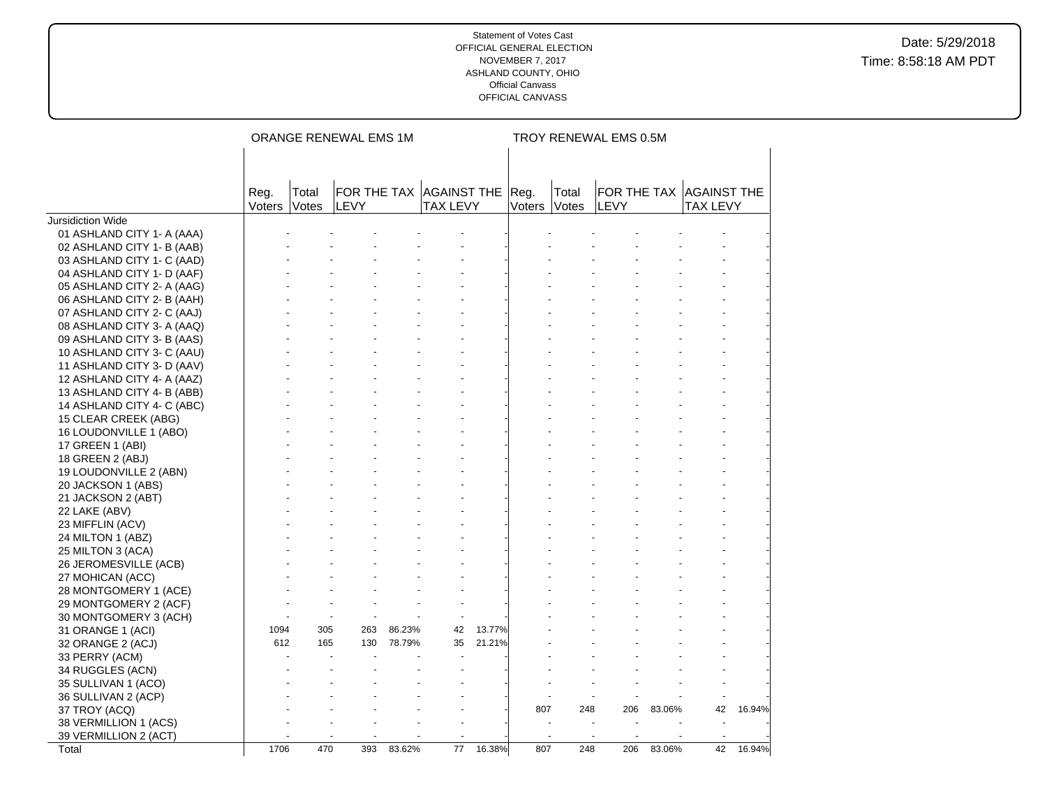Statement of Votes Cast
OFFICIAL GENERAL ELECTION
NOVEMBER 7, 2017
ASHLAND COUNTY, OHIO
Official Canvass
OFFICIAL CANVASS

Date: 5/29/2018
Time: 8:58:18 AM PDT

| | ORANGE RENEWAL EMS 1M | | | | | | TROY RENEWAL EMS 0.5M | | | | | |
|---|---|---|---|---|---|---|---|---|---|---|---|---|
| | Reg. Voters | Total Votes | FOR THE TAX LEVY | | AGAINST THE TAX LEVY | | Reg. Voters | Total Votes | FOR THE TAX LEVY | | AGAINST THE TAX LEVY | |
| Jursidiction Wide | | | | | | | | | | | | |
| 01 ASHLAND CITY 1- A (AAA) | - | - | - | - | - | - | - | - | - | - | - | - |
| 02 ASHLAND CITY 1- B (AAB) | - | - | - | - | - | - | - | - | - | - | - | - |
| 03 ASHLAND CITY 1- C (AAD) | - | - | - | - | - | - | - | - | - | - | - | - |
| 04 ASHLAND CITY 1- D (AAF) | - | - | - | - | - | - | - | - | - | - | - | - |
| 05 ASHLAND CITY 2- A (AAG) | - | - | - | - | - | - | - | - | - | - | - | - |
| 06 ASHLAND CITY 2- B (AAH) | - | - | - | - | - | - | - | - | - | - | - | - |
| 07 ASHLAND CITY 2- C (AAJ) | - | - | - | - | - | - | - | - | - | - | - | - |
| 08 ASHLAND CITY 3- A (AAQ) | - | - | - | - | - | - | - | - | - | - | - | - |
| 09 ASHLAND CITY 3- B (AAS) | - | - | - | - | - | - | - | - | - | - | - | - |
| 10 ASHLAND CITY 3- C (AAU) | - | - | - | - | - | - | - | - | - | - | - | - |
| 11 ASHLAND CITY 3- D (AAV) | - | - | - | - | - | - | - | - | - | - | - | - |
| 12 ASHLAND CITY 4- A (AAZ) | - | - | - | - | - | - | - | - | - | - | - | - |
| 13 ASHLAND CITY 4- B (ABB) | - | - | - | - | - | - | - | - | - | - | - | - |
| 14 ASHLAND CITY 4- C (ABC) | - | - | - | - | - | - | - | - | - | - | - | - |
| 15 CLEAR CREEK (ABG) | - | - | - | - | - | - | - | - | - | - | - | - |
| 16 LOUDONVILLE 1 (ABO) | - | - | - | - | - | - | - | - | - | - | - | - |
| 17 GREEN 1 (ABI) | - | - | - | - | - | - | - | - | - | - | - | - |
| 18 GREEN 2 (ABJ) | - | - | - | - | - | - | - | - | - | - | - | - |
| 19 LOUDONVILLE 2 (ABN) | - | - | - | - | - | - | - | - | - | - | - | - |
| 20 JACKSON 1 (ABS) | - | - | - | - | - | - | - | - | - | - | - | - |
| 21 JACKSON 2 (ABT) | - | - | - | - | - | - | - | - | - | - | - | - |
| 22 LAKE (ABV) | - | - | - | - | - | - | - | - | - | - | - | - |
| 23 MIFFLIN (ACV) | - | - | - | - | - | - | - | - | - | - | - | - |
| 24 MILTON 1 (ABZ) | - | - | - | - | - | - | - | - | - | - | - | - |
| 25 MILTON 3 (ACA) | - | - | - | - | - | - | - | - | - | - | - | - |
| 26 JEROMESVILLE (ACB) | - | - | - | - | - | - | - | - | - | - | - | - |
| 27 MOHICAN (ACC) | - | - | - | - | - | - | - | - | - | - | - | - |
| 28 MONTGOMERY 1 (ACE) | - | - | - | - | - | - | - | - | - | - | - | - |
| 29 MONTGOMERY 2 (ACF) | - | - | - | - | - | - | - | - | - | - | - | - |
| 30 MONTGOMERY 3 (ACH) | - | - | - | - | - | - | - | - | - | - | - | - |
| 31 ORANGE 1 (ACI) | 1094 | 305 | 263 | 86.23% | 42 | 13.77% | - | - | - | - | - | - |
| 32 ORANGE 2 (ACJ) | 612 | 165 | 130 | 78.79% | 35 | 21.21% | - | - | - | - | - | - |
| 33 PERRY (ACM) | - | - | - | - | - | - | - | - | - | - | - | - |
| 34 RUGGLES (ACN) | - | - | - | - | - | - | - | - | - | - | - | - |
| 35 SULLIVAN 1 (ACO) | - | - | - | - | - | - | - | - | - | - | - | - |
| 36 SULLIVAN 2 (ACP) | - | - | - | - | - | - | - | - | - | - | - | - |
| 37 TROY (ACQ) | - | - | - | - | - | - | 807 | 248 | 206 | 83.06% | 42 | 16.94% |
| 38 VERMILLION 1 (ACS) | - | - | - | - | - | - | - | - | - | - | - | - |
| 39 VERMILLION 2 (ACT) | - | - | - | - | - | - | - | - | - | - | - | - |
| Total | 1706 | 470 | 393 | 83.62% | 77 | 16.38% | 807 | 248 | 206 | 83.06% | 42 | 16.94% |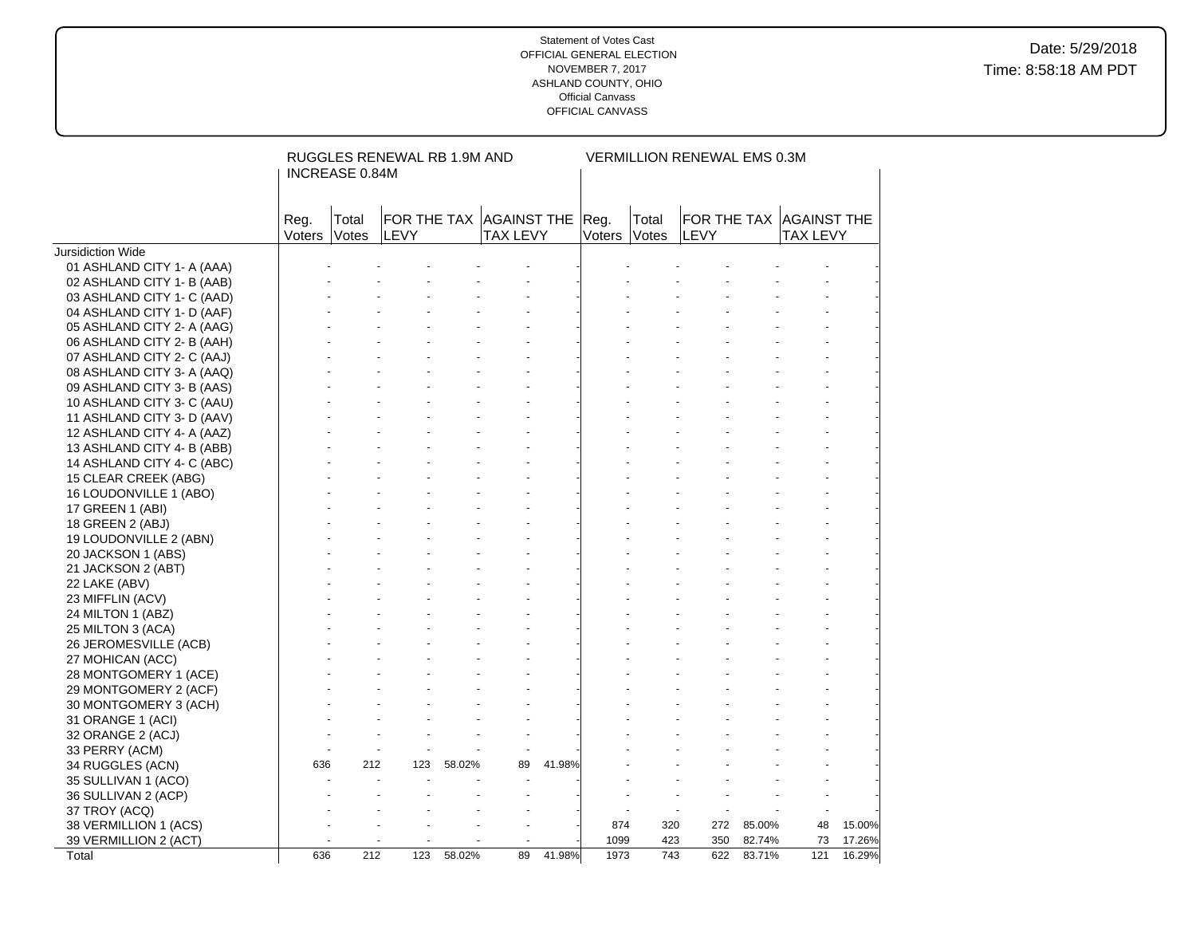Statement of Votes Cast
OFFICIAL GENERAL ELECTION
NOVEMBER 7, 2017
ASHLAND COUNTY, OHIO
Official Canvass
OFFICIAL CANVASS

Date: 5/29/2018
Time: 8:58:18 AM PDT

| | RUGGLES RENEWAL RB 1.9M AND INCREASE 0.84M | | | | | | VERMILLION RENEWAL EMS 0.3M | | | | | |
|---|---|---|---|---|---|---|---|---|---|---|---|---|
| | Reg. Voters | Total Votes | FOR THE TAX LEVY | | AGAINST THE TAX LEVY | | Reg. Voters | Total Votes | FOR THE TAX LEVY | | AGAINST THE TAX LEVY | |
| Jursidiction Wide | | | | | | | | | | | | |
| 01 ASHLAND CITY 1- A (AAA) | - | - | - | - | - | - | - | - | - | - | - | - |
| 02 ASHLAND CITY 1- B (AAB) | - | - | - | - | - | - | - | - | - | - | - | - |
| 03 ASHLAND CITY 1- C (AAD) | - | - | - | - | - | - | - | - | - | - | - | - |
| 04 ASHLAND CITY 1- D (AAF) | - | - | - | - | - | - | - | - | - | - | - | - |
| 05 ASHLAND CITY 2- A (AAG) | - | - | - | - | - | - | - | - | - | - | - | - |
| 06 ASHLAND CITY 2- B (AAH) | - | - | - | - | - | - | - | - | - | - | - | - |
| 07 ASHLAND CITY 2- C (AAJ) | - | - | - | - | - | - | - | - | - | - | - | - |
| 08 ASHLAND CITY 3- A (AAQ) | - | - | - | - | - | - | - | - | - | - | - | - |
| 09 ASHLAND CITY 3- B (AAS) | - | - | - | - | - | - | - | - | - | - | - | - |
| 10 ASHLAND CITY 3- C (AAU) | - | - | - | - | - | - | - | - | - | - | - | - |
| 11 ASHLAND CITY 3- D (AAV) | - | - | - | - | - | - | - | - | - | - | - | - |
| 12 ASHLAND CITY 4- A (AAZ) | - | - | - | - | - | - | - | - | - | - | - | - |
| 13 ASHLAND CITY 4- B (ABB) | - | - | - | - | - | - | - | - | - | - | - | - |
| 14 ASHLAND CITY 4- C (ABC) | - | - | - | - | - | - | - | - | - | - | - | - |
| 15 CLEAR CREEK (ABG) | - | - | - | - | - | - | - | - | - | - | - | - |
| 16 LOUDONVILLE 1 (ABO) | - | - | - | - | - | - | - | - | - | - | - | - |
| 17 GREEN 1 (ABI) | - | - | - | - | - | - | - | - | - | - | - | - |
| 18 GREEN 2 (ABJ) | - | - | - | - | - | - | - | - | - | - | - | - |
| 19 LOUDONVILLE 2 (ABN) | - | - | - | - | - | - | - | - | - | - | - | - |
| 20 JACKSON 1 (ABS) | - | - | - | - | - | - | - | - | - | - | - | - |
| 21 JACKSON 2 (ABT) | - | - | - | - | - | - | - | - | - | - | - | - |
| 22 LAKE (ABV) | - | - | - | - | - | - | - | - | - | - | - | - |
| 23 MIFFLIN (ACV) | - | - | - | - | - | - | - | - | - | - | - | - |
| 24 MILTON 1 (ABZ) | - | - | - | - | - | - | - | - | - | - | - | - |
| 25 MILTON 3 (ACA) | - | - | - | - | - | - | - | - | - | - | - | - |
| 26 JEROMESVILLE (ACB) | - | - | - | - | - | - | - | - | - | - | - | - |
| 27 MOHICAN (ACC) | - | - | - | - | - | - | - | - | - | - | - | - |
| 28 MONTGOMERY 1 (ACE) | - | - | - | - | - | - | - | - | - | - | - | - |
| 29 MONTGOMERY 2 (ACF) | - | - | - | - | - | - | - | - | - | - | - | - |
| 30 MONTGOMERY 3 (ACH) | - | - | - | - | - | - | - | - | - | - | - | - |
| 31 ORANGE 1 (ACI) | - | - | - | - | - | - | - | - | - | - | - | - |
| 32 ORANGE 2 (ACJ) | - | - | - | - | - | - | - | - | - | - | - | - |
| 33 PERRY (ACM) | - | - | - | - | - | - | - | - | - | - | - | - |
| 34 RUGGLES (ACN) | 636 | 212 | 123 | 58.02% | 89 | 41.98% | - | - | - | - | - | - |
| 35 SULLIVAN 1 (ACO) | - | - | - | - | - | - | - | - | - | - | - | - |
| 36 SULLIVAN 2 (ACP) | - | - | - | - | - | - | - | - | - | - | - | - |
| 37 TROY (ACQ) | - | - | - | - | - | - | - | - | - | - | - | - |
| 38 VERMILLION 1 (ACS) | - | - | - | - | - | - | 874 | 320 | 272 | 85.00% | 48 | 15.00% |
| 39 VERMILLION 2 (ACT) | - | - | - | - | - | - | 1099 | 423 | 350 | 82.74% | 73 | 17.26% |
| Total | 636 | 212 | 123 | 58.02% | 89 | 41.98% | 1973 | 743 | 622 | 83.71% | 121 | 16.29% |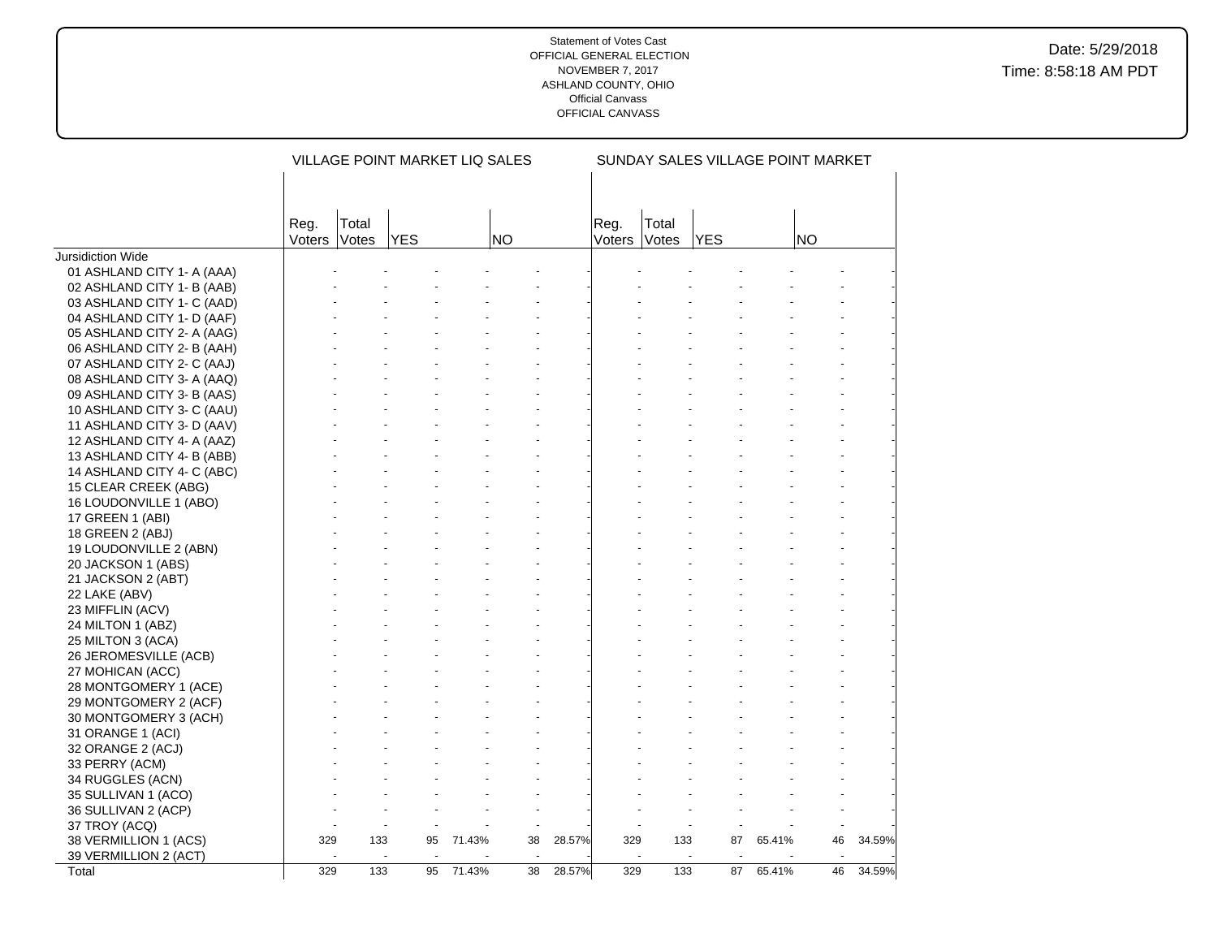Statement of Votes Cast
OFFICIAL GENERAL ELECTION
NOVEMBER 7, 2017
ASHLAND COUNTY, OHIO
Official Canvass
OFFICIAL CANVASS

Date: 5/29/2018
Time: 8:58:18 AM PDT

| | VILLAGE POINT MARKET LIQ SALES | | | | | | SUNDAY SALES VILLAGE POINT MARKET | | | | | |
|---|---|---|---|---|---|---|---|---|---|---|---|---|
| | Reg. Voters | Total Votes | YES | | NO | | Reg. Voters | Total Votes | YES | | NO | |
| Jursidiction Wide | | | | | | | | | | | | |
| 01 ASHLAND CITY 1- A (AAA) | - | - | - | - | - | - | - | - | - | - | - | - |
| 02 ASHLAND CITY 1- B (AAB) | - | - | - | - | - | - | - | - | - | - | - | - |
| 03 ASHLAND CITY 1- C (AAD) | - | - | - | - | - | - | - | - | - | - | - | - |
| 04 ASHLAND CITY 1- D (AAF) | - | - | - | - | - | - | - | - | - | - | - | - |
| 05 ASHLAND CITY 2- A (AAG) | - | - | - | - | - | - | - | - | - | - | - | - |
| 06 ASHLAND CITY 2- B (AAH) | - | - | - | - | - | - | - | - | - | - | - | - |
| 07 ASHLAND CITY 2- C (AAJ) | - | - | - | - | - | - | - | - | - | - | - | - |
| 08 ASHLAND CITY 3- A (AAQ) | - | - | - | - | - | - | - | - | - | - | - | - |
| 09 ASHLAND CITY 3- B (AAS) | - | - | - | - | - | - | - | - | - | - | - | - |
| 10 ASHLAND CITY 3- C (AAU) | - | - | - | - | - | - | - | - | - | - | - | - |
| 11 ASHLAND CITY 3- D (AAV) | - | - | - | - | - | - | - | - | - | - | - | - |
| 12 ASHLAND CITY 4- A (AAZ) | - | - | - | - | - | - | - | - | - | - | - | - |
| 13 ASHLAND CITY 4- B (ABB) | - | - | - | - | - | - | - | - | - | - | - | - |
| 14 ASHLAND CITY 4- C (ABC) | - | - | - | - | - | - | - | - | - | - | - | - |
| 15 CLEAR CREEK (ABG) | - | - | - | - | - | - | - | - | - | - | - | - |
| 16 LOUDONVILLE 1 (ABO) | - | - | - | - | - | - | - | - | - | - | - | - |
| 17 GREEN 1 (ABI) | - | - | - | - | - | - | - | - | - | - | - | - |
| 18 GREEN 2 (ABJ) | - | - | - | - | - | - | - | - | - | - | - | - |
| 19 LOUDONVILLE 2 (ABN) | - | - | - | - | - | - | - | - | - | - | - | - |
| 20 JACKSON 1 (ABS) | - | - | - | - | - | - | - | - | - | - | - | - |
| 21 JACKSON 2 (ABT) | - | - | - | - | - | - | - | - | - | - | - | - |
| 22 LAKE (ABV) | - | - | - | - | - | - | - | - | - | - | - | - |
| 23 MIFFLIN (ACV) | - | - | - | - | - | - | - | - | - | - | - | - |
| 24 MILTON 1 (ABZ) | - | - | - | - | - | - | - | - | - | - | - | - |
| 25 MILTON 3 (ACA) | - | - | - | - | - | - | - | - | - | - | - | - |
| 26 JEROMESVILLE (ACB) | - | - | - | - | - | - | - | - | - | - | - | - |
| 27 MOHICAN (ACC) | - | - | - | - | - | - | - | - | - | - | - | - |
| 28 MONTGOMERY 1 (ACE) | - | - | - | - | - | - | - | - | - | - | - | - |
| 29 MONTGOMERY 2 (ACF) | - | - | - | - | - | - | - | - | - | - | - | - |
| 30 MONTGOMERY 3 (ACH) | - | - | - | - | - | - | - | - | - | - | - | - |
| 31 ORANGE 1 (ACI) | - | - | - | - | - | - | - | - | - | - | - | - |
| 32 ORANGE 2 (ACJ) | - | - | - | - | - | - | - | - | - | - | - | - |
| 33 PERRY (ACM) | - | - | - | - | - | - | - | - | - | - | - | - |
| 34 RUGGLES (ACN) | - | - | - | - | - | - | - | - | - | - | - | - |
| 35 SULLIVAN 1 (ACO) | - | - | - | - | - | - | - | - | - | - | - | - |
| 36 SULLIVAN 2 (ACP) | - | - | - | - | - | - | - | - | - | - | - | - |
| 37 TROY (ACQ) | - | - | - | - | - | - | - | - | - | - | - | - |
| 38 VERMILLION 1 (ACS) | 329 | 133 | 95 | 71.43% | 38 | 28.57% | 329 | 133 | 87 | 65.41% | 46 | 34.59% |
| 39 VERMILLION 2 (ACT) | - | - | - | - | - | - | - | - | - | - | - | - |
| Total | 329 | 133 | 95 | 71.43% | 38 | 28.57% | 329 | 133 | 87 | 65.41% | 46 | 34.59% |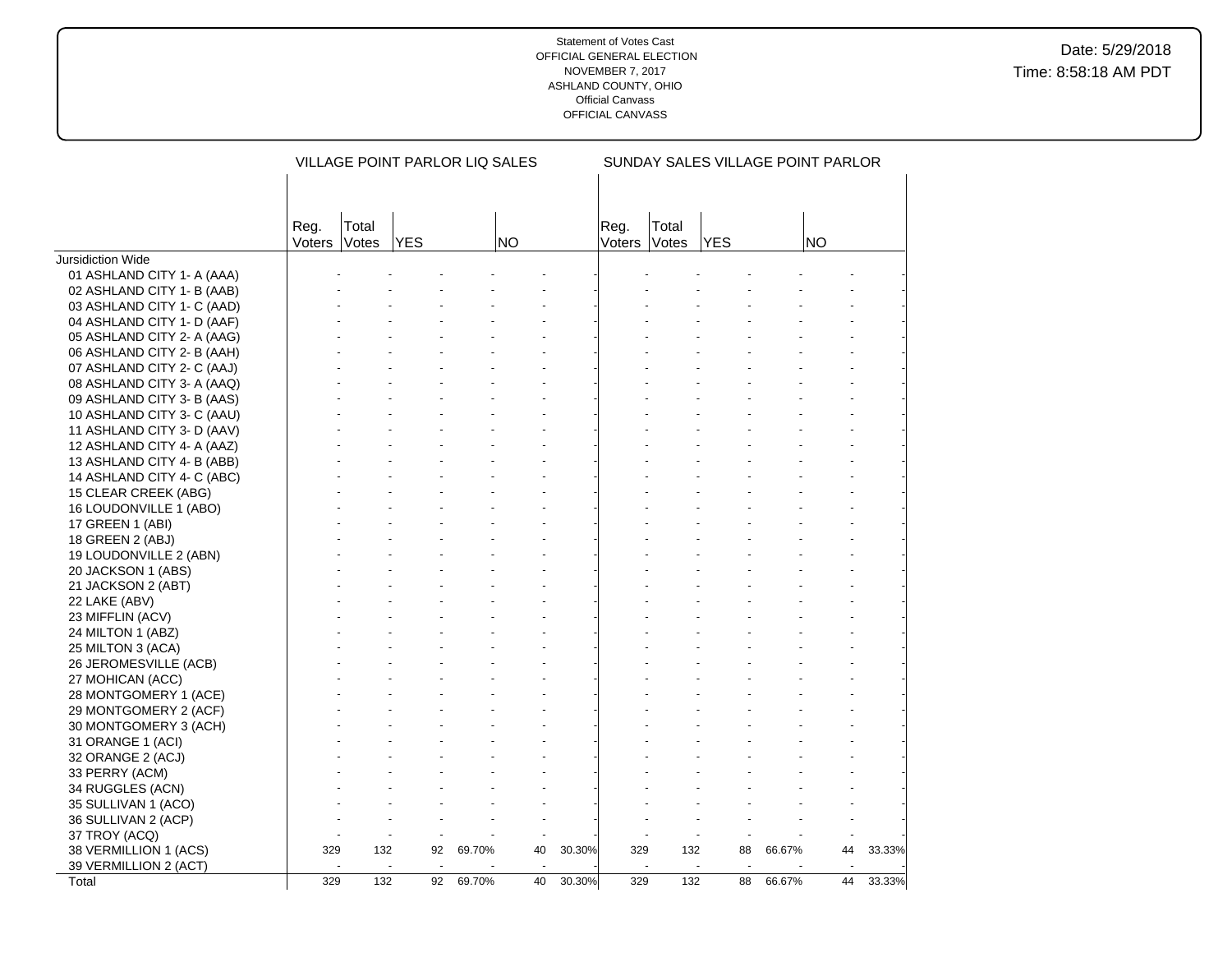Statement of Votes Cast
OFFICIAL GENERAL ELECTION
NOVEMBER 7, 2017
ASHLAND COUNTY, OHIO
Official Canvass
OFFICIAL CANVASS

Date: 5/29/2018
Time: 8:58:18 AM PDT

| | VILLAGE POINT PARLOR LIQ SALES | | | | | | SUNDAY SALES VILLAGE POINT PARLOR | | | | | |
|---|---|---|---|---|---|---|---|---|---|---|---|---|
| | Reg. Voters | Total Votes | YES | | NO | | Reg. Voters | Total Votes | YES | | NO | |
| Jursidiction Wide | | | | | | | | | | | | |
| 01 ASHLAND CITY 1- A (AAA) | - | - | - | - | - | - | - | - | - | - | - | - |
| 02 ASHLAND CITY 1- B (AAB) | - | - | - | - | - | - | - | - | - | - | - | - |
| 03 ASHLAND CITY 1- C (AAD) | - | - | - | - | - | - | - | - | - | - | - | - |
| 04 ASHLAND CITY 1- D (AAF) | - | - | - | - | - | - | - | - | - | - | - | - |
| 05 ASHLAND CITY 2- A (AAG) | - | - | - | - | - | - | - | - | - | - | - | - |
| 06 ASHLAND CITY 2- B (AAH) | - | - | - | - | - | - | - | - | - | - | - | - |
| 07 ASHLAND CITY 2- C (AAJ) | - | - | - | - | - | - | - | - | - | - | - | - |
| 08 ASHLAND CITY 3- A (AAQ) | - | - | - | - | - | - | - | - | - | - | - | - |
| 09 ASHLAND CITY 3- B (AAS) | - | - | - | - | - | - | - | - | - | - | - | - |
| 10 ASHLAND CITY 3- C (AAU) | - | - | - | - | - | - | - | - | - | - | - | - |
| 11 ASHLAND CITY 3- D (AAV) | - | - | - | - | - | - | - | - | - | - | - | - |
| 12 ASHLAND CITY 4- A (AAZ) | - | - | - | - | - | - | - | - | - | - | - | - |
| 13 ASHLAND CITY 4- B (ABB) | - | - | - | - | - | - | - | - | - | - | - | - |
| 14 ASHLAND CITY 4- C (ABC) | - | - | - | - | - | - | - | - | - | - | - | - |
| 15 CLEAR CREEK (ABG) | - | - | - | - | - | - | - | - | - | - | - | - |
| 16 LOUDONVILLE 1 (ABO) | - | - | - | - | - | - | - | - | - | - | - | - |
| 17 GREEN 1 (ABI) | - | - | - | - | - | - | - | - | - | - | - | - |
| 18 GREEN 2 (ABJ) | - | - | - | - | - | - | - | - | - | - | - | - |
| 19 LOUDONVILLE 2 (ABN) | - | - | - | - | - | - | - | - | - | - | - | - |
| 20 JACKSON 1 (ABS) | - | - | - | - | - | - | - | - | - | - | - | - |
| 21 JACKSON 2 (ABT) | - | - | - | - | - | - | - | - | - | - | - | - |
| 22 LAKE (ABV) | - | - | - | - | - | - | - | - | - | - | - | - |
| 23 MIFFLIN (ACV) | - | - | - | - | - | - | - | - | - | - | - | - |
| 24 MILTON 1 (ABZ) | - | - | - | - | - | - | - | - | - | - | - | - |
| 25 MILTON 3 (ACA) | - | - | - | - | - | - | - | - | - | - | - | - |
| 26 JEROMESVILLE (ACB) | - | - | - | - | - | - | - | - | - | - | - | - |
| 27 MOHICAN (ACC) | - | - | - | - | - | - | - | - | - | - | - | - |
| 28 MONTGOMERY 1 (ACE) | - | - | - | - | - | - | - | - | - | - | - | - |
| 29 MONTGOMERY 2 (ACF) | - | - | - | - | - | - | - | - | - | - | - | - |
| 30 MONTGOMERY 3 (ACH) | - | - | - | - | - | - | - | - | - | - | - | - |
| 31 ORANGE 1 (ACI) | - | - | - | - | - | - | - | - | - | - | - | - |
| 32 ORANGE 2 (ACJ) | - | - | - | - | - | - | - | - | - | - | - | - |
| 33 PERRY (ACM) | - | - | - | - | - | - | - | - | - | - | - | - |
| 34 RUGGLES (ACN) | - | - | - | - | - | - | - | - | - | - | - | - |
| 35 SULLIVAN 1 (ACO) | - | - | - | - | - | - | - | - | - | - | - | - |
| 36 SULLIVAN 2 (ACP) | - | - | - | - | - | - | - | - | - | - | - | - |
| 37 TROY (ACQ) | - | - | - | - | - | - | - | - | - | - | - | - |
| 38 VERMILLION 1 (ACS) | 329 | 132 | 92 | 69.70% | 40 | 30.30% | 329 | 132 | 88 | 66.67% | 44 | 33.33% |
| 39 VERMILLION 2 (ACT) | - | - | - | - | - | - | - | - | - | - | - | - |
| Total | 329 | 132 | 92 | 69.70% | 40 | 30.30% | 329 | 132 | 88 | 66.67% | 44 | 33.33% |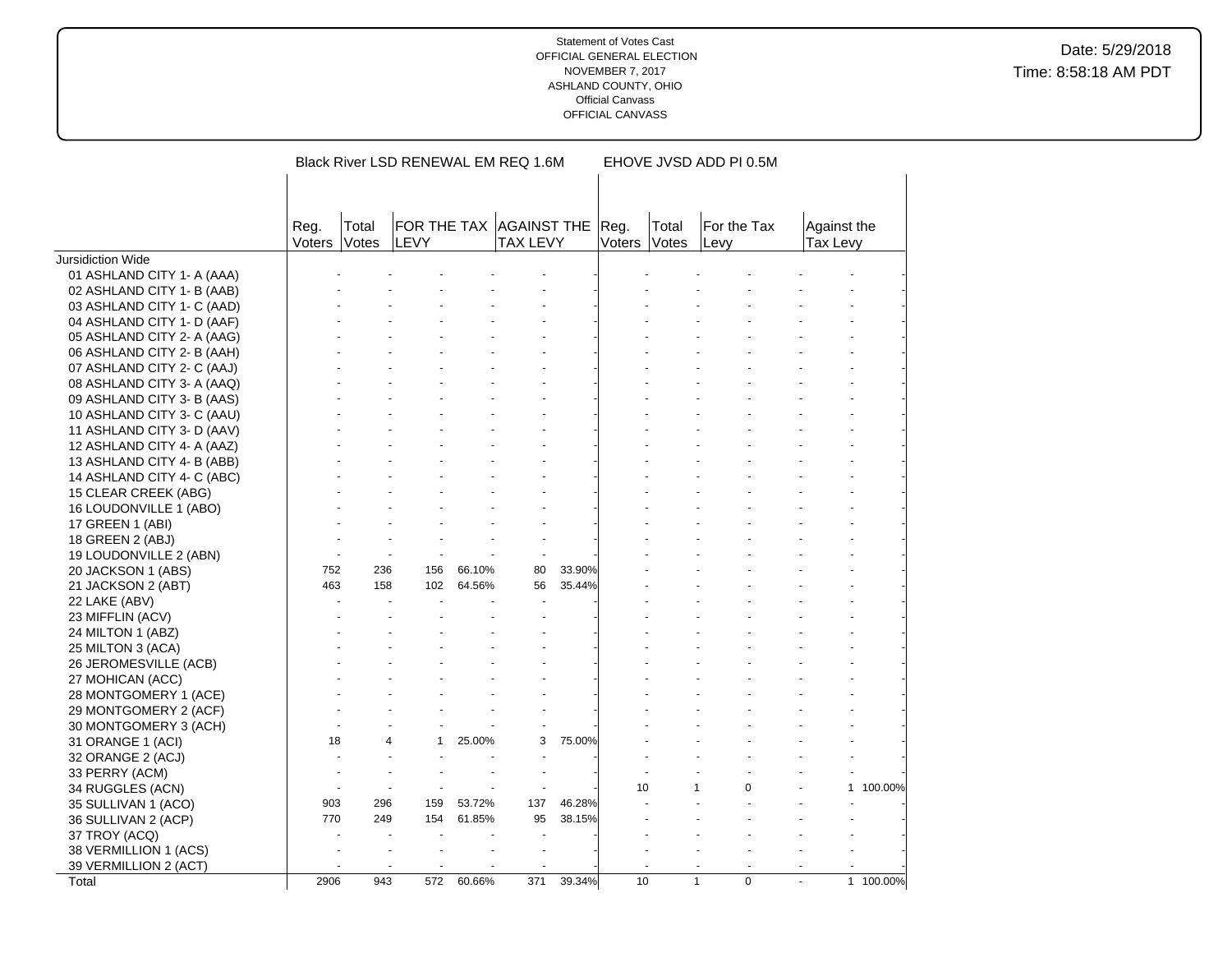Statement of Votes Cast
OFFICIAL GENERAL ELECTION
NOVEMBER 7, 2017
ASHLAND COUNTY, OHIO
Official Canvass
OFFICIAL CANVASS

Date: 5/29/2018
Time: 8:58:18 AM PDT

| | Black River LSD RENEWAL EM REQ 1.6M | | | | | | EHOVE JVSD ADD PI 0.5M | | | | | |
|---|---|---|---|---|---|---|---|---|---|---|---|---|
| | Reg. Voters | Total Votes | FOR THE TAX LEVY | | AGAINST THE TAX LEVY | | Reg. Voters | Total Votes | For the Tax Levy | | Against the Tax Levy | |
| Jursidiction Wide | | | | | | | | | | | | |
| 01 ASHLAND CITY 1- A (AAA) | - | - | - | - | - | - | - | - | - | - | - | - |
| 02 ASHLAND CITY 1- B (AAB) | - | - | - | - | - | - | - | - | - | - | - | - |
| 03 ASHLAND CITY 1- C (AAD) | - | - | - | - | - | - | - | - | - | - | - | - |
| 04 ASHLAND CITY 1- D (AAF) | - | - | - | - | - | - | - | - | - | - | - | - |
| 05 ASHLAND CITY 2- A (AAG) | - | - | - | - | - | - | - | - | - | - | - | - |
| 06 ASHLAND CITY 2- B (AAH) | - | - | - | - | - | - | - | - | - | - | - | - |
| 07 ASHLAND CITY 2- C (AAJ) | - | - | - | - | - | - | - | - | - | - | - | - |
| 08 ASHLAND CITY 3- A (AAQ) | - | - | - | - | - | - | - | - | - | - | - | - |
| 09 ASHLAND CITY 3- B (AAS) | - | - | - | - | - | - | - | - | - | - | - | - |
| 10 ASHLAND CITY 3- C (AAU) | - | - | - | - | - | - | - | - | - | - | - | - |
| 11 ASHLAND CITY 3- D (AAV) | - | - | - | - | - | - | - | - | - | - | - | - |
| 12 ASHLAND CITY 4- A (AAZ) | - | - | - | - | - | - | - | - | - | - | - | - |
| 13 ASHLAND CITY 4- B (ABB) | - | - | - | - | - | - | - | - | - | - | - | - |
| 14 ASHLAND CITY 4- C (ABC) | - | - | - | - | - | - | - | - | - | - | - | - |
| 15 CLEAR CREEK (ABG) | - | - | - | - | - | - | - | - | - | - | - | - |
| 16 LOUDONVILLE 1 (ABO) | - | - | - | - | - | - | - | - | - | - | - | - |
| 17 GREEN 1 (ABI) | - | - | - | - | - | - | - | - | - | - | - | - |
| 18 GREEN 2 (ABJ) | - | - | - | - | - | - | - | - | - | - | - | - |
| 19 LOUDONVILLE 2 (ABN) | - | - | - | - | - | - | - | - | - | - | - | - |
| 20 JACKSON 1 (ABS) | 752 | 236 | 156 | 66.10% | 80 | 33.90% | - | - | - | - | - | - |
| 21 JACKSON 2 (ABT) | 463 | 158 | 102 | 64.56% | 56 | 35.44% | - | - | - | - | - | - |
| 22 LAKE (ABV) | - | - | - | - | - | - | - | - | - | - | - | - |
| 23 MIFFLIN (ACV) | - | - | - | - | - | - | - | - | - | - | - | - |
| 24 MILTON 1 (ABZ) | - | - | - | - | - | - | - | - | - | - | - | - |
| 25 MILTON 3 (ACA) | - | - | - | - | - | - | - | - | - | - | - | - |
| 26 JEROMESVILLE (ACB) | - | - | - | - | - | - | - | - | - | - | - | - |
| 27 MOHICAN (ACC) | - | - | - | - | - | - | - | - | - | - | - | - |
| 28 MONTGOMERY 1 (ACE) | - | - | - | - | - | - | - | - | - | - | - | - |
| 29 MONTGOMERY 2 (ACF) | - | - | - | - | - | - | - | - | - | - | - | - |
| 30 MONTGOMERY 3 (ACH) | - | - | - | - | - | - | - | - | - | - | - | - |
| 31 ORANGE 1 (ACI) | 18 | 4 | 1 | 25.00% | 3 | 75.00% | - | - | - | - | - | - |
| 32 ORANGE 2 (ACJ) | - | - | - | - | - | - | - | - | - | - | - | - |
| 33 PERRY (ACM) | - | - | - | - | - | - | - | - | - | - | - | - |
| 34 RUGGLES (ACN) | - | - | - | - | - | - | 10 | 1 | 0 | - | 1 | 100.00% |
| 35 SULLIVAN 1 (ACO) | 903 | 296 | 159 | 53.72% | 137 | 46.28% | - | - | - | - | - | - |
| 36 SULLIVAN 2 (ACP) | 770 | 249 | 154 | 61.85% | 95 | 38.15% | - | - | - | - | - | - |
| 37 TROY (ACQ) | - | - | - | - | - | - | - | - | - | - | - | - |
| 38 VERMILLION 1 (ACS) | - | - | - | - | - | - | - | - | - | - | - | - |
| 39 VERMILLION 2 (ACT) | - | - | - | - | - | - | - | - | - | - | - | - |
| Total | 2906 | 943 | 572 | 60.66% | 371 | 39.34% | 10 | 1 | 0 | - | 1 | 100.00% |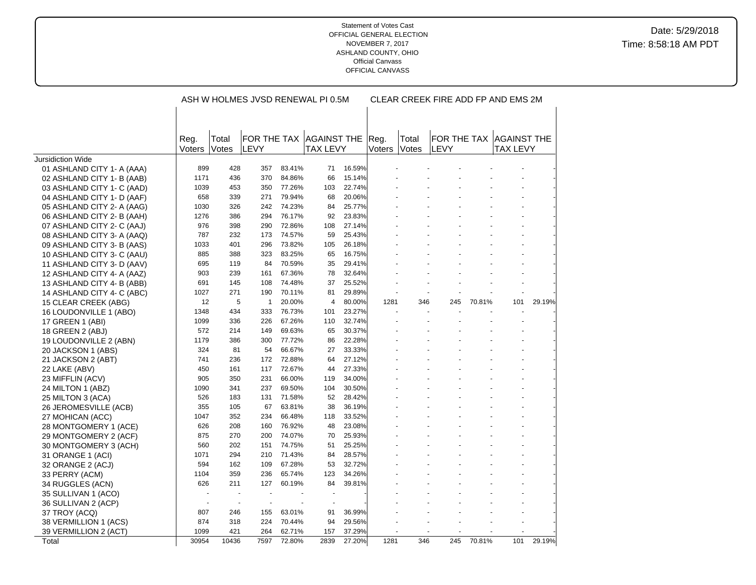Statement of Votes Cast
OFFICIAL GENERAL ELECTION
NOVEMBER 7, 2017
ASHLAND COUNTY, OHIO
Official Canvass
OFFICIAL CANVASS

Date: 5/29/2018
Time: 8:58:18 AM PDT

| | ASH W HOLMES JVSD RENEWAL PI 0.5M | | | | | | CLEAR CREEK FIRE ADD FP AND EMS 2M | | | | | |
|---|---|---|---|---|---|---|---|---|---|---|---|---|
| | Reg. Voters | Total Votes | FOR THE TAX LEVY | | AGAINST THE TAX LEVY | | Reg. Voters | Total Votes | FOR THE TAX LEVY | | AGAINST THE TAX LEVY | |
| Jursidiction Wide | | | | | | | | | | | | |
| 01 ASHLAND CITY 1- A (AAA) | 899 | 428 | 357 | 83.41% | 71 | 16.59% | - | - | - | - | - | - |
| 02 ASHLAND CITY 1- B (AAB) | 1171 | 436 | 370 | 84.86% | 66 | 15.14% | - | - | - | - | - | - |
| 03 ASHLAND CITY 1- C (AAD) | 1039 | 453 | 350 | 77.26% | 103 | 22.74% | - | - | - | - | - | - |
| 04 ASHLAND CITY 1- D (AAF) | 658 | 339 | 271 | 79.94% | 68 | 20.06% | - | - | - | - | - | - |
| 05 ASHLAND CITY 2- A (AAG) | 1030 | 326 | 242 | 74.23% | 84 | 25.77% | - | - | - | - | - | - |
| 06 ASHLAND CITY 2- B (AAH) | 1276 | 386 | 294 | 76.17% | 92 | 23.83% | - | - | - | - | - | - |
| 07 ASHLAND CITY 2- C (AAJ) | 976 | 398 | 290 | 72.86% | 108 | 27.14% | - | - | - | - | - | - |
| 08 ASHLAND CITY 3- A (AAQ) | 787 | 232 | 173 | 74.57% | 59 | 25.43% | - | - | - | - | - | - |
| 09 ASHLAND CITY 3- B (AAS) | 1033 | 401 | 296 | 73.82% | 105 | 26.18% | - | - | - | - | - | - |
| 10 ASHLAND CITY 3- C (AAU) | 885 | 388 | 323 | 83.25% | 65 | 16.75% | - | - | - | - | - | - |
| 11 ASHLAND CITY 3- D (AAV) | 695 | 119 | 84 | 70.59% | 35 | 29.41% | - | - | - | - | - | - |
| 12 ASHLAND CITY 4- A (AAZ) | 903 | 239 | 161 | 67.36% | 78 | 32.64% | - | - | - | - | - | - |
| 13 ASHLAND CITY 4- B (ABB) | 691 | 145 | 108 | 74.48% | 37 | 25.52% | - | - | - | - | - | - |
| 14 ASHLAND CITY 4- C (ABC) | 1027 | 271 | 190 | 70.11% | 81 | 29.89% | - | - | - | - | - | - |
| 15 CLEAR CREEK (ABG) | 12 | 5 | 1 | 20.00% | 4 | 80.00% | 1281 | 346 | 245 | 70.81% | 101 | 29.19% |
| 16 LOUDONVILLE 1 (ABO) | 1348 | 434 | 333 | 76.73% | 101 | 23.27% | - | - | - | - | - | - |
| 17 GREEN 1 (ABI) | 1099 | 336 | 226 | 67.26% | 110 | 32.74% | - | - | - | - | - | - |
| 18 GREEN 2 (ABJ) | 572 | 214 | 149 | 69.63% | 65 | 30.37% | - | - | - | - | - | - |
| 19 LOUDONVILLE 2 (ABN) | 1179 | 386 | 300 | 77.72% | 86 | 22.28% | - | - | - | - | - | - |
| 20 JACKSON 1 (ABS) | 324 | 81 | 54 | 66.67% | 27 | 33.33% | - | - | - | - | - | - |
| 21 JACKSON 2 (ABT) | 741 | 236 | 172 | 72.88% | 64 | 27.12% | - | - | - | - | - | - |
| 22 LAKE (ABV) | 450 | 161 | 117 | 72.67% | 44 | 27.33% | - | - | - | - | - | - |
| 23 MIFFLIN (ACV) | 905 | 350 | 231 | 66.00% | 119 | 34.00% | - | - | - | - | - | - |
| 24 MILTON 1 (ABZ) | 1090 | 341 | 237 | 69.50% | 104 | 30.50% | - | - | - | - | - | - |
| 25 MILTON 3 (ACA) | 526 | 183 | 131 | 71.58% | 52 | 28.42% | - | - | - | - | - | - |
| 26 JEROMESVILLE (ACB) | 355 | 105 | 67 | 63.81% | 38 | 36.19% | - | - | - | - | - | - |
| 27 MOHICAN (ACC) | 1047 | 352 | 234 | 66.48% | 118 | 33.52% | - | - | - | - | - | - |
| 28 MONTGOMERY 1 (ACE) | 626 | 208 | 160 | 76.92% | 48 | 23.08% | - | - | - | - | - | - |
| 29 MONTGOMERY 2 (ACF) | 875 | 270 | 200 | 74.07% | 70 | 25.93% | - | - | - | - | - | - |
| 30 MONTGOMERY 3 (ACH) | 560 | 202 | 151 | 74.75% | 51 | 25.25% | - | - | - | - | - | - |
| 31 ORANGE 1 (ACI) | 1071 | 294 | 210 | 71.43% | 84 | 28.57% | - | - | - | - | - | - |
| 32 ORANGE 2 (ACJ) | 594 | 162 | 109 | 67.28% | 53 | 32.72% | - | - | - | - | - | - |
| 33 PERRY (ACM) | 1104 | 359 | 236 | 65.74% | 123 | 34.26% | - | - | - | - | - | - |
| 34 RUGGLES (ACN) | 626 | 211 | 127 | 60.19% | 84 | 39.81% | - | - | - | - | - | - |
| 35 SULLIVAN 1 (ACO) | - | - | - | - | - | - | - | - | - | - | - | - |
| 36 SULLIVAN 2 (ACP) | - | - | - | - | - | - | - | - | - | - | - | - |
| 37 TROY (ACQ) | 807 | 246 | 155 | 63.01% | 91 | 36.99% | - | - | - | - | - | - |
| 38 VERMILLION 1 (ACS) | 874 | 318 | 224 | 70.44% | 94 | 29.56% | - | - | - | - | - | - |
| 39 VERMILLION 2 (ACT) | 1099 | 421 | 264 | 62.71% | 157 | 37.29% | - | - | - | - | - | - |
| Total | 30954 | 10436 | 7597 | 72.80% | 2839 | 27.20% | 1281 | 346 | 245 | 70.81% | 101 | 29.19% |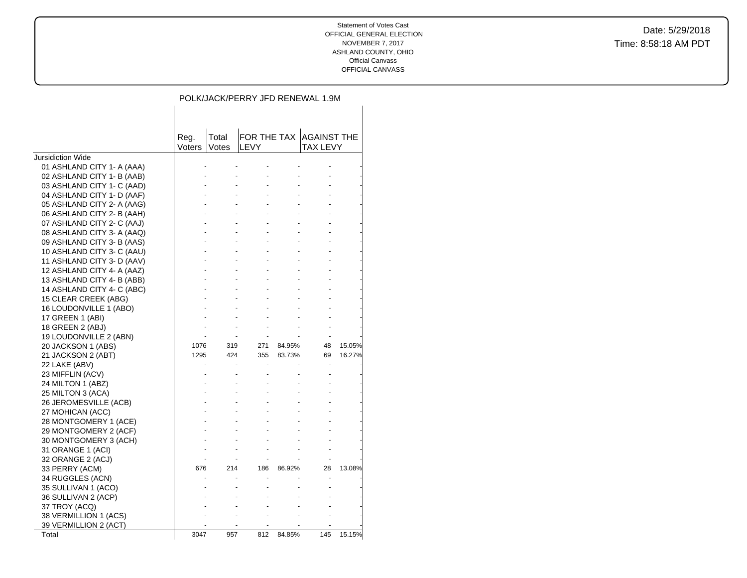Statement of Votes Cast
OFFICIAL GENERAL ELECTION
NOVEMBER 7, 2017
ASHLAND COUNTY, OHIO
Official Canvass
OFFICIAL CANVASS

Date: 5/29/2018
Time: 8:58:18 AM PDT

## POLK/JACK/PERRY JFD RENEWAL 1.9M

| | Reg. Voters | Total Votes | FOR THE TAX LEVY | | AGAINST THE TAX LEVY | |
|---|---|---|---|---|---|---|
| Jursidiction Wide | | | | | | |
| 01 ASHLAND CITY 1- A (AAA) | - | - | - | - | - | - |
| 02 ASHLAND CITY 1- B (AAB) | - | - | - | - | - | - |
| 03 ASHLAND CITY 1- C (AAD) | - | - | - | - | - | - |
| 04 ASHLAND CITY 1- D (AAF) | - | - | - | - | - | - |
| 05 ASHLAND CITY 2- A (AAG) | - | - | - | - | - | - |
| 06 ASHLAND CITY 2- B (AAH) | - | - | - | - | - | - |
| 07 ASHLAND CITY 2- C (AAJ) | - | - | - | - | - | - |
| 08 ASHLAND CITY 3- A (AAQ) | - | - | - | - | - | - |
| 09 ASHLAND CITY 3- B (AAS) | - | - | - | - | - | - |
| 10 ASHLAND CITY 3- C (AAU) | - | - | - | - | - | - |
| 11 ASHLAND CITY 3- D (AAV) | - | - | - | - | - | - |
| 12 ASHLAND CITY 4- A (AAZ) | - | - | - | - | - | - |
| 13 ASHLAND CITY 4- B (ABB) | - | - | - | - | - | - |
| 14 ASHLAND CITY 4- C (ABC) | - | - | - | - | - | - |
| 15 CLEAR CREEK (ABG) | - | - | - | - | - | - |
| 16 LOUDONVILLE 1 (ABO) | - | - | - | - | - | - |
| 17 GREEN 1 (ABI) | - | - | - | - | - | - |
| 18 GREEN 2 (ABJ) | - | - | - | - | - | - |
| 19 LOUDONVILLE 2 (ABN) | - | - | - | - | - | - |
| 20 JACKSON 1 (ABS) | 1076 | 319 | 271 | 84.95% | 48 | 15.05% |
| 21 JACKSON 2 (ABT) | 1295 | 424 | 355 | 83.73% | 69 | 16.27% |
| 22 LAKE (ABV) | - | - | - | - | - | - |
| 23 MIFFLIN (ACV) | - | - | - | - | - | - |
| 24 MILTON 1 (ABZ) | - | - | - | - | - | - |
| 25 MILTON 3 (ACA) | - | - | - | - | - | - |
| 26 JEROMESVILLE (ACB) | - | - | - | - | - | - |
| 27 MOHICAN (ACC) | - | - | - | - | - | - |
| 28 MONTGOMERY 1 (ACE) | - | - | - | - | - | - |
| 29 MONTGOMERY 2 (ACF) | - | - | - | - | - | - |
| 30 MONTGOMERY 3 (ACH) | - | - | - | - | - | - |
| 31 ORANGE 1 (ACI) | - | - | - | - | - | - |
| 32 ORANGE 2 (ACJ) | - | - | - | - | - | - |
| 33 PERRY (ACM) | 676 | 214 | 186 | 86.92% | 28 | 13.08% |
| 34 RUGGLES (ACN) | - | - | - | - | - | - |
| 35 SULLIVAN 1 (ACO) | - | - | - | - | - | - |
| 36 SULLIVAN 2 (ACP) | - | - | - | - | - | - |
| 37 TROY (ACQ) | - | - | - | - | - | - |
| 38 VERMILLION 1 (ACS) | - | - | - | - | - | - |
| 39 VERMILLION 2 (ACT) | - | - | - | - | - | - |
| Total | 3047 | 957 | 812 | 84.85% | 145 | 15.15% |